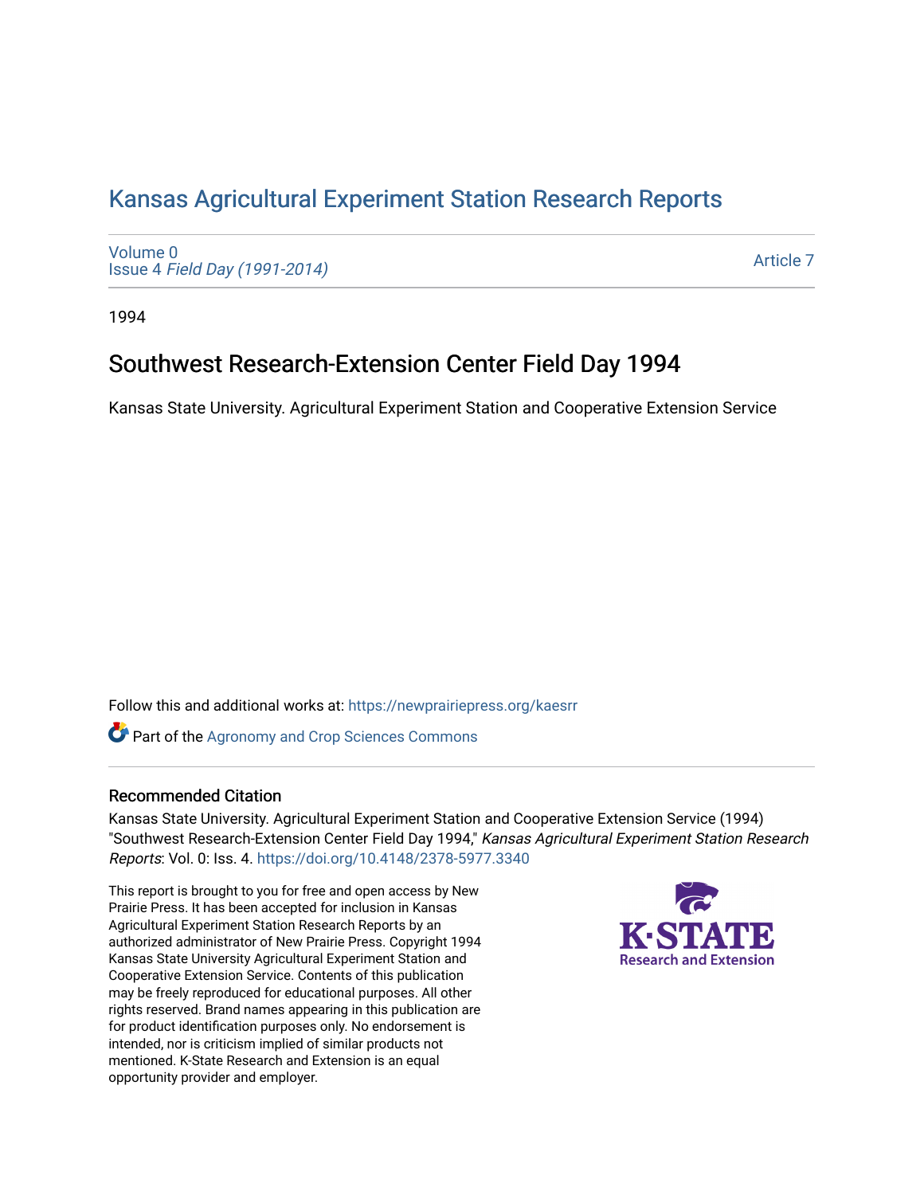# Kansas Agricultural Experiment Station Research Reports

Volume 0
Issue 4 *Field Day (1991-2014)*

Article 7

1994

## Southwest Research-Extension Center Field Day 1994

Kansas State University. Agricultural Experiment Station and Cooperative Extension Service

Follow this and additional works at: https://newprairiepress.org/kaesrr

Part of the Agronomy and Crop Sciences Commons

### Recommended Citation

Kansas State University. Agricultural Experiment Station and Cooperative Extension Service (1994) "Southwest Research-Extension Center Field Day 1994," *Kansas Agricultural Experiment Station Research Reports*: Vol. 0: Iss. 4. https://doi.org/10.4148/2378-5977.3340

This report is brought to you for free and open access by New Prairie Press. It has been accepted for inclusion in Kansas Agricultural Experiment Station Research Reports by an authorized administrator of New Prairie Press. Copyright 1994 Kansas State University Agricultural Experiment Station and Cooperative Extension Service. Contents of this publication may be freely reproduced for educational purposes. All other rights reserved. Brand names appearing in this publication are for product identification purposes only. No endorsement is intended, nor is criticism implied of similar products not mentioned. K-State Research and Extension is an equal opportunity provider and employer.

K-STATE Research and Extension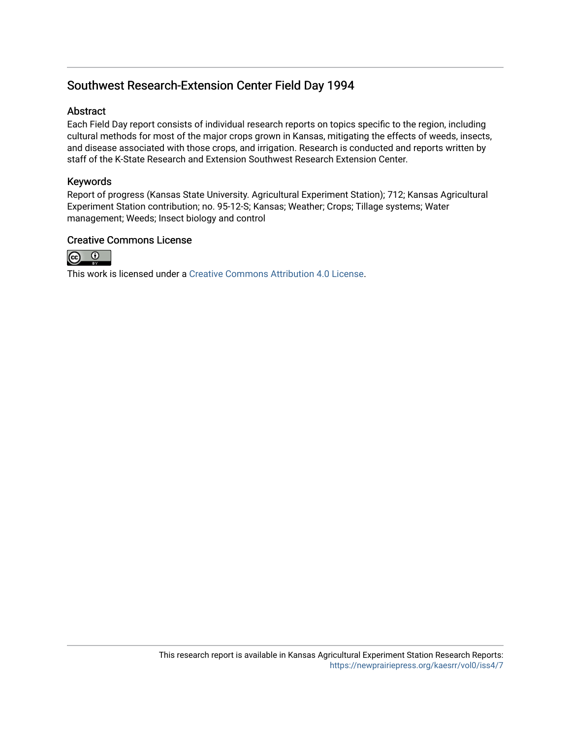## Southwest Research-Extension Center Field Day 1994

### Abstract

Each Field Day report consists of individual research reports on topics specific to the region, including cultural methods for most of the major crops grown in Kansas, mitigating the effects of weeds, insects, and disease associated with those crops, and irrigation. Research is conducted and reports written by staff of the K-State Research and Extension Southwest Research Extension Center.

### Keywords

Report of progress (Kansas State University. Agricultural Experiment Station); 712; Kansas Agricultural Experiment Station contribution; no. 95-12-S; Kansas; Weather; Crops; Tillage systems; Water management; Weeds; Insect biology and control

### Creative Commons License

This work is licensed under a Creative Commons Attribution 4.0 License.

This research report is available in Kansas Agricultural Experiment Station Research Reports: https://newprairiepress.org/kaesrr/vol0/iss4/7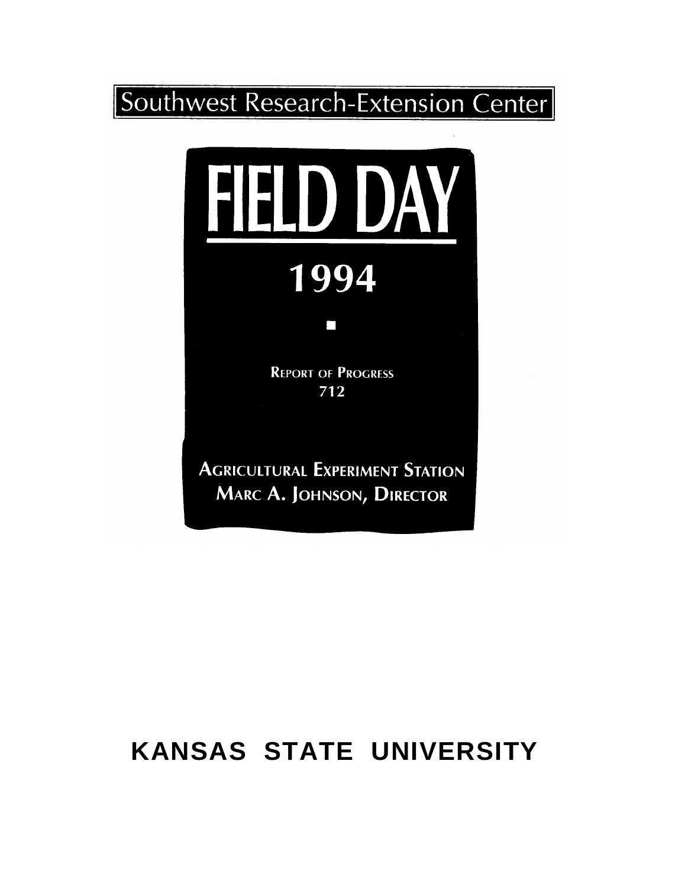# Southwest Research-Extension Center

# FIELD DAY

## 1994

REPORT OF PROGRESS
712

AGRICULTURAL EXPERIMENT STATION
MARC A. JOHNSON, DIRECTOR

**KANSAS STATE UNIVERSITY**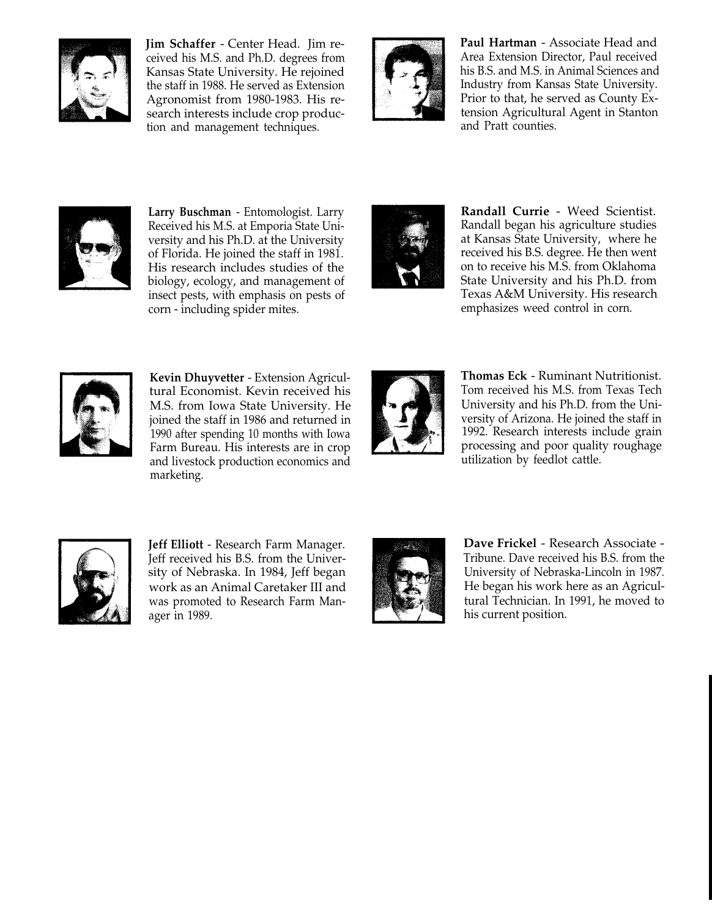**Jim Schaffer** - Center Head. Jim received his M.S. and Ph.D. degrees from Kansas State University. He rejoined the staff in 1988. He served as Extension Agronomist from 1980-1983. His research interests include crop production and management techniques.

**Paul Hartman** - Associate Head and Area Extension Director, Paul received his B.S. and M.S. in Animal Sciences and Industry from Kansas State University. Prior to that, he served as County Extension Agricultural Agent in Stanton and Pratt counties.

**Larry Buschman** - Entomologist. Larry Received his M.S. at Emporia State University and his Ph.D. at the University of Florida. He joined the staff in 1981. His research includes studies of the biology, ecology, and management of insect pests, with emphasis on pests of corn - including spider mites.

**Randall Currie** - Weed Scientist. Randall began his agriculture studies at Kansas State University, where he received his B.S. degree. He then went on to receive his M.S. from Oklahoma State University and his Ph.D. from Texas A&M University. His research emphasizes weed control in corn.

**Kevin Dhuyvetter** - Extension Agricultural Economist. Kevin received his M.S. from Iowa State University. He joined the staff in 1986 and returned in 1990 after spending 10 months with Iowa Farm Bureau. His interests are in crop and livestock production economics and marketing.

**Thomas Eck** - Ruminant Nutritionist. Tom received his M.S. from Texas Tech University and his Ph.D. from the University of Arizona. He joined the staff in 1992. Research interests include grain processing and poor quality roughage utilization by feedlot cattle.

**Jeff Elliott** - Research Farm Manager. Jeff received his B.S. from the University of Nebraska. In 1984, Jeff began work as an Animal Caretaker III and was promoted to Research Farm Manager in 1989.

**Dave Frickel** - Research Associate - Tribune. Dave received his B.S. from the University of Nebraska-Lincoln in 1987. He began his work here as an Agricultural Technician. In 1991, he moved to his current position.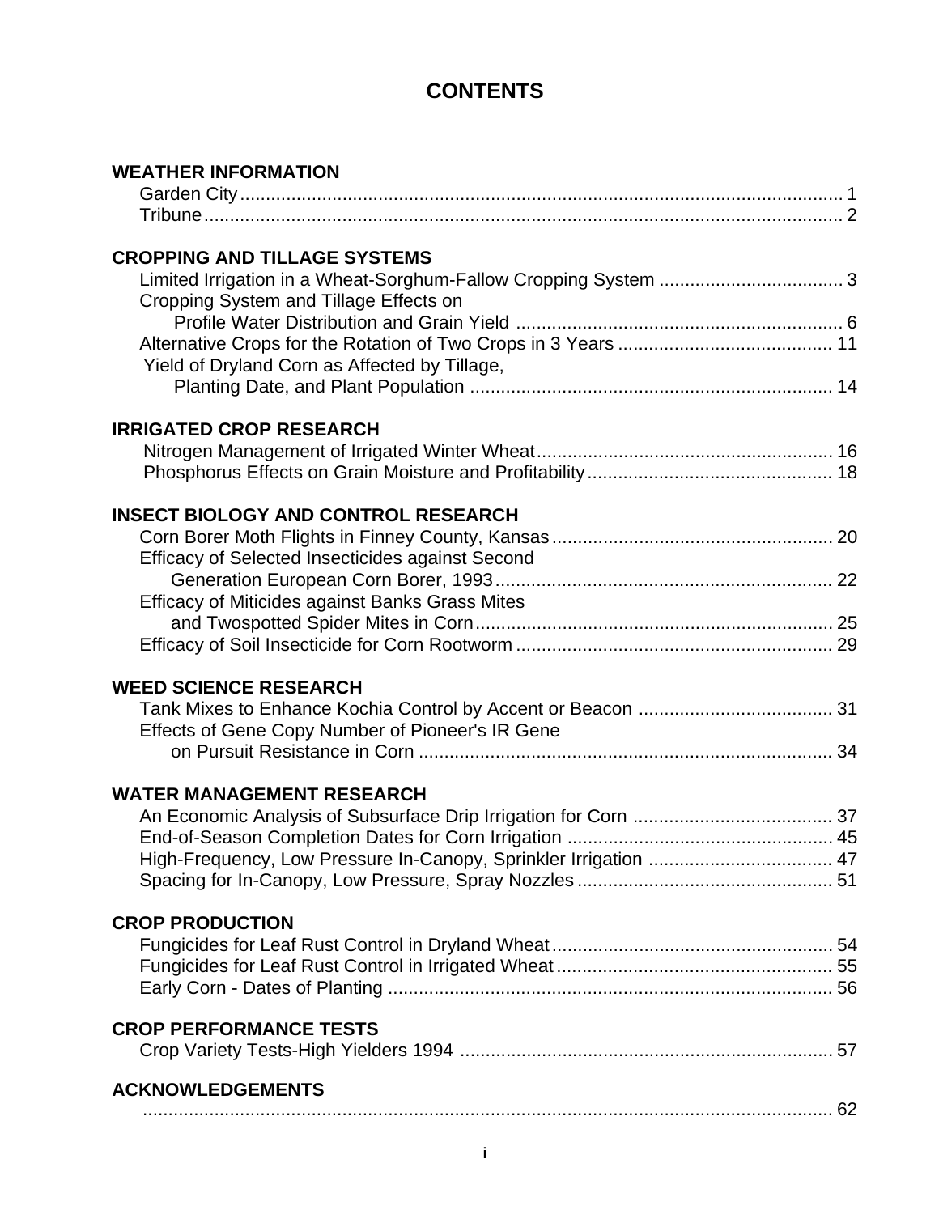# CONTENTS

**WEATHER INFORMATION**

- Garden City ........ 1
- Tribune ........ 2

**CROPPING AND TILLAGE SYSTEMS**

- Limited Irrigation in a Wheat-Sorghum-Fallow Cropping System ........ 3
- Cropping System and Tillage Effects on Profile Water Distribution and Grain Yield ........ 6
- Alternative Crops for the Rotation of Two Crops in 3 Years ........ 11
- Yield of Dryland Corn as Affected by Tillage, Planting Date, and Plant Population ........ 14

**IRRIGATED CROP RESEARCH**

- Nitrogen Management of Irrigated Winter Wheat ........ 16
- Phosphorus Effects on Grain Moisture and Profitability ........ 18

**INSECT BIOLOGY AND CONTROL RESEARCH**

- Corn Borer Moth Flights in Finney County, Kansas ........ 20
- Efficacy of Selected Insecticides against Second Generation European Corn Borer, 1993 ........ 22
- Efficacy of Miticides against Banks Grass Mites and Twospotted Spider Mites in Corn ........ 25
- Efficacy of Soil Insecticide for Corn Rootworm ........ 29

**WEED SCIENCE RESEARCH**

- Tank Mixes to Enhance Kochia Control by Accent or Beacon ........ 31
- Effects of Gene Copy Number of Pioneer's IR Gene on Pursuit Resistance in Corn ........ 34

**WATER MANAGEMENT RESEARCH**

- An Economic Analysis of Subsurface Drip Irrigation for Corn ........ 37
- End-of-Season Completion Dates for Corn Irrigation ........ 45
- High-Frequency, Low Pressure In-Canopy, Sprinkler Irrigation ........ 47
- Spacing for In-Canopy, Low Pressure, Spray Nozzles ........ 51

**CROP PRODUCTION**

- Fungicides for Leaf Rust Control in Dryland Wheat ........ 54
- Fungicides for Leaf Rust Control in Irrigated Wheat ........ 55
- Early Corn - Dates of Planting ........ 56

**CROP PERFORMANCE TESTS**

- Crop Variety Tests-High Yielders 1994 ........ 57

**ACKNOWLEDGEMENTS**

........ 62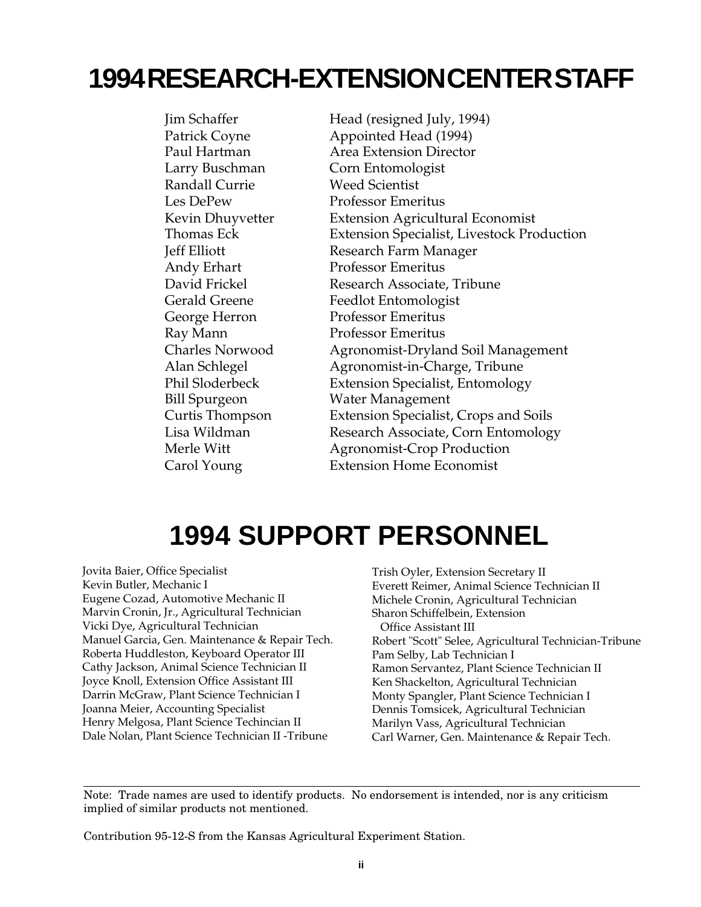# 1994 RESEARCH-EXTENSION CENTER STAFF

| | |
|---|---|
| Jim Schaffer | Head (resigned July, 1994) |
| Patrick Coyne | Appointed Head (1994) |
| Paul Hartman | Area Extension Director |
| Larry Buschman | Corn Entomologist |
| Randall Currie | Weed Scientist |
| Les DePew | Professor Emeritus |
| Kevin Dhuyvetter | Extension Agricultural Economist |
| Thomas Eck | Extension Specialist, Livestock Production |
| Jeff Elliott | Research Farm Manager |
| Andy Erhart | Professor Emeritus |
| David Frickel | Research Associate, Tribune |
| Gerald Greene | Feedlot Entomologist |
| George Herron | Professor Emeritus |
| Ray Mann | Professor Emeritus |
| Charles Norwood | Agronomist-Dryland Soil Management |
| Alan Schlegel | Agronomist-in-Charge, Tribune |
| Phil Sloderbeck | Extension Specialist, Entomology |
| Bill Spurgeon | Water Management |
| Curtis Thompson | Extension Specialist, Crops and Soils |
| Lisa Wildman | Research Associate, Corn Entomology |
| Merle Witt | Agronomist-Crop Production |
| Carol Young | Extension Home Economist |

# 1994 SUPPORT PERSONNEL

Jovita Baier, Office Specialist
Kevin Butler, Mechanic I
Eugene Cozad, Automotive Mechanic II
Marvin Cronin, Jr., Agricultural Technician
Vicki Dye, Agricultural Technician
Manuel Garcia, Gen. Maintenance & Repair Tech.
Roberta Huddleston, Keyboard Operator III
Cathy Jackson, Animal Science Technician II
Joyce Knoll, Extension Office Assistant III
Darrin McGraw, Plant Science Technician I
Joanna Meier, Accounting Specialist
Henry Melgosa, Plant Science Techincian II
Dale Nolan, Plant Science Technician II -Tribune
Trish Oyler, Extension Secretary II
Everett Reimer, Animal Science Technician II
Michele Cronin, Agricultural Technician
Sharon Schiffelbein, Extension Office Assistant III
Robert "Scott" Selee, Agricultural Technician-Tribune
Pam Selby, Lab Technician I
Ramon Servantez, Plant Science Technician II
Ken Shackelton, Agricultural Technician
Monty Spangler, Plant Science Technician I
Dennis Tomsicek, Agricultural Technician
Marilyn Vass, Agricultural Technician
Carl Warner, Gen. Maintenance & Repair Tech.

---

Note: Trade names are used to identify products. No endorsement is intended, nor is any criticism implied of similar products not mentioned.

Contribution 95-12-S from the Kansas Agricultural Experiment Station.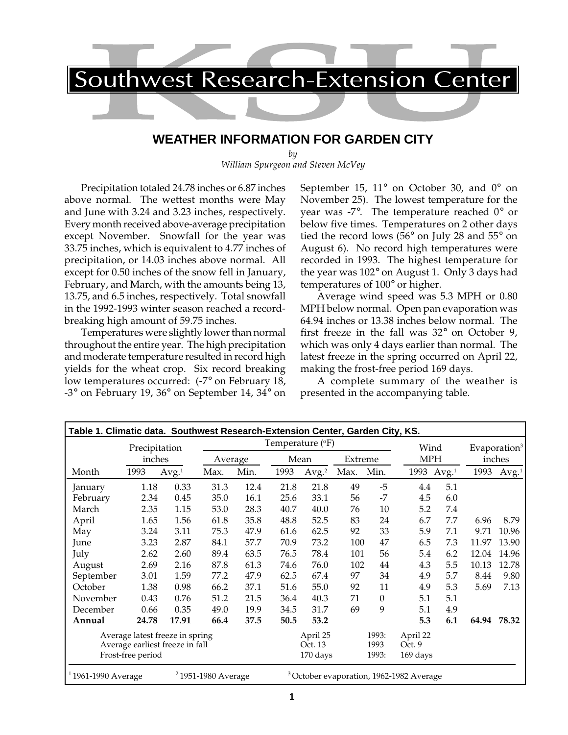Southwest Research-Extension Center

# WEATHER INFORMATION FOR GARDEN CITY

*by*

*William Spurgeon and Steven McVey*

Precipitation totaled 24.78 inches or 6.87 inches above normal. The wettest months were May and June with 3.24 and 3.23 inches, respectively. Every month received above-average precipitation except November. Snowfall for the year was 33.75 inches, which is equivalent to 4.77 inches of precipitation, or 14.03 inches above normal. All except for 0.50 inches of the snow fell in January, February, and March, with the amounts being 13, 13.75, and 6.5 inches, respectively. Total snowfall in the 1992-1993 winter season reached a record-breaking high amount of 59.75 inches.

Temperatures were slightly lower than normal throughout the entire year. The high precipitation and moderate temperature resulted in record high yields for the wheat crop. Six record breaking low temperatures occurred: (-7° on February 18, -3° on February 19, 36° on September 14, 34° on September 15, 11° on October 30, and 0° on November 25). The lowest temperature for the year was -7°. The temperature reached 0° or below five times. Temperatures on 2 other days tied the record lows (56° on July 28 and 55° on August 6). No record high temperatures were recorded in 1993. The highest temperature for the year was 102° on August 1. Only 3 days had temperatures of 100° or higher.

Average wind speed was 5.3 MPH or 0.80 MPH below normal. Open pan evaporation was 64.94 inches or 13.38 inches below normal. The first freeze in the fall was 32° on October 9, which was only 4 days earlier than normal. The latest freeze in the spring occurred on April 22, making the frost-free period 169 days.

A complete summary of the weather is presented in the accompanying table.

**Table 1. Climatic data. Southwest Research-Extension Center, Garden City, KS.**

| | Precipitation inches | | Temperature (°F) | | | | | | Wind MPH | | Evaporation[3] inches | |
|---|---|---|---|---|---|---|---|---|---|---|---|---|
| | | | Average | | Mean | | Extreme | | | | | |
| Month | 1993 | Avg.[1] | Max. | Min. | 1993 | Avg.[2] | Max. | Min. | 1993 | Avg.[1] | 1993 | Avg.[1] |
| January | 1.18 | 0.33 | 31.3 | 12.4 | 21.8 | 21.8 | 49 | -5 | 4.4 | 5.1 | | |
| February | 2.34 | 0.45 | 35.0 | 16.1 | 25.6 | 33.1 | 56 | -7 | 4.5 | 6.0 | | |
| March | 2.35 | 1.15 | 53.0 | 28.3 | 40.7 | 40.0 | 76 | 10 | 5.2 | 7.4 | | |
| April | 1.65 | 1.56 | 61.8 | 35.8 | 48.8 | 52.5 | 83 | 24 | 6.7 | 7.7 | 6.96 | 8.79 |
| May | 3.24 | 3.11 | 75.3 | 47.9 | 61.6 | 62.5 | 92 | 33 | 5.9 | 7.1 | 9.71 | 10.96 |
| June | 3.23 | 2.87 | 84.1 | 57.7 | 70.9 | 73.2 | 100 | 47 | 6.5 | 7.3 | 11.97 | 13.90 |
| July | 2.62 | 2.60 | 89.4 | 63.5 | 76.5 | 78.4 | 101 | 56 | 5.4 | 6.2 | 12.04 | 14.96 |
| August | 2.69 | 2.16 | 87.8 | 61.3 | 74.6 | 76.0 | 102 | 44 | 4.3 | 5.5 | 10.13 | 12.78 |
| September | 3.01 | 1.59 | 77.2 | 47.9 | 62.5 | 67.4 | 97 | 34 | 4.9 | 5.7 | 8.44 | 9.80 |
| October | 1.38 | 0.98 | 66.2 | 37.1 | 51.6 | 55.0 | 92 | 11 | 4.9 | 5.3 | 5.69 | 7.13 |
| November | 0.43 | 0.76 | 51.2 | 21.5 | 36.4 | 40.3 | 71 | 0 | 5.1 | 5.1 | | |
| December | 0.66 | 0.35 | 49.0 | 19.9 | 34.5 | 31.7 | 69 | 9 | 5.1 | 4.9 | | |
| **Annual** | **24.78** | **17.91** | **66.4** | **37.5** | **50.5** | **53.2** | | | **5.3** | **6.1** | **64.94** | **78.32** |
| Average latest freeze in spring | | | | | | April 25 | | 1993: | April 22 | | | |
| Average earliest freeze in fall | | | | | | Oct. 13 | | 1993 | Oct. 9 | | | |
| Frost-free period | | | | | | 170 days | | 1993: | 169 days | | | |

[1] 1961-1990 Average [2] 1951-1980 Average [3] October evaporation, 1962-1982 Average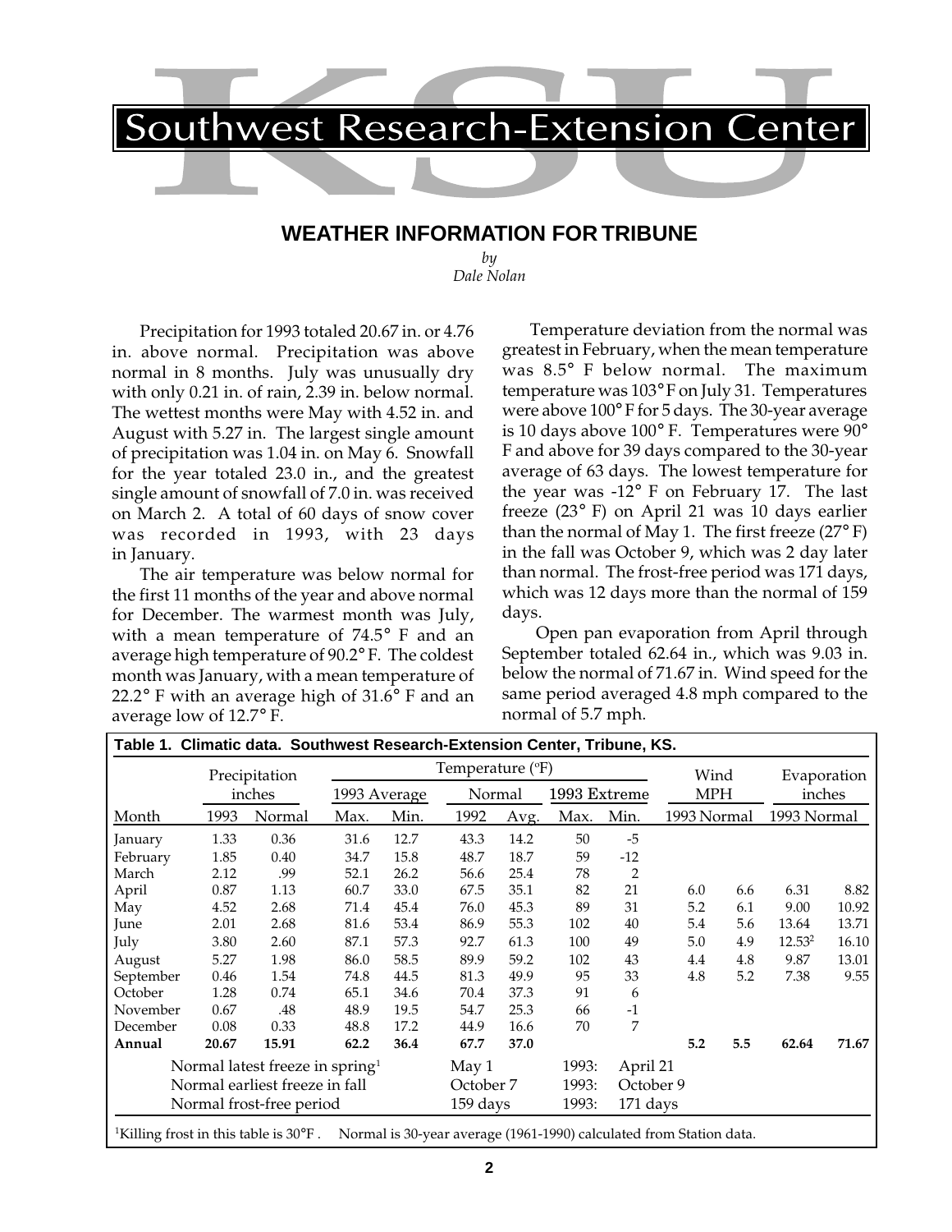# Southwest Research-Extension Center

## WEATHER INFORMATION FOR TRIBUNE

*by*
*Dale Nolan*

Precipitation for 1993 totaled 20.67 in. or 4.76 in. above normal. Precipitation was above normal in 8 months. July was unusually dry with only 0.21 in. of rain, 2.39 in. below normal. The wettest months were May with 4.52 in. and August with 5.27 in. The largest single amount of precipitation was 1.04 in. on May 6. Snowfall for the year totaled 23.0 in., and the greatest single amount of snowfall of 7.0 in. was received on March 2. A total of 60 days of snow cover was recorded in 1993, with 23 days in January.

The air temperature was below normal for the first 11 months of the year and above normal for December. The warmest month was July, with a mean temperature of 74.5° F and an average high temperature of 90.2° F. The coldest month was January, with a mean temperature of 22.2° F with an average high of 31.6° F and an average low of 12.7° F.

Temperature deviation from the normal was greatest in February, when the mean temperature was 8.5° F below normal. The maximum temperature was 103° F on July 31. Temperatures were above 100° F for 5 days. The 30-year average is 10 days above 100° F. Temperatures were 90° F and above for 39 days compared to the 30-year average of 63 days. The lowest temperature for the year was -12° F on February 17. The last freeze (23° F) on April 21 was 10 days earlier than the normal of May 1. The first freeze (27° F) in the fall was October 9, which was 2 day later than normal. The frost-free period was 171 days, which was 12 days more than the normal of 159 days.

Open pan evaporation from April through September totaled 62.64 in., which was 9.03 in. below the normal of 71.67 in. Wind speed for the same period averaged 4.8 mph compared to the normal of 5.7 mph.

**Table 1. Climatic data. Southwest Research-Extension Center, Tribune, KS.**

| | Precipitation inches | | Temperature (°F) 1993 Average | | Normal | | 1993 Extreme | | Wind MPH | | Evaporation inches | |
|---|---|---|---|---|---|---|---|---|---|---|---|---|
| Month | 1993 | Normal | Max. | Min. | 1992 | Avg. | Max. | Min. | 1993 | Normal | 1993 | Normal |
| January | 1.33 | 0.36 | 31.6 | 12.7 | 43.3 | 14.2 | 50 | -5 | | | | |
| February | 1.85 | 0.40 | 34.7 | 15.8 | 48.7 | 18.7 | 59 | -12 | | | | |
| March | 2.12 | .99 | 52.1 | 26.2 | 56.6 | 25.4 | 78 | 2 | | | | |
| April | 0.87 | 1.13 | 60.7 | 33.0 | 67.5 | 35.1 | 82 | 21 | 6.0 | 6.6 | 6.31 | 8.82 |
| May | 4.52 | 2.68 | 71.4 | 45.4 | 76.0 | 45.3 | 89 | 31 | 5.2 | 6.1 | 9.00 | 10.92 |
| June | 2.01 | 2.68 | 81.6 | 53.4 | 86.9 | 55.3 | 102 | 40 | 5.4 | 5.6 | 13.64 | 13.71 |
| July | 3.80 | 2.60 | 87.1 | 57.3 | 92.7 | 61.3 | 100 | 49 | 5.0 | 4.9 | 12.53[2] | 16.10 |
| August | 5.27 | 1.98 | 86.0 | 58.5 | 89.9 | 59.2 | 102 | 43 | 4.4 | 4.8 | 9.87 | 13.01 |
| September | 0.46 | 1.54 | 74.8 | 44.5 | 81.3 | 49.9 | 95 | 33 | 4.8 | 5.2 | 7.38 | 9.55 |
| October | 1.28 | 0.74 | 65.1 | 34.6 | 70.4 | 37.3 | 91 | 6 | | | | |
| November | 0.67 | .48 | 48.9 | 19.5 | 54.7 | 25.3 | 66 | -1 | | | | |
| December | 0.08 | 0.33 | 48.8 | 17.2 | 44.9 | 16.6 | 70 | 7 | | | | |
| **Annual** | **20.67** | **15.91** | **62.2** | **36.4** | **67.7** | **37.0** | | | **5.2** | **5.5** | **62.64** | **71.67** |

| | | | |
|---|---|---|---|
| Normal latest freeze in spring[1] | May 1 | 1993: | April 21 |
| Normal earliest freeze in fall | October 7 | 1993: | October 9 |
| Normal frost-free period | 159 days | 1993: | 171 days |

[1]Killing frost in this table is 30°F . Normal is 30-year average (1961-1990) calculated from Station data.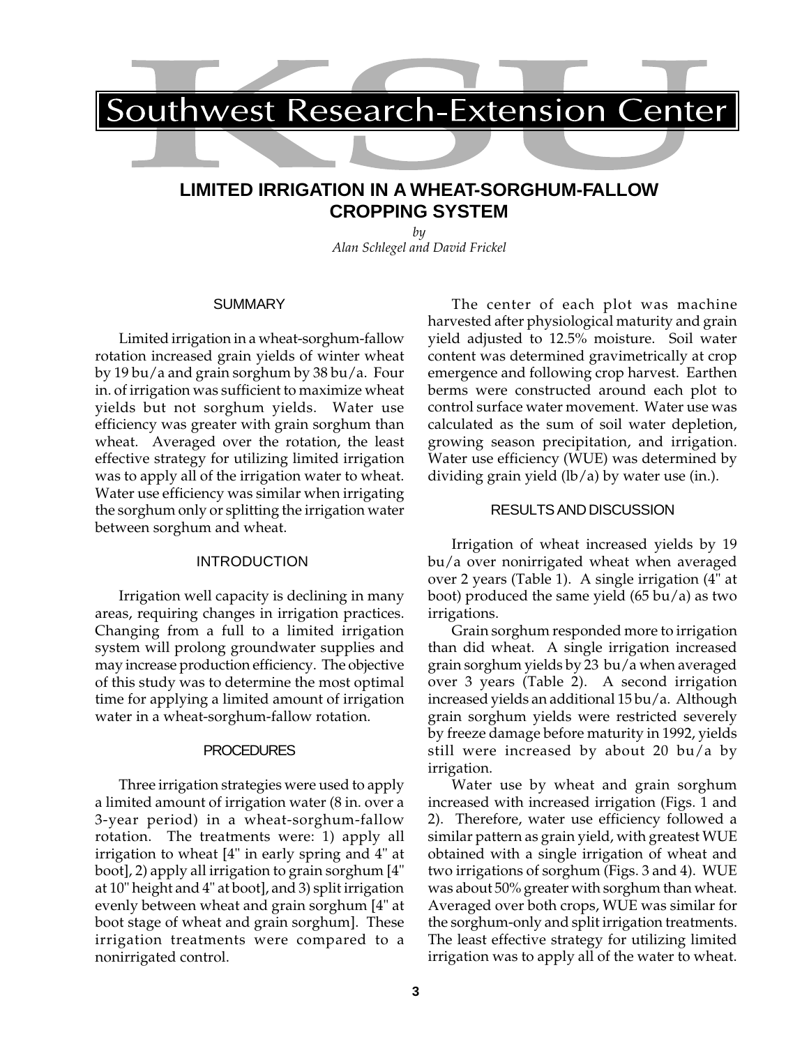# Southwest Research-Extension Center

## LIMITED IRRIGATION IN A WHEAT-SORGHUM-FALLOW CROPPING SYSTEM

*by*
*Alan Schlegel and David Frickel*

### SUMMARY

Limited irrigation in a wheat-sorghum-fallow rotation increased grain yields of winter wheat by 19 bu/a and grain sorghum by 38 bu/a. Four in. of irrigation was sufficient to maximize wheat yields but not sorghum yields. Water use efficiency was greater with grain sorghum than wheat. Averaged over the rotation, the least effective strategy for utilizing limited irrigation was to apply all of the irrigation water to wheat. Water use efficiency was similar when irrigating the sorghum only or splitting the irrigation water between sorghum and wheat.

### INTRODUCTION

Irrigation well capacity is declining in many areas, requiring changes in irrigation practices. Changing from a full to a limited irrigation system will prolong groundwater supplies and may increase production efficiency. The objective of this study was to determine the most optimal time for applying a limited amount of irrigation water in a wheat-sorghum-fallow rotation.

### PROCEDURES

Three irrigation strategies were used to apply a limited amount of irrigation water (8 in. over a 3-year period) in a wheat-sorghum-fallow rotation. The treatments were: 1) apply all irrigation to wheat [4" in early spring and 4" at boot], 2) apply all irrigation to grain sorghum [4" at 10" height and 4" at boot], and 3) split irrigation evenly between wheat and grain sorghum [4" at boot stage of wheat and grain sorghum]. These irrigation treatments were compared to a nonirrigated control.

The center of each plot was machine harvested after physiological maturity and grain yield adjusted to 12.5% moisture. Soil water content was determined gravimetrically at crop emergence and following crop harvest. Earthen berms were constructed around each plot to control surface water movement. Water use was calculated as the sum of soil water depletion, growing season precipitation, and irrigation. Water use efficiency (WUE) was determined by dividing grain yield (lb/a) by water use (in.).

### RESULTS AND DISCUSSION

Irrigation of wheat increased yields by 19 bu/a over nonirrigated wheat when averaged over 2 years (Table 1). A single irrigation (4" at boot) produced the same yield (65 bu/a) as two irrigations.

Grain sorghum responded more to irrigation than did wheat. A single irrigation increased grain sorghum yields by 23 bu/a when averaged over 3 years (Table 2). A second irrigation increased yields an additional 15 bu/a. Although grain sorghum yields were restricted severely by freeze damage before maturity in 1992, yields still were increased by about 20 bu/a by irrigation.

Water use by wheat and grain sorghum increased with increased irrigation (Figs. 1 and 2). Therefore, water use efficiency followed a similar pattern as grain yield, with greatest WUE obtained with a single irrigation of wheat and two irrigations of sorghum (Figs. 3 and 4). WUE was about 50% greater with sorghum than wheat. Averaged over both crops, WUE was similar for the sorghum-only and split irrigation treatments. The least effective strategy for utilizing limited irrigation was to apply all of the water to wheat.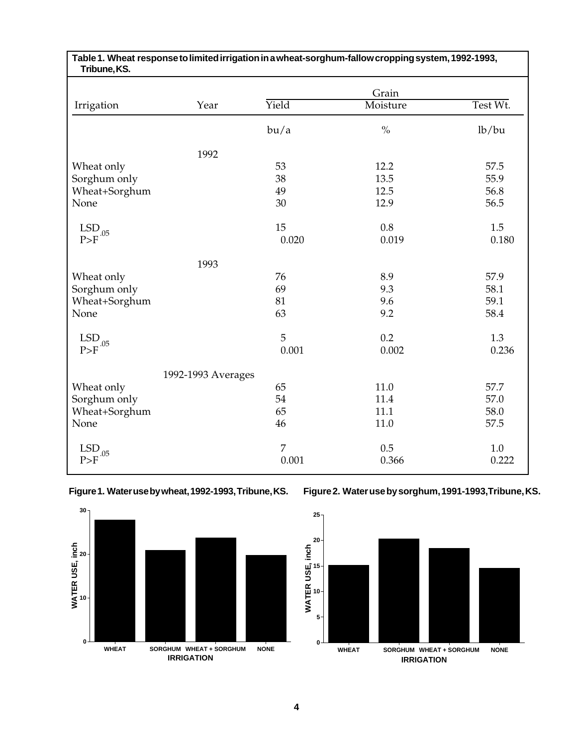**Table 1. Wheat response to limited irrigation in a wheat-sorghum-fallow cropping system, 1992-1993, Tribune, KS.**

| Irrigation | Year | Grain Yield | Grain Moisture | Grain Test Wt. |
|---|---|---|---|---|
| | | bu/a | % | lb/bu |
| | 1992 | | | |
| Wheat only | | 53 | 12.2 | 57.5 |
| Sorghum only | | 38 | 13.5 | 55.9 |
| Wheat+Sorghum | | 49 | 12.5 | 56.8 |
| None | | 30 | 12.9 | 56.5 |
| $LSD_{.05}$ | | 15 | 0.8 | 1.5 |
| P>F | | 0.020 | 0.019 | 0.180 |
| | 1993 | | | |
| Wheat only | | 76 | 8.9 | 57.9 |
| Sorghum only | | 69 | 9.3 | 58.1 |
| Wheat+Sorghum | | 81 | 9.6 | 59.1 |
| None | | 63 | 9.2 | 58.4 |
| $LSD_{.05}$ | | 5 | 0.2 | 1.3 |
| P>F | | 0.001 | 0.002 | 0.236 |
| | 1992-1993 Averages | | | |
| Wheat only | | 65 | 11.0 | 57.7 |
| Sorghum only | | 54 | 11.4 | 57.0 |
| Wheat+Sorghum | | 65 | 11.1 | 58.0 |
| None | | 46 | 11.0 | 57.5 |
| $LSD_{.05}$ | | 7 | 0.5 | 1.0 |
| P>F | | 0.001 | 0.366 | 0.222 |

**Figure 1. Water use by wheat, 1992-1993, Tribune, KS.**

**Figure 2. Water use by sorghum, 1991-1993, Tribune, KS.**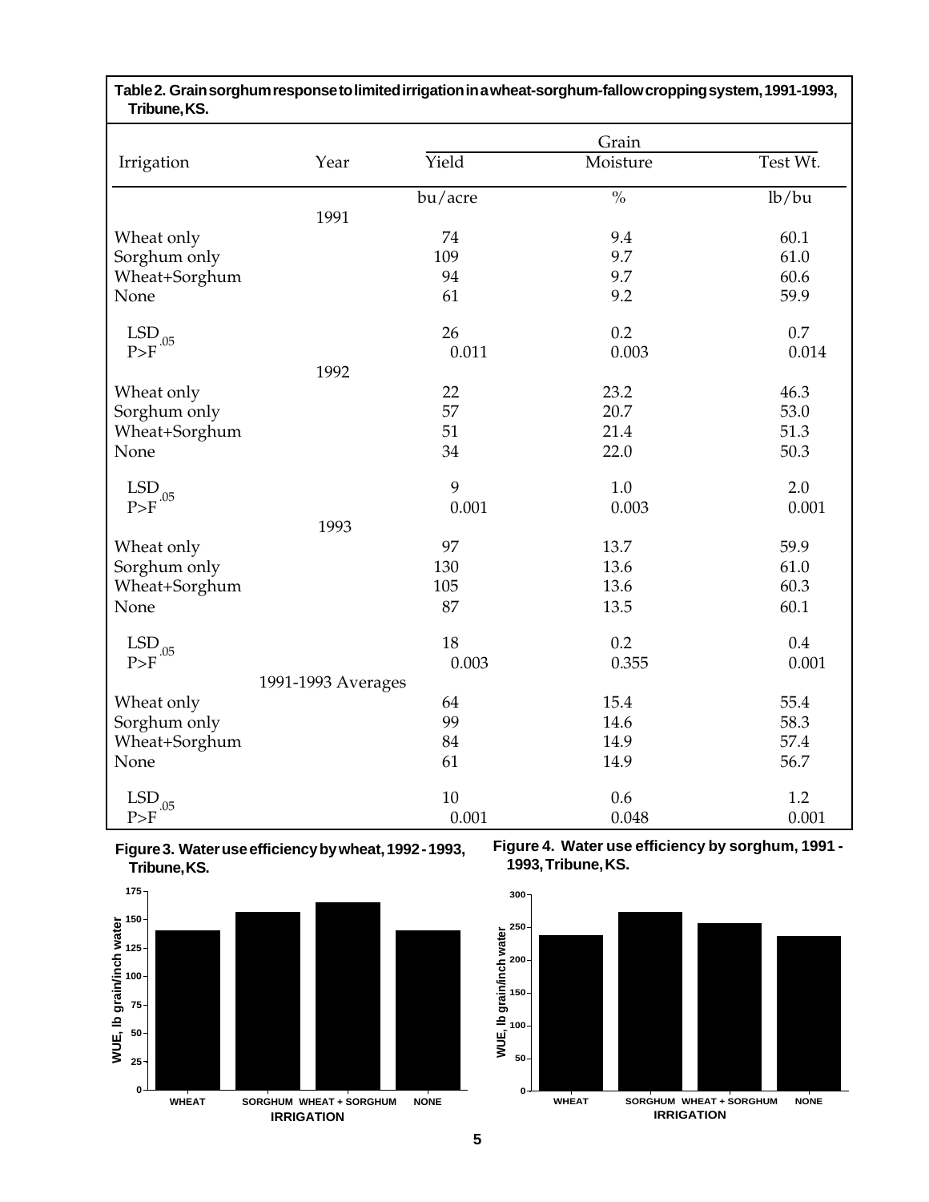**Table 2. Grain sorghum response to limited irrigation in a wheat-sorghum-fallow cropping system, 1991-1993, Tribune, KS.**

| Irrigation | Year | Grain Yield | Grain Moisture | Grain Test Wt. |
|---|---|---|---|---|
| | | bu/acre | % | lb/bu |
| | 1991 | | | |
| Wheat only | | 74 | 9.4 | 60.1 |
| Sorghum only | | 109 | 9.7 | 61.0 |
| Wheat+Sorghum | | 94 | 9.7 | 60.6 |
| None | | 61 | 9.2 | 59.9 |
| $LSD_{.05}$ | | 26 | 0.2 | 0.7 |
| P>F | | 0.011 | 0.003 | 0.014 |
| | 1992 | | | |
| Wheat only | | 22 | 23.2 | 46.3 |
| Sorghum only | | 57 | 20.7 | 53.0 |
| Wheat+Sorghum | | 51 | 21.4 | 51.3 |
| None | | 34 | 22.0 | 50.3 |
| $LSD_{.05}$ | | 9 | 1.0 | 2.0 |
| P>F | | 0.001 | 0.003 | 0.001 |
| | 1993 | | | |
| Wheat only | | 97 | 13.7 | 59.9 |
| Sorghum only | | 130 | 13.6 | 61.0 |
| Wheat+Sorghum | | 105 | 13.6 | 60.3 |
| None | | 87 | 13.5 | 60.1 |
| $LSD_{.05}$ | | 18 | 0.2 | 0.4 |
| P>F | | 0.003 | 0.355 | 0.001 |
| | 1991-1993 Averages | | | |
| Wheat only | | 64 | 15.4 | 55.4 |
| Sorghum only | | 99 | 14.6 | 58.3 |
| Wheat+Sorghum | | 84 | 14.9 | 57.4 |
| None | | 61 | 14.9 | 56.7 |
| $LSD_{.05}$ | | 10 | 0.6 | 1.2 |
| P>F | | 0.001 | 0.048 | 0.001 |

**Figure 3. Water use efficiency by wheat, 1992 - 1993, Tribune, KS.**

**Figure 4. Water use efficiency by sorghum, 1991 - 1993, Tribune, KS.**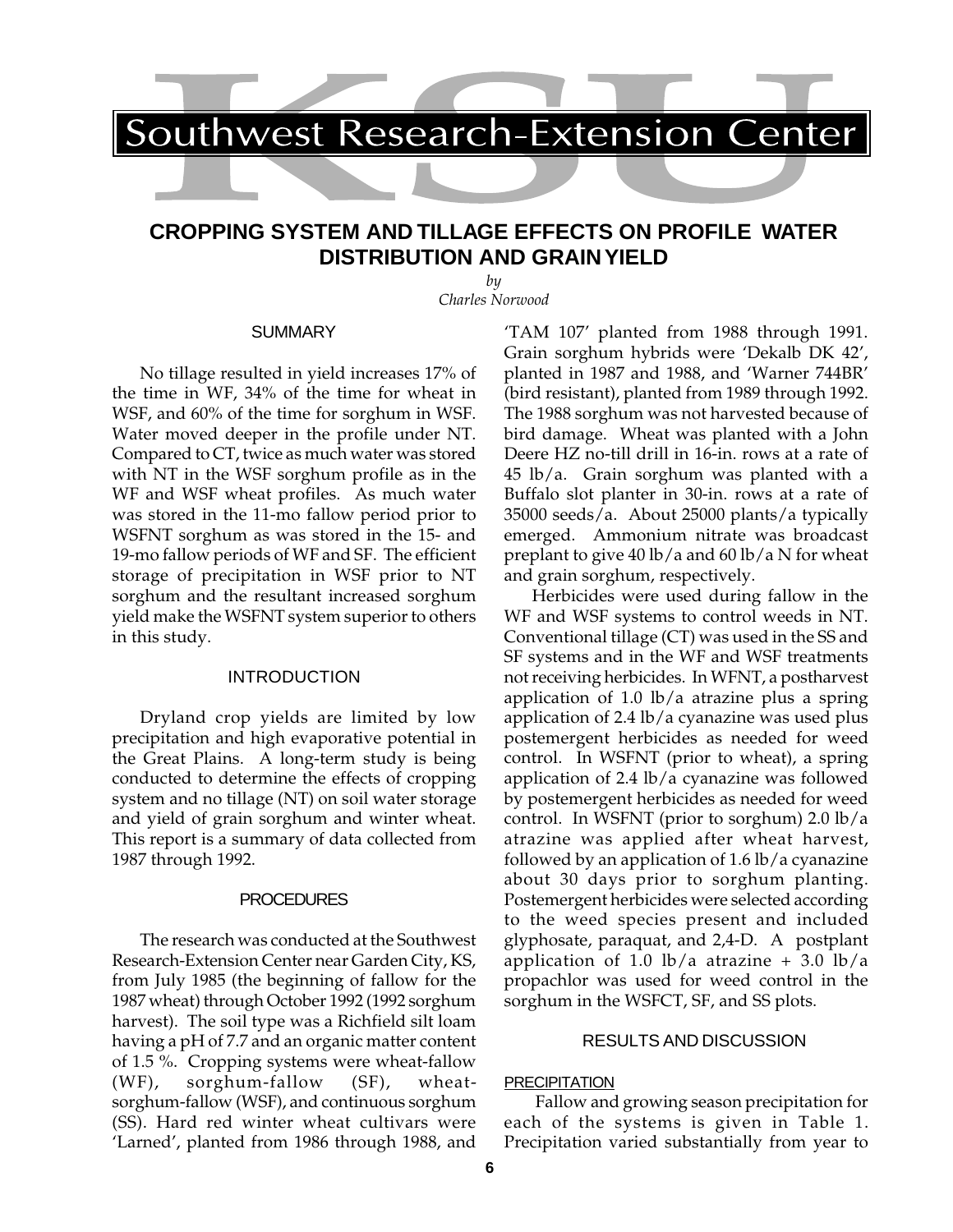Southwest Research-Extension Center

# CROPPING SYSTEM AND TILLAGE EFFECTS ON PROFILE WATER DISTRIBUTION AND GRAIN YIELD

*by*
*Charles Norwood*

## SUMMARY

No tillage resulted in yield increases 17% of the time in WF, 34% of the time for wheat in WSF, and 60% of the time for sorghum in WSF. Water moved deeper in the profile under NT. Compared to CT, twice as much water was stored with NT in the WSF sorghum profile as in the WF and WSF wheat profiles. As much water was stored in the 11-mo fallow period prior to WSFNT sorghum as was stored in the 15- and 19-mo fallow periods of WF and SF. The efficient storage of precipitation in WSF prior to NT sorghum and the resultant increased sorghum yield make the WSFNT system superior to others in this study.

## INTRODUCTION

Dryland crop yields are limited by low precipitation and high evaporative potential in the Great Plains. A long-term study is being conducted to determine the effects of cropping system and no tillage (NT) on soil water storage and yield of grain sorghum and winter wheat. This report is a summary of data collected from 1987 through 1992.

## PROCEDURES

The research was conducted at the Southwest Research-Extension Center near Garden City, KS, from July 1985 (the beginning of fallow for the 1987 wheat) through October 1992 (1992 sorghum harvest). The soil type was a Richfield silt loam having a pH of 7.7 and an organic matter content of 1.5 %. Cropping systems were wheat-fallow (WF), sorghum-fallow (SF), wheat-sorghum-fallow (WSF), and continuous sorghum (SS). Hard red winter wheat cultivars were 'Larned', planted from 1986 through 1988, and 'TAM 107' planted from 1988 through 1991. Grain sorghum hybrids were 'Dekalb DK 42', planted in 1987 and 1988, and 'Warner 744BR' (bird resistant), planted from 1989 through 1992. The 1988 sorghum was not harvested because of bird damage. Wheat was planted with a John Deere HZ no-till drill in 16-in. rows at a rate of 45 lb/a. Grain sorghum was planted with a Buffalo slot planter in 30-in. rows at a rate of 35000 seeds/a. About 25000 plants/a typically emerged. Ammonium nitrate was broadcast preplant to give 40 lb/a and 60 lb/a N for wheat and grain sorghum, respectively.

Herbicides were used during fallow in the WF and WSF systems to control weeds in NT. Conventional tillage (CT) was used in the SS and SF systems and in the WF and WSF treatments not receiving herbicides. In WFNT, a postharvest application of 1.0 lb/a atrazine plus a spring application of 2.4 lb/a cyanazine was used plus postemergent herbicides as needed for weed control. In WSFNT (prior to wheat), a spring application of 2.4 lb/a cyanazine was followed by postemergent herbicides as needed for weed control. In WSFNT (prior to sorghum) 2.0 lb/a atrazine was applied after wheat harvest, followed by an application of 1.6 lb/a cyanazine about 30 days prior to sorghum planting. Postemergent herbicides were selected according to the weed species present and included glyphosate, paraquat, and 2,4-D. A postplant application of 1.0 lb/a atrazine + 3.0 lb/a propachlor was used for weed control in the sorghum in the WSFCT, SF, and SS plots.

## RESULTS AND DISCUSSION

### PRECIPITATION

Fallow and growing season precipitation for each of the systems is given in Table 1. Precipitation varied substantially from year to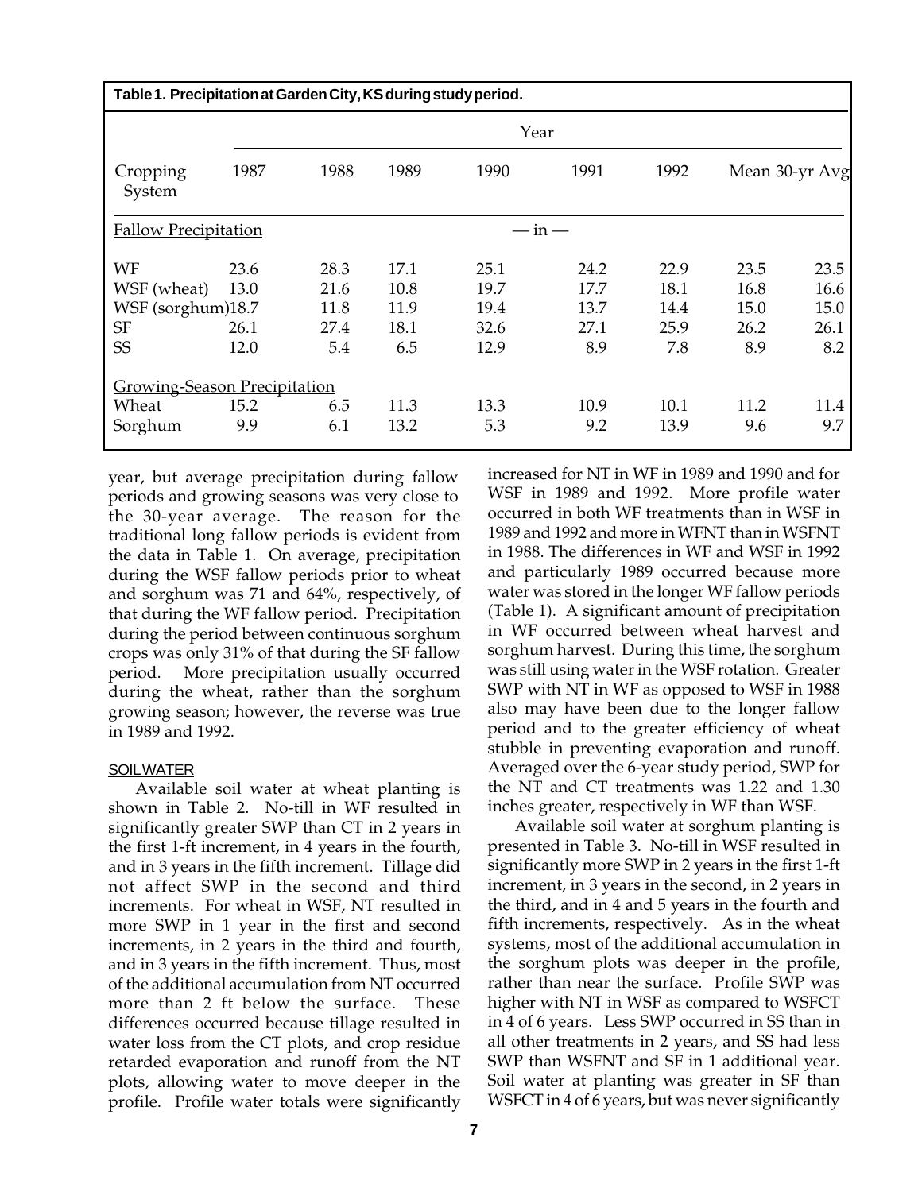**Table 1. Precipitation at Garden City, KS during study period.**

| Cropping System | Year | | | | | | | |
|---|---|---|---|---|---|---|---|---|
| | 1987 | 1988 | 1989 | 1990 | 1991 | 1992 | Mean | 30-yr Avg |
| Fallow Precipitation | | | | — in — | | | | |
| WF | 23.6 | 28.3 | 17.1 | 25.1 | 24.2 | 22.9 | 23.5 | 23.5 |
| WSF (wheat) | 13.0 | 21.6 | 10.8 | 19.7 | 17.7 | 18.1 | 16.8 | 16.6 |
| WSF (sorghum) | 18.7 | 11.8 | 11.9 | 19.4 | 13.7 | 14.4 | 15.0 | 15.0 |
| SF | 26.1 | 27.4 | 18.1 | 32.6 | 27.1 | 25.9 | 26.2 | 26.1 |
| SS | 12.0 | 5.4 | 6.5 | 12.9 | 8.9 | 7.8 | 8.9 | 8.2 |
| Growing-Season Precipitation | | | | | | | | |
| Wheat | 15.2 | 6.5 | 11.3 | 13.3 | 10.9 | 10.1 | 11.2 | 11.4 |
| Sorghum | 9.9 | 6.1 | 13.2 | 5.3 | 9.2 | 13.9 | 9.6 | 9.7 |

year, but average precipitation during fallow periods and growing seasons was very close to the 30-year average. The reason for the traditional long fallow periods is evident from the data in Table 1. On average, precipitation during the WSF fallow periods prior to wheat and sorghum was 71 and 64%, respectively, of that during the WF fallow period. Precipitation during the period between continuous sorghum crops was only 31% of that during the SF fallow period. More precipitation usually occurred during the wheat, rather than the sorghum growing season; however, the reverse was true in 1989 and 1992.

### SOIL WATER

Available soil water at wheat planting is shown in Table 2. No-till in WF resulted in significantly greater SWP than CT in 2 years in the first 1-ft increment, in 4 years in the fourth, and in 3 years in the fifth increment. Tillage did not affect SWP in the second and third increments. For wheat in WSF, NT resulted in more SWP in 1 year in the first and second increments, in 2 years in the third and fourth, and in 3 years in the fifth increment. Thus, most of the additional accumulation from NT occurred more than 2 ft below the surface. These differences occurred because tillage resulted in water loss from the CT plots, and crop residue retarded evaporation and runoff from the NT plots, allowing water to move deeper in the profile. Profile water totals were significantly increased for NT in WF in 1989 and 1990 and for WSF in 1989 and 1992. More profile water occurred in both WF treatments than in WSF in 1989 and 1992 and more in WFNT than in WSFNT in 1988. The differences in WF and WSF in 1992 and particularly 1989 occurred because more water was stored in the longer WF fallow periods (Table 1). A significant amount of precipitation in WF occurred between wheat harvest and sorghum harvest. During this time, the sorghum was still using water in the WSF rotation. Greater SWP with NT in WF as opposed to WSF in 1988 also may have been due to the longer fallow period and to the greater efficiency of wheat stubble in preventing evaporation and runoff. Averaged over the 6-year study period, SWP for the NT and CT treatments was 1.22 and 1.30 inches greater, respectively in WF than WSF.

Available soil water at sorghum planting is presented in Table 3. No-till in WSF resulted in significantly more SWP in 2 years in the first 1-ft increment, in 3 years in the second, in 2 years in the third, and in 4 and 5 years in the fourth and fifth increments, respectively. As in the wheat systems, most of the additional accumulation in the sorghum plots was deeper in the profile, rather than near the surface. Profile SWP was higher with NT in WSF as compared to WSFCT in 4 of 6 years. Less SWP occurred in SS than in all other treatments in 2 years, and SS had less SWP than WSFNT and SF in 1 additional year. Soil water at planting was greater in SF than WSFCT in 4 of 6 years, but was never significantly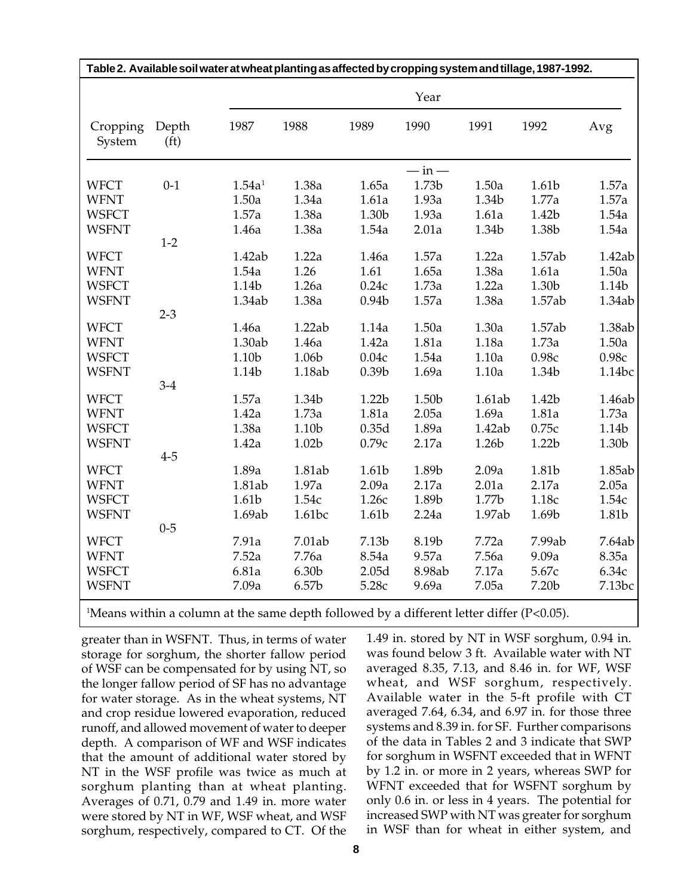**Table 2. Available soil water at wheat planting as affected by cropping system and tillage, 1987-1992.**

| Cropping System | Depth (ft) | Year 1987 | 1988 | 1989 | 1990 | 1991 | 1992 | Avg |
|---|---|---|---|---|---|---|---|---|
| | | | | | — in — | | | |
| | 0-1 | | | | | | | |
| WFCT | | 1.54a[1] | 1.38a | 1.65a | 1.73b | 1.50a | 1.61b | 1.57a |
| WFNT | | 1.50a | 1.34a | 1.61a | 1.93a | 1.34b | 1.77a | 1.57a |
| WSFCT | | 1.57a | 1.38a | 1.30b | 1.93a | 1.61a | 1.42b | 1.54a |
| WSFNT | | 1.46a | 1.38a | 1.54a | 2.01a | 1.34b | 1.38b | 1.54a |
| | 1-2 | | | | | | | |
| WFCT | | 1.42ab | 1.22a | 1.46a | 1.57a | 1.22a | 1.57ab | 1.42ab |
| WFNT | | 1.54a | 1.26 | 1.61 | 1.65a | 1.38a | 1.61a | 1.50a |
| WSFCT | | 1.14b | 1.26a | 0.24c | 1.73a | 1.22a | 1.30b | 1.14b |
| WSFNT | | 1.34ab | 1.38a | 0.94b | 1.57a | 1.38a | 1.57ab | 1.34ab |
| | 2-3 | | | | | | | |
| WFCT | | 1.46a | 1.22ab | 1.14a | 1.50a | 1.30a | 1.57ab | 1.38ab |
| WFNT | | 1.30ab | 1.46a | 1.42a | 1.81a | 1.18a | 1.73a | 1.50a |
| WSFCT | | 1.10b | 1.06b | 0.04c | 1.54a | 1.10a | 0.98c | 0.98c |
| WSFNT | | 1.14b | 1.18ab | 0.39b | 1.69a | 1.10a | 1.34b | 1.14bc |
| | 3-4 | | | | | | | |
| WFCT | | 1.57a | 1.34b | 1.22b | 1.50b | 1.61ab | 1.42b | 1.46ab |
| WFNT | | 1.42a | 1.73a | 1.81a | 2.05a | 1.69a | 1.81a | 1.73a |
| WSFCT | | 1.38a | 1.10b | 0.35d | 1.89a | 1.42ab | 0.75c | 1.14b |
| WSFNT | | 1.42a | 1.02b | 0.79c | 2.17a | 1.26b | 1.22b | 1.30b |
| | 4-5 | | | | | | | |
| WFCT | | 1.89a | 1.81ab | 1.61b | 1.89b | 2.09a | 1.81b | 1.85ab |
| WFNT | | 1.81ab | 1.97a | 2.09a | 2.17a | 2.01a | 2.17a | 2.05a |
| WSFCT | | 1.61b | 1.54c | 1.26c | 1.89b | 1.77b | 1.18c | 1.54c |
| WSFNT | | 1.69ab | 1.61bc | 1.61b | 2.24a | 1.97ab | 1.69b | 1.81b |
| | 0-5 | | | | | | | |
| WFCT | | 7.91a | 7.01ab | 7.13b | 8.19b | 7.72a | 7.99ab | 7.64ab |
| WFNT | | 7.52a | 7.76a | 8.54a | 9.57a | 7.56a | 9.09a | 8.35a |
| WSFCT | | 6.81a | 6.30b | 2.05d | 8.98ab | 7.17a | 5.67c | 6.34c |
| WSFNT | | 7.09a | 6.57b | 5.28c | 9.69a | 7.05a | 7.20b | 7.13bc |

[1]Means within a column at the same depth followed by a different letter differ ($P<0.05$).

greater than in WSFNT. Thus, in terms of water storage for sorghum, the shorter fallow period of WSF can be compensated for by using NT, so the longer fallow period of SF has no advantage for water storage. As in the wheat systems, NT and crop residue lowered evaporation, reduced runoff, and allowed movement of water to deeper depth. A comparison of WF and WSF indicates that the amount of additional water stored by NT in the WSF profile was twice as much at sorghum planting than at wheat planting. Averages of 0.71, 0.79 and 1.49 in. more water were stored by NT in WF, WSF wheat, and WSF sorghum, respectively, compared to CT. Of the 1.49 in. stored by NT in WSF sorghum, 0.94 in. was found below 3 ft. Available water with NT averaged 8.35, 7.13, and 8.46 in. for WF, WSF wheat, and WSF sorghum, respectively. Available water in the 5-ft profile with CT averaged 7.64, 6.34, and 6.97 in. for those three systems and 8.39 in. for SF. Further comparisons of the data in Tables 2 and 3 indicate that SWP for sorghum in WSFNT exceeded that in WFNT by 1.2 in. or more in 2 years, whereas SWP for WFNT exceeded that for WSFNT sorghum by only 0.6 in. or less in 4 years. The potential for increased SWP with NT was greater for sorghum in WSF than for wheat in either system, and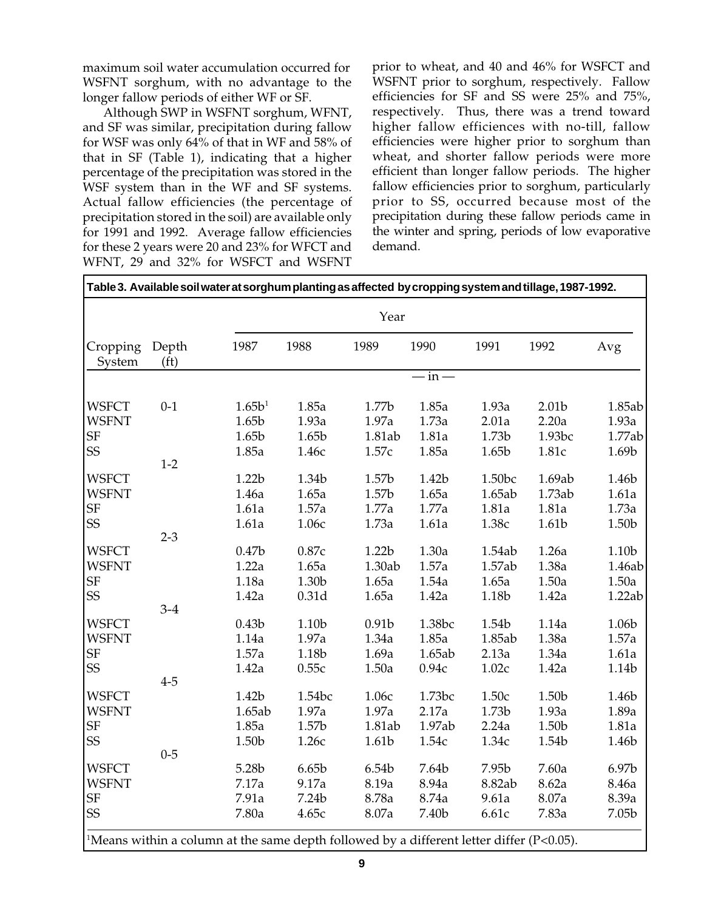maximum soil water accumulation occurred for WSFNT sorghum, with no advantage to the longer fallow periods of either WF or SF.

Although SWP in WSFNT sorghum, WFNT, and SF was similar, precipitation during fallow for WSF was only 64% of that in WF and 58% of that in SF (Table 1), indicating that a higher percentage of the precipitation was stored in the WSF system than in the WF and SF systems. Actual fallow efficiencies (the percentage of precipitation stored in the soil) are available only for 1991 and 1992. Average fallow efficiencies for these 2 years were 20 and 23% for WFCT and WFNT, 29 and 32% for WSFCT and WSFNT prior to wheat, and 40 and 46% for WSFCT and WSFNT prior to sorghum, respectively. Fallow efficiencies for SF and SS were 25% and 75%, respectively. Thus, there was a trend toward higher fallow efficiences with no-till, fallow efficiencies were higher prior to sorghum than wheat, and shorter fallow periods were more efficient than longer fallow periods. The higher fallow efficiencies prior to sorghum, particularly prior to SS, occurred because most of the precipitation during these fallow periods came in the winter and spring, periods of low evaporative demand.

**Table 3. Available soil water at sorghum planting as affected by cropping system and tillage, 1987-1992.**

| Cropping System | Depth (ft) | 1987 | 1988 | 1989 | 1990 | 1991 | 1992 | Avg |
|---|---|---|---|---|---|---|---|---|
| | | | | | — in — | | | |
| | 0-1 | | | | | | | |
| WSFCT | | 1.65b[1] | 1.85a | 1.77b | 1.85a | 1.93a | 2.01b | 1.85ab |
| WSFNT | | 1.65b | 1.93a | 1.97a | 1.73a | 2.01a | 2.20a | 1.93a |
| SF | | 1.65b | 1.65b | 1.81ab | 1.81a | 1.73b | 1.93bc | 1.77ab |
| SS | | 1.85a | 1.46c | 1.57c | 1.85a | 1.65b | 1.81c | 1.69b |
| | 1-2 | | | | | | | |
| WSFCT | | 1.22b | 1.34b | 1.57b | 1.42b | 1.50bc | 1.69ab | 1.46b |
| WSFNT | | 1.46a | 1.65a | 1.57b | 1.65a | 1.65ab | 1.73ab | 1.61a |
| SF | | 1.61a | 1.57a | 1.77a | 1.77a | 1.81a | 1.81a | 1.73a |
| SS | | 1.61a | 1.06c | 1.73a | 1.61a | 1.38c | 1.61b | 1.50b |
| | 2-3 | | | | | | | |
| WSFCT | | 0.47b | 0.87c | 1.22b | 1.30a | 1.54ab | 1.26a | 1.10b |
| WSFNT | | 1.22a | 1.65a | 1.30ab | 1.57a | 1.57ab | 1.38a | 1.46ab |
| SF | | 1.18a | 1.30b | 1.65a | 1.54a | 1.65a | 1.50a | 1.50a |
| SS | | 1.42a | 0.31d | 1.65a | 1.42a | 1.18b | 1.42a | 1.22ab |
| | 3-4 | | | | | | | |
| WSFCT | | 0.43b | 1.10b | 0.91b | 1.38bc | 1.54b | 1.14a | 1.06b |
| WSFNT | | 1.14a | 1.97a | 1.34a | 1.85a | 1.85ab | 1.38a | 1.57a |
| SF | | 1.57a | 1.18b | 1.69a | 1.65ab | 2.13a | 1.34a | 1.61a |
| SS | | 1.42a | 0.55c | 1.50a | 0.94c | 1.02c | 1.42a | 1.14b |
| | 4-5 | | | | | | | |
| WSFCT | | 1.42b | 1.54bc | 1.06c | 1.73bc | 1.50c | 1.50b | 1.46b |
| WSFNT | | 1.65ab | 1.97a | 1.97a | 2.17a | 1.73b | 1.93a | 1.89a |
| SF | | 1.85a | 1.57b | 1.81ab | 1.97ab | 2.24a | 1.50b | 1.81a |
| SS | | 1.50b | 1.26c | 1.61b | 1.54c | 1.34c | 1.54b | 1.46b |
| | 0-5 | | | | | | | |
| WSFCT | | 5.28b | 6.65b | 6.54b | 7.64b | 7.95b | 7.60a | 6.97b |
| WSFNT | | 7.17a | 9.17a | 8.19a | 8.94a | 8.82ab | 8.62a | 8.46a |
| SF | | 7.91a | 7.24b | 8.78a | 8.74a | 9.61a | 8.07a | 8.39a |
| SS | | 7.80a | 4.65c | 8.07a | 7.40b | 6.61c | 7.83a | 7.05b |

[1]Means within a column at the same depth followed by a different letter differ ($P<0.05$).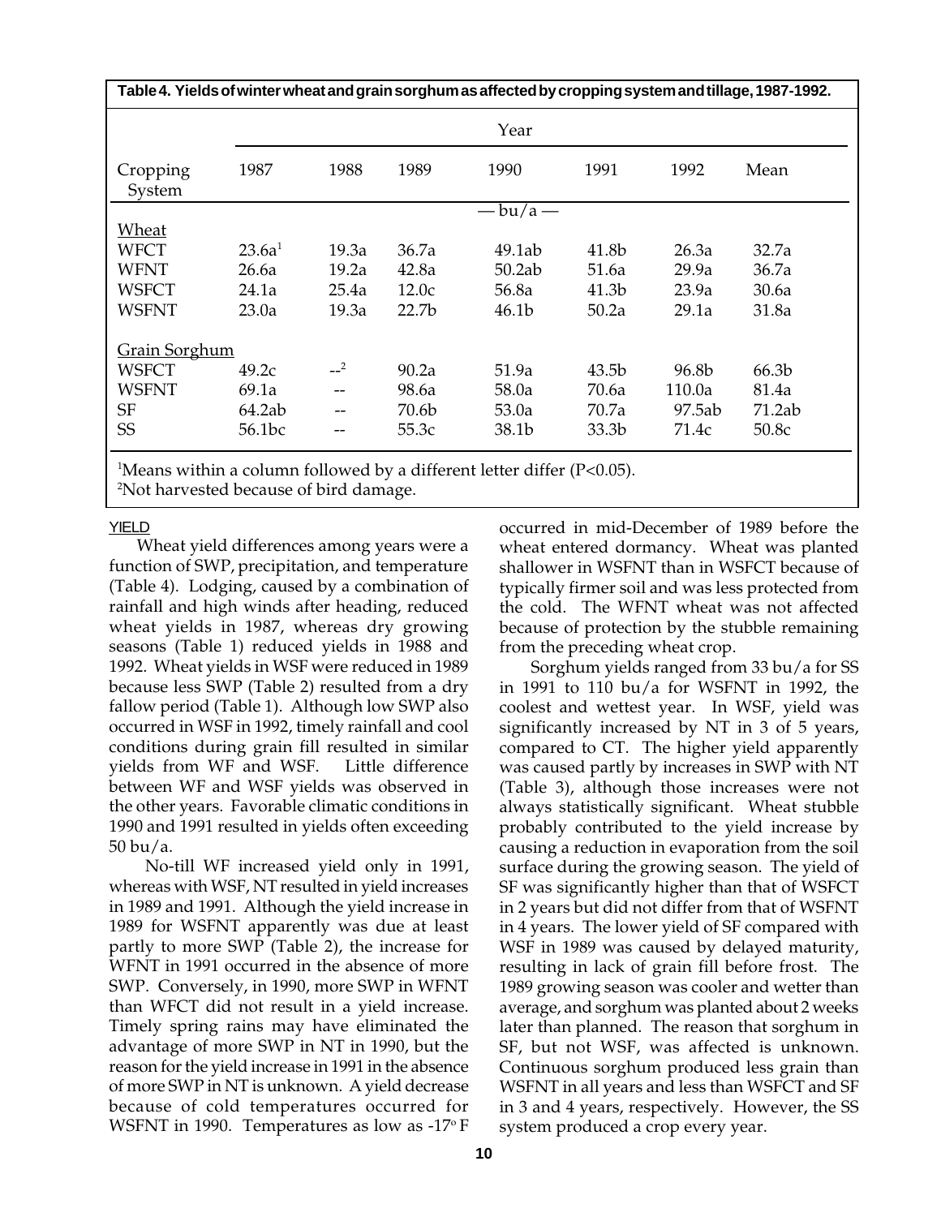**Table 4. Yields of winter wheat and grain sorghum as affected by cropping system and tillage, 1987-1992.**

| Cropping System | Year | | | | | | |
|---|---|---|---|---|---|---|---|
| | 1987 | 1988 | 1989 | 1990 | 1991 | 1992 | Mean |
| | — bu/a — | | | | | | |
| Wheat | | | | | | | |
| WFCT | 23.6a[1] | 19.3a | 36.7a | 49.1ab | 41.8b | 26.3a | 32.7a |
| WFNT | 26.6a | 19.2a | 42.8a | 50.2ab | 51.6a | 29.9a | 36.7a |
| WSFCT | 24.1a | 25.4a | 12.0c | 56.8a | 41.3b | 23.9a | 30.6a |
| WSFNT | 23.0a | 19.3a | 22.7b | 46.1b | 50.2a | 29.1a | 31.8a |
| Grain Sorghum | | | | | | | |
| WSFCT | 49.2c | --[2] | 90.2a | 51.9a | 43.5b | 96.8b | 66.3b |
| WSFNT | 69.1a | -- | 98.6a | 58.0a | 70.6a | 110.0a | 81.4a |
| SF | 64.2ab | -- | 70.6b | 53.0a | 70.7a | 97.5ab | 71.2ab |
| SS | 56.1bc | -- | 55.3c | 38.1b | 33.3b | 71.4c | 50.8c |

[1]Means within a column followed by a different letter differ ($P<0.05$).
[2]Not harvested because of bird damage.

## YIELD

Wheat yield differences among years were a function of SWP, precipitation, and temperature (Table 4). Lodging, caused by a combination of rainfall and high winds after heading, reduced wheat yields in 1987, whereas dry growing seasons (Table 1) reduced yields in 1988 and 1992. Wheat yields in WSF were reduced in 1989 because less SWP (Table 2) resulted from a dry fallow period (Table 1). Although low SWP also occurred in WSF in 1992, timely rainfall and cool conditions during grain fill resulted in similar yields from WF and WSF. Little difference between WF and WSF yields was observed in the other years. Favorable climatic conditions in 1990 and 1991 resulted in yields often exceeding 50 bu/a.

No-till WF increased yield only in 1991, whereas with WSF, NT resulted in yield increases in 1989 and 1991. Although the yield increase in 1989 for WSFNT apparently was due at least partly to more SWP (Table 2), the increase for WFNT in 1991 occurred in the absence of more SWP. Conversely, in 1990, more SWP in WFNT than WFCT did not result in a yield increase. Timely spring rains may have eliminated the advantage of more SWP in NT in 1990, but the reason for the yield increase in 1991 in the absence of more SWP in NT is unknown. A yield decrease because of cold temperatures occurred for WSFNT in 1990. Temperatures as low as -17° F occurred in mid-December of 1989 before the wheat entered dormancy. Wheat was planted shallower in WSFNT than in WSFCT because of typically firmer soil and was less protected from the cold. The WFNT wheat was not affected because of protection by the stubble remaining from the preceding wheat crop.

Sorghum yields ranged from 33 bu/a for SS in 1991 to 110 bu/a for WSFNT in 1992, the coolest and wettest year. In WSF, yield was significantly increased by NT in 3 of 5 years, compared to CT. The higher yield apparently was caused partly by increases in SWP with NT (Table 3), although those increases were not always statistically significant. Wheat stubble probably contributed to the yield increase by causing a reduction in evaporation from the soil surface during the growing season. The yield of SF was significantly higher than that of WSFCT in 2 years but did not differ from that of WSFNT in 4 years. The lower yield of SF compared with WSF in 1989 was caused by delayed maturity, resulting in lack of grain fill before frost. The 1989 growing season was cooler and wetter than average, and sorghum was planted about 2 weeks later than planned. The reason that sorghum in SF, but not WSF, was affected is unknown. Continuous sorghum produced less grain than WSFNT in all years and less than WSFCT and SF in 3 and 4 years, respectively. However, the SS system produced a crop every year.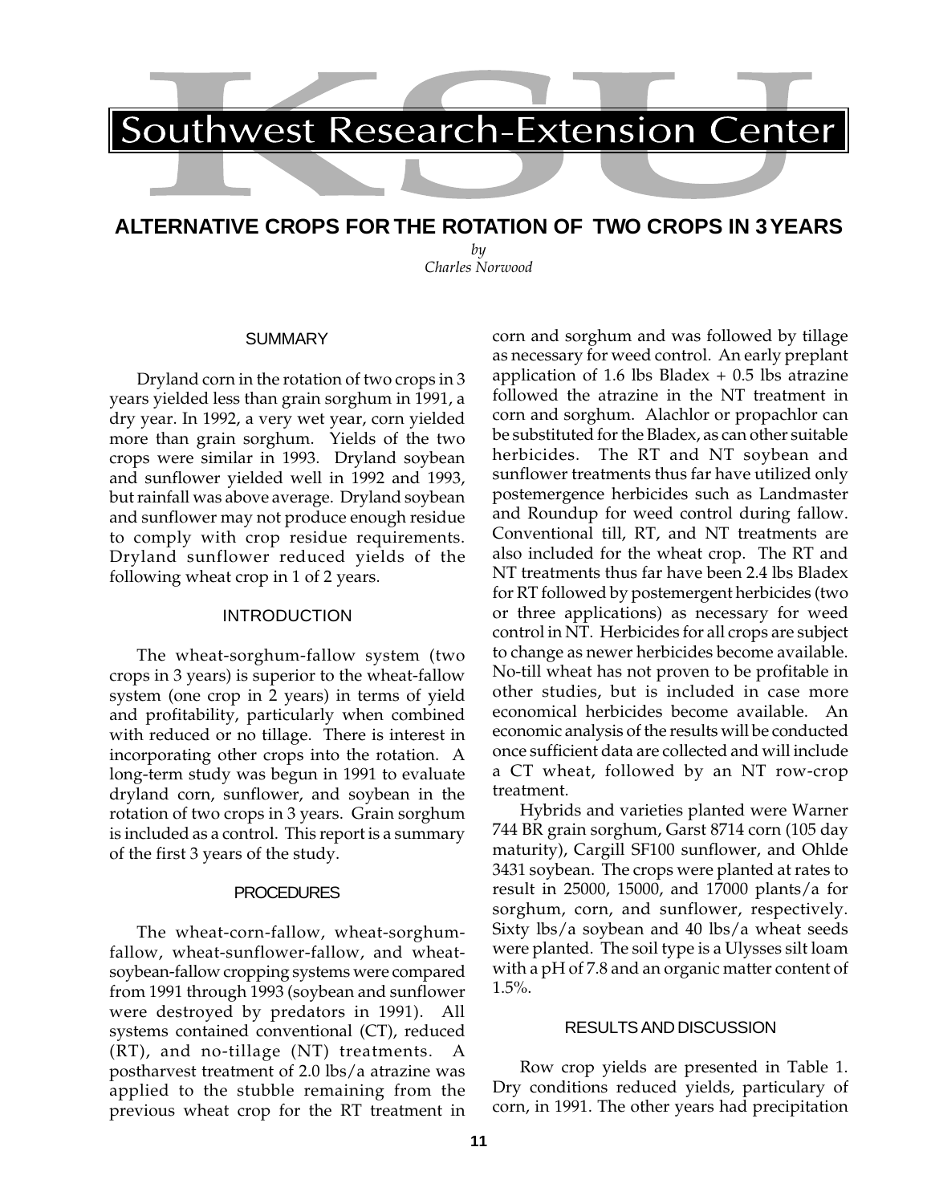# Southwest Research-Extension Center

## ALTERNATIVE CROPS FOR THE ROTATION OF TWO CROPS IN 3 YEARS

*by*
*Charles Norwood*

### SUMMARY

Dryland corn in the rotation of two crops in 3 years yielded less than grain sorghum in 1991, a dry year. In 1992, a very wet year, corn yielded more than grain sorghum. Yields of the two crops were similar in 1993. Dryland soybean and sunflower yielded well in 1992 and 1993, but rainfall was above average. Dryland soybean and sunflower may not produce enough residue to comply with crop residue requirements. Dryland sunflower reduced yields of the following wheat crop in 1 of 2 years.

### INTRODUCTION

The wheat-sorghum-fallow system (two crops in 3 years) is superior to the wheat-fallow system (one crop in 2 years) in terms of yield and profitability, particularly when combined with reduced or no tillage. There is interest in incorporating other crops into the rotation. A long-term study was begun in 1991 to evaluate dryland corn, sunflower, and soybean in the rotation of two crops in 3 years. Grain sorghum is included as a control. This report is a summary of the first 3 years of the study.

### PROCEDURES

The wheat-corn-fallow, wheat-sorghum-fallow, wheat-sunflower-fallow, and wheat-soybean-fallow cropping systems were compared from 1991 through 1993 (soybean and sunflower were destroyed by predators in 1991). All systems contained conventional (CT), reduced (RT), and no-tillage (NT) treatments. A postharvest treatment of 2.0 lbs/a atrazine was applied to the stubble remaining from the previous wheat crop for the RT treatment in corn and sorghum and was followed by tillage as necessary for weed control. An early preplant application of 1.6 lbs Bladex + 0.5 lbs atrazine followed the atrazine in the NT treatment in corn and sorghum. Alachlor or propachlor can be substituted for the Bladex, as can other suitable herbicides. The RT and NT soybean and sunflower treatments thus far have utilized only postemergence herbicides such as Landmaster and Roundup for weed control during fallow. Conventional till, RT, and NT treatments are also included for the wheat crop. The RT and NT treatments thus far have been 2.4 lbs Bladex for RT followed by postemergent herbicides (two or three applications) as necessary for weed control in NT. Herbicides for all crops are subject to change as newer herbicides become available. No-till wheat has not proven to be profitable in other studies, but is included in case more economical herbicides become available. An economic analysis of the results will be conducted once sufficient data are collected and will include a CT wheat, followed by an NT row-crop treatment.

Hybrids and varieties planted were Warner 744 BR grain sorghum, Garst 8714 corn (105 day maturity), Cargill SF100 sunflower, and Ohlde 3431 soybean. The crops were planted at rates to result in 25000, 15000, and 17000 plants/a for sorghum, corn, and sunflower, respectively. Sixty lbs/a soybean and 40 lbs/a wheat seeds were planted. The soil type is a Ulysses silt loam with a pH of 7.8 and an organic matter content of 1.5%.

### RESULTS AND DISCUSSION

Row crop yields are presented in Table 1. Dry conditions reduced yields, particulary of corn, in 1991. The other years had precipitation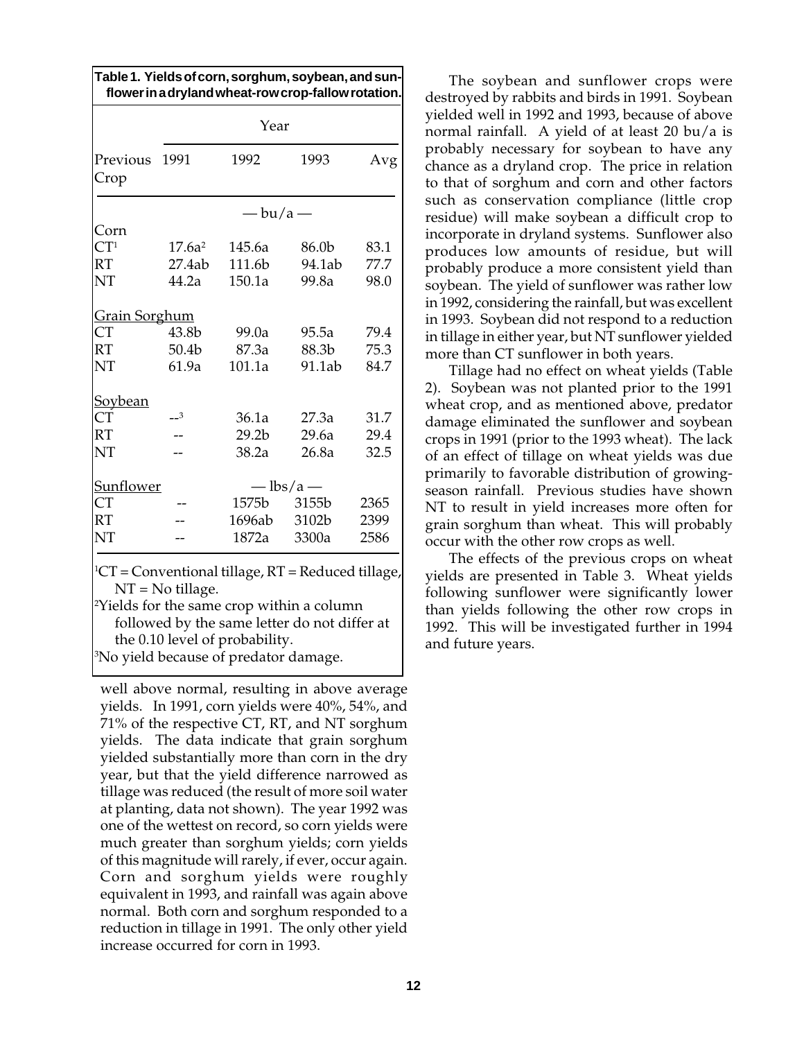**Table 1. Yields of corn, sorghum, soybean, and sunflower in a dryland wheat-row crop-fallow rotation.**

| Previous Crop | Year | | | |
|---|---|---|---|---|
| | 1991 | 1992 | 1993 | Avg |
| | — bu/a — | | | |
| Corn | | | | |
| CT[1] | 17.6a[2] | 145.6a | 86.0b | 83.1 |
| RT | 27.4ab | 111.6b | 94.1ab | 77.7 |
| NT | 44.2a | 150.1a | 99.8a | 98.0 |
| Grain Sorghum | | | | |
| CT | 43.8b | 99.0a | 95.5a | 79.4 |
| RT | 50.4b | 87.3a | 88.3b | 75.3 |
| NT | 61.9a | 101.1a | 91.1ab | 84.7 |
| Soybean | | | | |
| CT | --[3] | 36.1a | 27.3a | 31.7 |
| RT | -- | 29.2b | 29.6a | 29.4 |
| NT | -- | 38.2a | 26.8a | 32.5 |
| Sunflower | — lbs/a — | | | |
| CT | -- | 1575b | 3155b | 2365 |
| RT | -- | 1696ab | 3102b | 2399 |
| NT | -- | 1872a | 3300a | 2586 |

[1]CT = Conventional tillage, RT = Reduced tillage, NT = No tillage.
[2]Yields for the same crop within a column followed by the same letter do not differ at the 0.10 level of probability.
[3]No yield because of predator damage.

well above normal, resulting in above average yields. In 1991, corn yields were 40%, 54%, and 71% of the respective CT, RT, and NT sorghum yields. The data indicate that grain sorghum yielded substantially more than corn in the dry year, but that the yield difference narrowed as tillage was reduced (the result of more soil water at planting, data not shown). The year 1992 was one of the wettest on record, so corn yields were much greater than sorghum yields; corn yields of this magnitude will rarely, if ever, occur again. Corn and sorghum yields were roughly equivalent in 1993, and rainfall was again above normal. Both corn and sorghum responded to a reduction in tillage in 1991. The only other yield increase occurred for corn in 1993.

The soybean and sunflower crops were destroyed by rabbits and birds in 1991. Soybean yielded well in 1992 and 1993, because of above normal rainfall. A yield of at least 20 bu/a is probably necessary for soybean to have any chance as a dryland crop. The price in relation to that of sorghum and corn and other factors such as conservation compliance (little crop residue) will make soybean a difficult crop to incorporate in dryland systems. Sunflower also produces low amounts of residue, but will probably produce a more consistent yield than soybean. The yield of sunflower was rather low in 1992, considering the rainfall, but was excellent in 1993. Soybean did not respond to a reduction in tillage in either year, but NT sunflower yielded more than CT sunflower in both years.

Tillage had no effect on wheat yields (Table 2). Soybean was not planted prior to the 1991 wheat crop, and as mentioned above, predator damage eliminated the sunflower and soybean crops in 1991 (prior to the 1993 wheat). The lack of an effect of tillage on wheat yields was due primarily to favorable distribution of growing-season rainfall. Previous studies have shown NT to result in yield increases more often for grain sorghum than wheat. This will probably occur with the other row crops as well.

The effects of the previous crops on wheat yields are presented in Table 3. Wheat yields following sunflower were significantly lower than yields following the other row crops in 1992. This will be investigated further in 1994 and future years.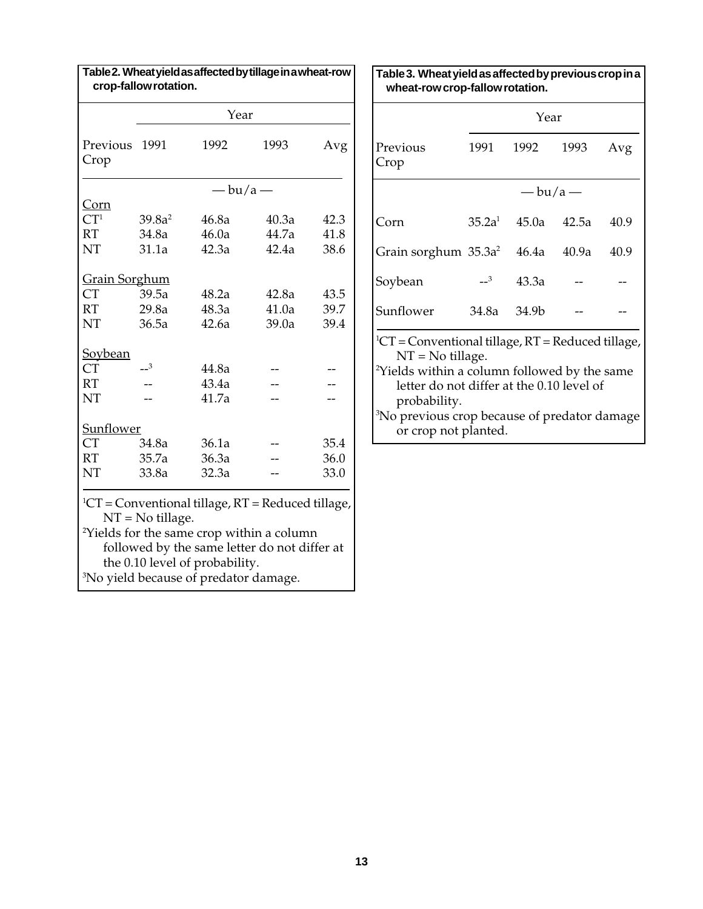**Table 2. Wheat yield as affected by tillage in a wheat-row crop-fallow rotation.**

| Previous Crop | 1991 | 1992 | 1993 | Avg |
|---|---|---|---|---|
| | — bu/a — | | | |
| **Corn** | | | | |
| CT[1] | 39.8a[2] | 46.8a | 40.3a | 42.3 |
| RT | 34.8a | 46.0a | 44.7a | 41.8 |
| NT | 31.1a | 42.3a | 42.4a | 38.6 |
| **Grain Sorghum** | | | | |
| CT | 39.5a | 48.2a | 42.8a | 43.5 |
| RT | 29.8a | 48.3a | 41.0a | 39.7 |
| NT | 36.5a | 42.6a | 39.0a | 39.4 |
| **Soybean** | | | | |
| CT | --[3] | 44.8a | -- | -- |
| RT | -- | 43.4a | -- | -- |
| NT | -- | 41.7a | -- | -- |
| **Sunflower** | | | | |
| CT | 34.8a | 36.1a | -- | 35.4 |
| RT | 35.7a | 36.3a | -- | 36.0 |
| NT | 33.8a | 32.3a | -- | 33.0 |

[1]CT = Conventional tillage, RT = Reduced tillage, NT = No tillage.
[2]Yields for the same crop within a column followed by the same letter do not differ at the 0.10 level of probability.
[3]No yield because of predator damage.

**Table 3. Wheat yield as affected by previous crop in a wheat-row crop-fallow rotation.**

| Previous Crop | 1991 | 1992 | 1993 | Avg |
|---|---|---|---|---|
| | — bu/a — | | | |
| Corn | 35.2a[1] | 45.0a | 42.5a | 40.9 |
| Grain sorghum | 35.3a[2] | 46.4a | 40.9a | 40.9 |
| Soybean | --[3] | 43.3a | -- | -- |
| Sunflower | 34.8a | 34.9b | -- | -- |

[1]CT = Conventional tillage, RT = Reduced tillage, NT = No tillage.
[2]Yields within a column followed by the same letter do not differ at the 0.10 level of probability.
[3]No previous crop because of predator damage or crop not planted.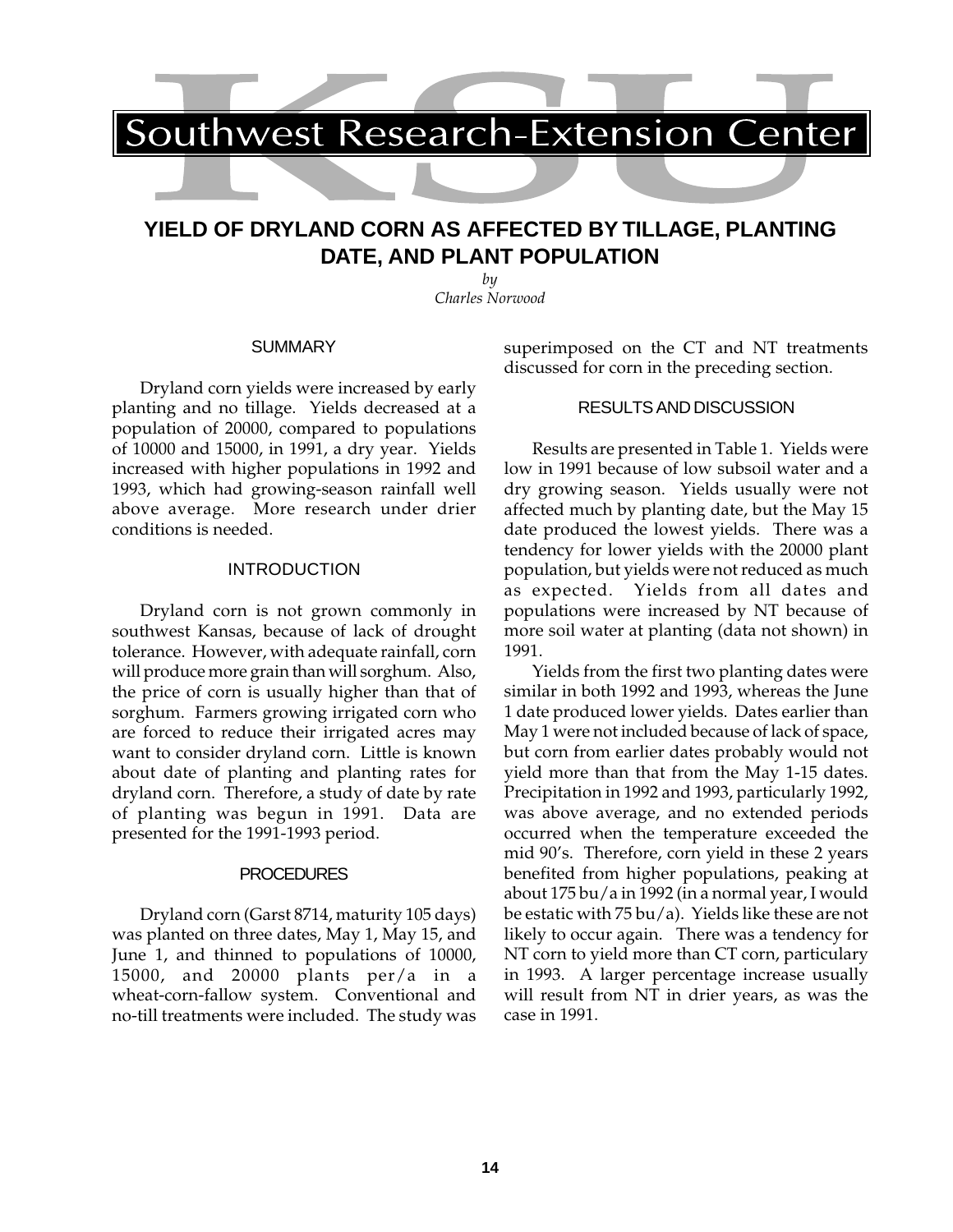Southwest Research-Extension Center

# YIELD OF DRYLAND CORN AS AFFECTED BY TILLAGE, PLANTING DATE, AND PLANT POPULATION

*by*
*Charles Norwood*

## SUMMARY

Dryland corn yields were increased by early planting and no tillage. Yields decreased at a population of 20000, compared to populations of 10000 and 15000, in 1991, a dry year. Yields increased with higher populations in 1992 and 1993, which had growing-season rainfall well above average. More research under drier conditions is needed.

## INTRODUCTION

Dryland corn is not grown commonly in southwest Kansas, because of lack of drought tolerance. However, with adequate rainfall, corn will produce more grain than will sorghum. Also, the price of corn is usually higher than that of sorghum. Farmers growing irrigated corn who are forced to reduce their irrigated acres may want to consider dryland corn. Little is known about date of planting and planting rates for dryland corn. Therefore, a study of date by rate of planting was begun in 1991. Data are presented for the 1991-1993 period.

## PROCEDURES

Dryland corn (Garst 8714, maturity 105 days) was planted on three dates, May 1, May 15, and June 1, and thinned to populations of 10000, 15000, and 20000 plants per/a in a wheat-corn-fallow system. Conventional and no-till treatments were included. The study was superimposed on the CT and NT treatments discussed for corn in the preceding section.

## RESULTS AND DISCUSSION

Results are presented in Table 1. Yields were low in 1991 because of low subsoil water and a dry growing season. Yields usually were not affected much by planting date, but the May 15 date produced the lowest yields. There was a tendency for lower yields with the 20000 plant population, but yields were not reduced as much as expected. Yields from all dates and populations were increased by NT because of more soil water at planting (data not shown) in 1991.

Yields from the first two planting dates were similar in both 1992 and 1993, whereas the June 1 date produced lower yields. Dates earlier than May 1 were not included because of lack of space, but corn from earlier dates probably would not yield more than that from the May 1-15 dates. Precipitation in 1992 and 1993, particularly 1992, was above average, and no extended periods occurred when the temperature exceeded the mid 90's. Therefore, corn yield in these 2 years benefited from higher populations, peaking at about 175 bu/a in 1992 (in a normal year, I would be estatic with 75 bu/a). Yields like these are not likely to occur again. There was a tendency for NT corn to yield more than CT corn, particulary in 1993. A larger percentage increase usually will result from NT in drier years, as was the case in 1991.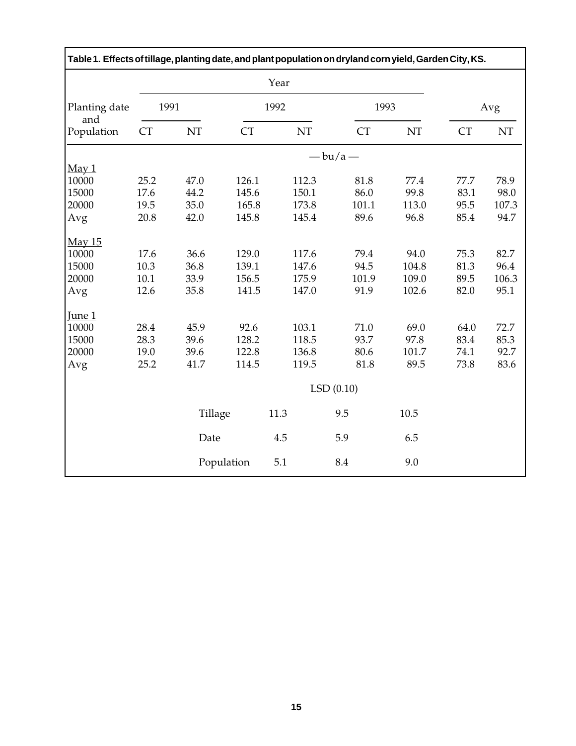**Table 1. Effects of tillage, planting date, and plant population on dryland corn yield, Garden City, KS.**

| Planting date and Population | 1991 | | 1992 | | 1993 | | Avg | |
|---|---|---|---|---|---|---|---|---|
| | CT | NT | CT | NT | CT | NT | CT | NT |
| | — bu/a — | | | | | | | |
| May 1 | | | | | | | | |
| 10000 | 25.2 | 47.0 | 126.1 | 112.3 | 81.8 | 77.4 | 77.7 | 78.9 |
| 15000 | 17.6 | 44.2 | 145.6 | 150.1 | 86.0 | 99.8 | 83.1 | 98.0 |
| 20000 | 19.5 | 35.0 | 165.8 | 173.8 | 101.1 | 113.0 | 95.5 | 107.3 |
| Avg | 20.8 | 42.0 | 145.8 | 145.4 | 89.6 | 96.8 | 85.4 | 94.7 |
| May 15 | | | | | | | | |
| 10000 | 17.6 | 36.6 | 129.0 | 117.6 | 79.4 | 94.0 | 75.3 | 82.7 |
| 15000 | 10.3 | 36.8 | 139.1 | 147.6 | 94.5 | 104.8 | 81.3 | 96.4 |
| 20000 | 10.1 | 33.9 | 156.5 | 175.9 | 101.9 | 109.0 | 89.5 | 106.3 |
| Avg | 12.6 | 35.8 | 141.5 | 147.0 | 91.9 | 102.6 | 82.0 | 95.1 |
| June 1 | | | | | | | | |
| 10000 | 28.4 | 45.9 | 92.6 | 103.1 | 71.0 | 69.0 | 64.0 | 72.7 |
| 15000 | 28.3 | 39.6 | 128.2 | 118.5 | 93.7 | 97.8 | 83.4 | 85.3 |
| 20000 | 19.0 | 39.6 | 122.8 | 136.8 | 80.6 | 101.7 | 74.1 | 92.7 |
| Avg | 25.2 | 41.7 | 114.5 | 119.5 | 81.8 | 89.5 | 73.8 | 83.6 |
| | LSD (0.10) | | | | | | | |
| Tillage | 11.3 | | 9.5 | | 10.5 | | | |
| Date | 4.5 | | 5.9 | | 6.5 | | | |
| Population | 5.1 | | 8.4 | | 9.0 | | | |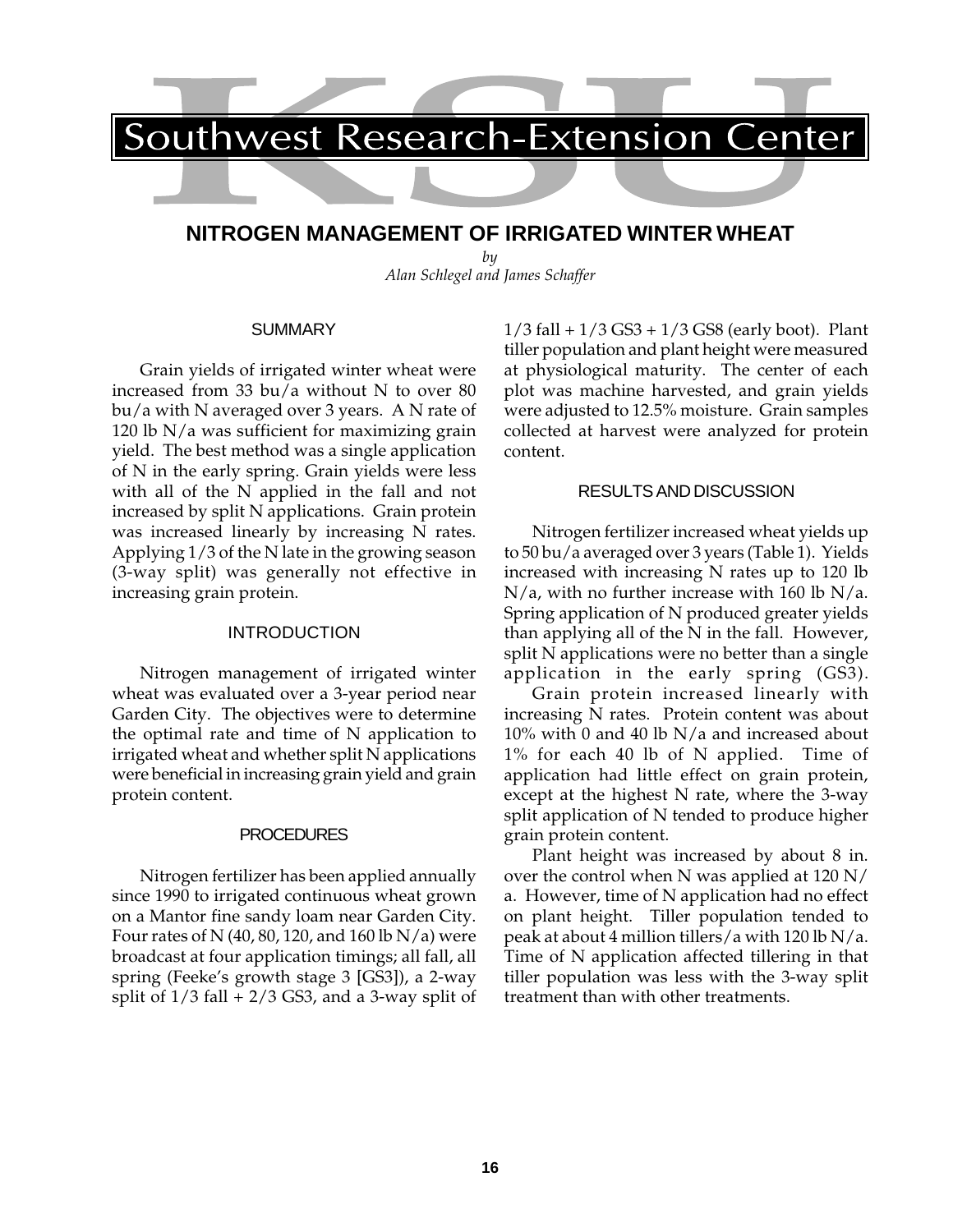# Southwest Research-Extension Center

## NITROGEN MANAGEMENT OF IRRIGATED WINTER WHEAT

*by*
*Alan Schlegel and James Schaffer*

### SUMMARY

Grain yields of irrigated winter wheat were increased from 33 bu/a without N to over 80 bu/a with N averaged over 3 years. A N rate of 120 lb N/a was sufficient for maximizing grain yield. The best method was a single application of N in the early spring. Grain yields were less with all of the N applied in the fall and not increased by split N applications. Grain protein was increased linearly by increasing N rates. Applying 1/3 of the N late in the growing season (3-way split) was generally not effective in increasing grain protein.

### INTRODUCTION

Nitrogen management of irrigated winter wheat was evaluated over a 3-year period near Garden City. The objectives were to determine the optimal rate and time of N application to irrigated wheat and whether split N applications were beneficial in increasing grain yield and grain protein content.

### PROCEDURES

Nitrogen fertilizer has been applied annually since 1990 to irrigated continuous wheat grown on a Mantor fine sandy loam near Garden City. Four rates of N (40, 80, 120, and 160 lb N/a) were broadcast at four application timings; all fall, all spring (Feeke's growth stage 3 [GS3]), a 2-way split of 1/3 fall + 2/3 GS3, and a 3-way split of 1/3 fall + 1/3 GS3 + 1/3 GS8 (early boot). Plant tiller population and plant height were measured at physiological maturity. The center of each plot was machine harvested, and grain yields were adjusted to 12.5% moisture. Grain samples collected at harvest were analyzed for protein content.

### RESULTS AND DISCUSSION

Nitrogen fertilizer increased wheat yields up to 50 bu/a averaged over 3 years (Table 1). Yields increased with increasing N rates up to 120 lb N/a, with no further increase with 160 lb N/a. Spring application of N produced greater yields than applying all of the N in the fall. However, split N applications were no better than a single application in the early spring (GS3).

Grain protein increased linearly with increasing N rates. Protein content was about 10% with 0 and 40 lb N/a and increased about 1% for each 40 lb of N applied. Time of application had little effect on grain protein, except at the highest N rate, where the 3-way split application of N tended to produce higher grain protein content.

Plant height was increased by about 8 in. over the control when N was applied at 120 N/a. However, time of N application had no effect on plant height. Tiller population tended to peak at about 4 million tillers/a with 120 lb N/a. Time of N application affected tillering in that tiller population was less with the 3-way split treatment than with other treatments.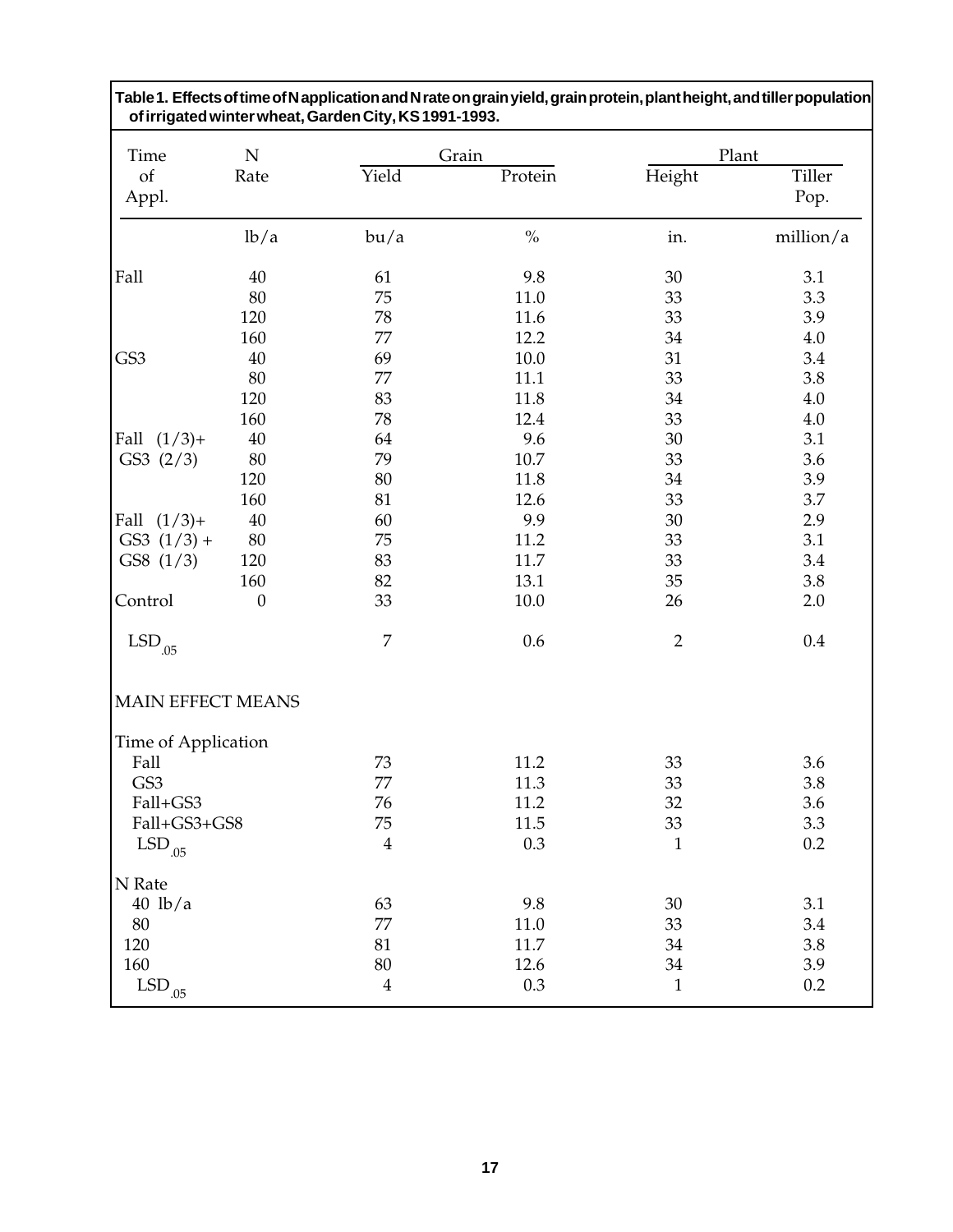**Table 1. Effects of time of N application and N rate on grain yield, grain protein, plant height, and tiller population of irrigated winter wheat, Garden City, KS 1991-1993.**

| Time of Appl. | N Rate | Grain Yield | Grain Protein | Plant Height | Plant Tiller Pop. |
|---|---|---|---|---|---|
| | lb/a | bu/a | % | in. | million/a |
| Fall | 40 | 61 | 9.8 | 30 | 3.1 |
| | 80 | 75 | 11.0 | 33 | 3.3 |
| | 120 | 78 | 11.6 | 33 | 3.9 |
| | 160 | 77 | 12.2 | 34 | 4.0 |
| GS3 | 40 | 69 | 10.0 | 31 | 3.4 |
| | 80 | 77 | 11.1 | 33 | 3.8 |
| | 120 | 83 | 11.8 | 34 | 4.0 |
| | 160 | 78 | 12.4 | 33 | 4.0 |
| Fall (1/3)+ | 40 | 64 | 9.6 | 30 | 3.1 |
| GS3 (2/3) | 80 | 79 | 10.7 | 33 | 3.6 |
| | 120 | 80 | 11.8 | 34 | 3.9 |
| | 160 | 81 | 12.6 | 33 | 3.7 |
| Fall (1/3)+ | 40 | 60 | 9.9 | 30 | 2.9 |
| GS3 (1/3) + | 80 | 75 | 11.2 | 33 | 3.1 |
| GS8 (1/3) | 120 | 83 | 11.7 | 33 | 3.4 |
| | 160 | 82 | 13.1 | 35 | 3.8 |
| Control | 0 | 33 | 10.0 | 26 | 2.0 |
| $LSD_{.05}$ | | 7 | 0.6 | 2 | 0.4 |
| **MAIN EFFECT MEANS** | | | | | |
| Time of Application | | | | | |
| Fall | | 73 | 11.2 | 33 | 3.6 |
| GS3 | | 77 | 11.3 | 33 | 3.8 |
| Fall+GS3 | | 76 | 11.2 | 32 | 3.6 |
| Fall+GS3+GS8 | | 75 | 11.5 | 33 | 3.3 |
| $LSD_{.05}$ | | 4 | 0.3 | 1 | 0.2 |
| N Rate | | | | | |
| 40 lb/a | | 63 | 9.8 | 30 | 3.1 |
| 80 | | 77 | 11.0 | 33 | 3.4 |
| 120 | | 81 | 11.7 | 34 | 3.8 |
| 160 | | 80 | 12.6 | 34 | 3.9 |
| $LSD_{.05}$ | | 4 | 0.3 | 1 | 0.2 |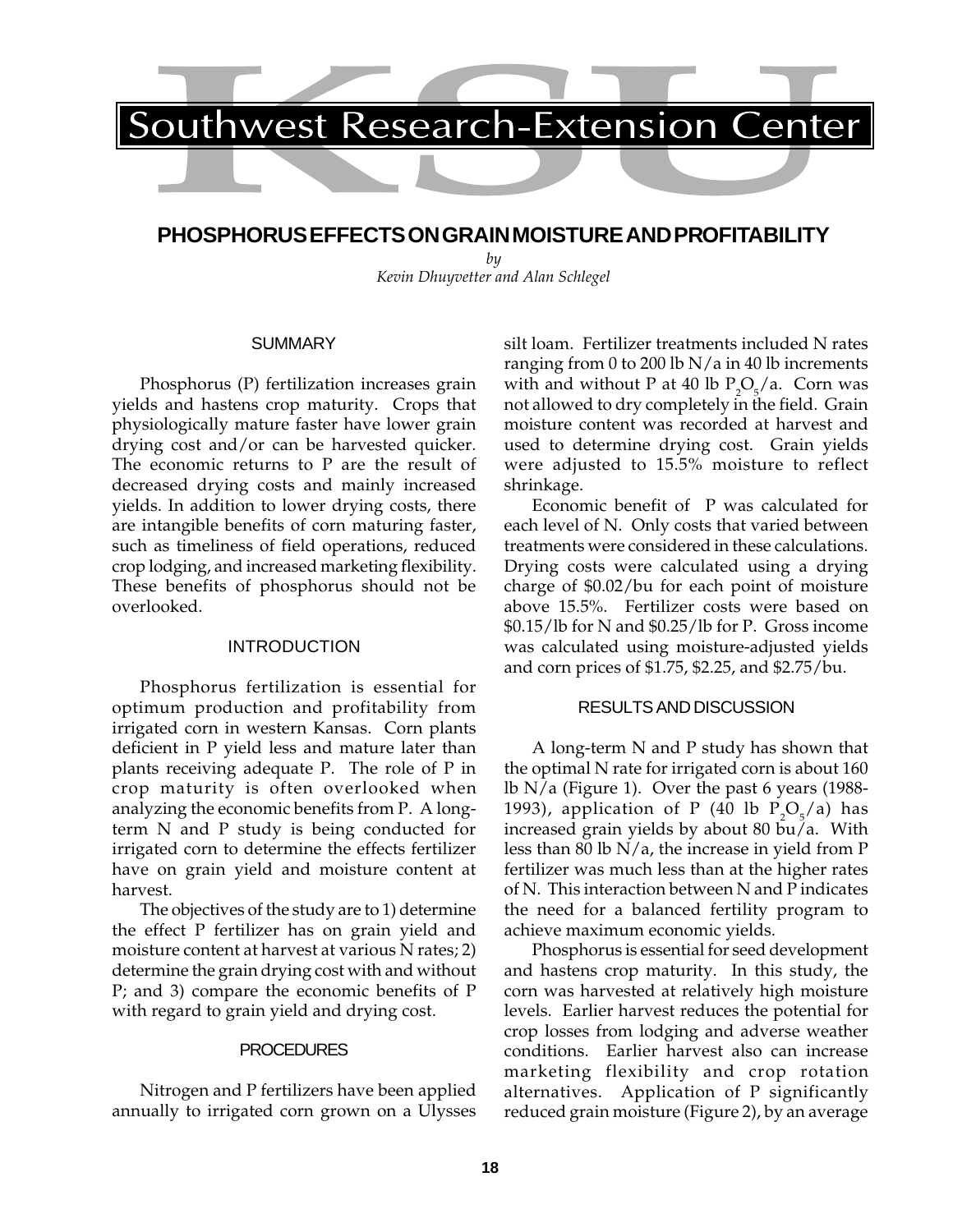# Southwest Research-Extension Center

## PHOSPHORUS EFFECTS ON GRAIN MOISTURE AND PROFITABILITY

*by*

*Kevin Dhuyvetter and Alan Schlegel*

### SUMMARY

Phosphorus (P) fertilization increases grain yields and hastens crop maturity. Crops that physiologically mature faster have lower grain drying cost and/or can be harvested quicker. The economic returns to P are the result of decreased drying costs and mainly increased yields. In addition to lower drying costs, there are intangible benefits of corn maturing faster, such as timeliness of field operations, reduced crop lodging, and increased marketing flexibility. These benefits of phosphorus should not be overlooked.

### INTRODUCTION

Phosphorus fertilization is essential for optimum production and profitability from irrigated corn in western Kansas. Corn plants deficient in P yield less and mature later than plants receiving adequate P. The role of P in crop maturity is often overlooked when analyzing the economic benefits from P. A long-term N and P study is being conducted for irrigated corn to determine the effects fertilizer have on grain yield and moisture content at harvest.

The objectives of the study are to 1) determine the effect P fertilizer has on grain yield and moisture content at harvest at various N rates; 2) determine the grain drying cost with and without P; and 3) compare the economic benefits of P with regard to grain yield and drying cost.

### PROCEDURES

Nitrogen and P fertilizers have been applied annually to irrigated corn grown on a Ulysses silt loam. Fertilizer treatments included N rates ranging from 0 to 200 lb N/a in 40 lb increments with and without P at 40 lb $P_2O_5$/a. Corn was not allowed to dry completely in the field. Grain moisture content was recorded at harvest and used to determine drying cost. Grain yields were adjusted to 15.5% moisture to reflect shrinkage.

Economic benefit of P was calculated for each level of N. Only costs that varied between treatments were considered in these calculations. Drying costs were calculated using a drying charge of $0.02/bu for each point of moisture above 15.5%. Fertilizer costs were based on $0.15/lb for N and $0.25/lb for P. Gross income was calculated using moisture-adjusted yields and corn prices of $1.75, $2.25, and $2.75/bu.

### RESULTS AND DISCUSSION

A long-term N and P study has shown that the optimal N rate for irrigated corn is about 160 lb N/a (Figure 1). Over the past 6 years (1988-1993), application of P (40 lb $P_2O_5$/a) has increased grain yields by about 80 bu/a. With less than 80 lb N/a, the increase in yield from P fertilizer was much less than at the higher rates of N. This interaction between N and P indicates the need for a balanced fertility program to achieve maximum economic yields.

Phosphorus is essential for seed development and hastens crop maturity. In this study, the corn was harvested at relatively high moisture levels. Earlier harvest reduces the potential for crop losses from lodging and adverse weather conditions. Earlier harvest also can increase marketing flexibility and crop rotation alternatives. Application of P significantly reduced grain moisture (Figure 2), by an average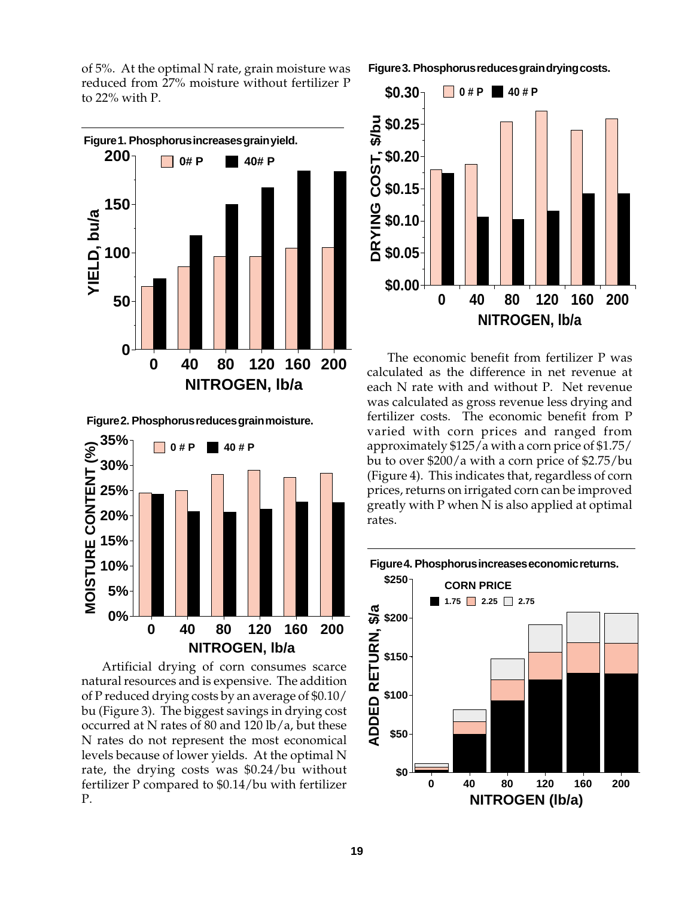of 5%. At the optimal N rate, grain moisture was reduced from 27% moisture without fertilizer P to 22% with P.

**Figure 1. Phosphorus increases grain yield.**

**Figure 2. Phosphorus reduces grain moisture.**

Artificial drying of corn consumes scarce natural resources and is expensive. The addition of P reduced drying costs by an average of $0.10/bu (Figure 3). The biggest savings in drying cost occurred at N rates of 80 and 120 lb/a, but these N rates do not represent the most economical levels because of lower yields. At the optimal N rate, the drying costs was $0.24/bu without fertilizer P compared to $0.14/bu with fertilizer P.

**Figure 3. Phosphorus reduces grain drying costs.**

The economic benefit from fertilizer P was calculated as the difference in net revenue at each N rate with and without P. Net revenue was calculated as gross revenue less drying and fertilizer costs. The economic benefit from P varied with corn prices and ranged from approximately $125/a with a corn price of $1.75/bu to over $200/a with a corn price of $2.75/bu (Figure 4). This indicates that, regardless of corn prices, returns on irrigated corn can be improved greatly with P when N is also applied at optimal rates.

**Figure 4. Phosphorus increases economic returns.**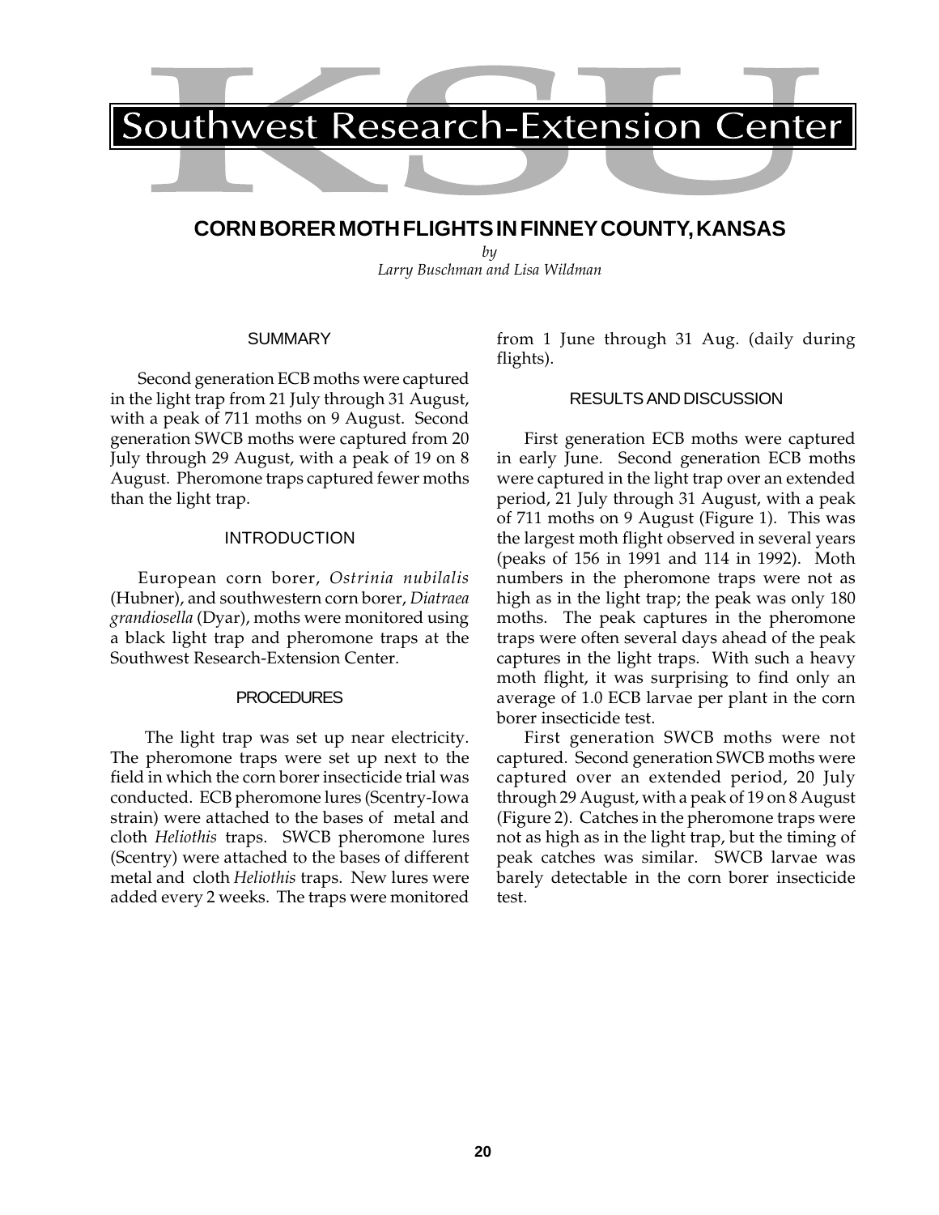# CORN BORER MOTH FLIGHTS IN FINNEY COUNTY, KANSAS

*by*
*Larry Buschman and Lisa Wildman*

## SUMMARY

Second generation ECB moths were captured in the light trap from 21 July through 31 August, with a peak of 711 moths on 9 August. Second generation SWCB moths were captured from 20 July through 29 August, with a peak of 19 on 8 August. Pheromone traps captured fewer moths than the light trap.

## INTRODUCTION

European corn borer, *Ostrinia nubilalis* (Hubner), and southwestern corn borer, *Diatraea grandiosella* (Dyar), moths were monitored using a black light trap and pheromone traps at the Southwest Research-Extension Center.

## PROCEDURES

The light trap was set up near electricity. The pheromone traps were set up next to the field in which the corn borer insecticide trial was conducted. ECB pheromone lures (Scentry-Iowa strain) were attached to the bases of metal and cloth *Heliothis* traps. SWCB pheromone lures (Scentry) were attached to the bases of different metal and cloth *Heliothis* traps. New lures were added every 2 weeks. The traps were monitored from 1 June through 31 Aug. (daily during flights).

## RESULTS AND DISCUSSION

First generation ECB moths were captured in early June. Second generation ECB moths were captured in the light trap over an extended period, 21 July through 31 August, with a peak of 711 moths on 9 August (Figure 1). This was the largest moth flight observed in several years (peaks of 156 in 1991 and 114 in 1992). Moth numbers in the pheromone traps were not as high as in the light trap; the peak was only 180 moths. The peak captures in the pheromone traps were often several days ahead of the peak captures in the light traps. With such a heavy moth flight, it was surprising to find only an average of 1.0 ECB larvae per plant in the corn borer insecticide test.

First generation SWCB moths were not captured. Second generation SWCB moths were captured over an extended period, 20 July through 29 August, with a peak of 19 on 8 August (Figure 2). Catches in the pheromone traps were not as high as in the light trap, but the timing of peak catches was similar. SWCB larvae was barely detectable in the corn borer insecticide test.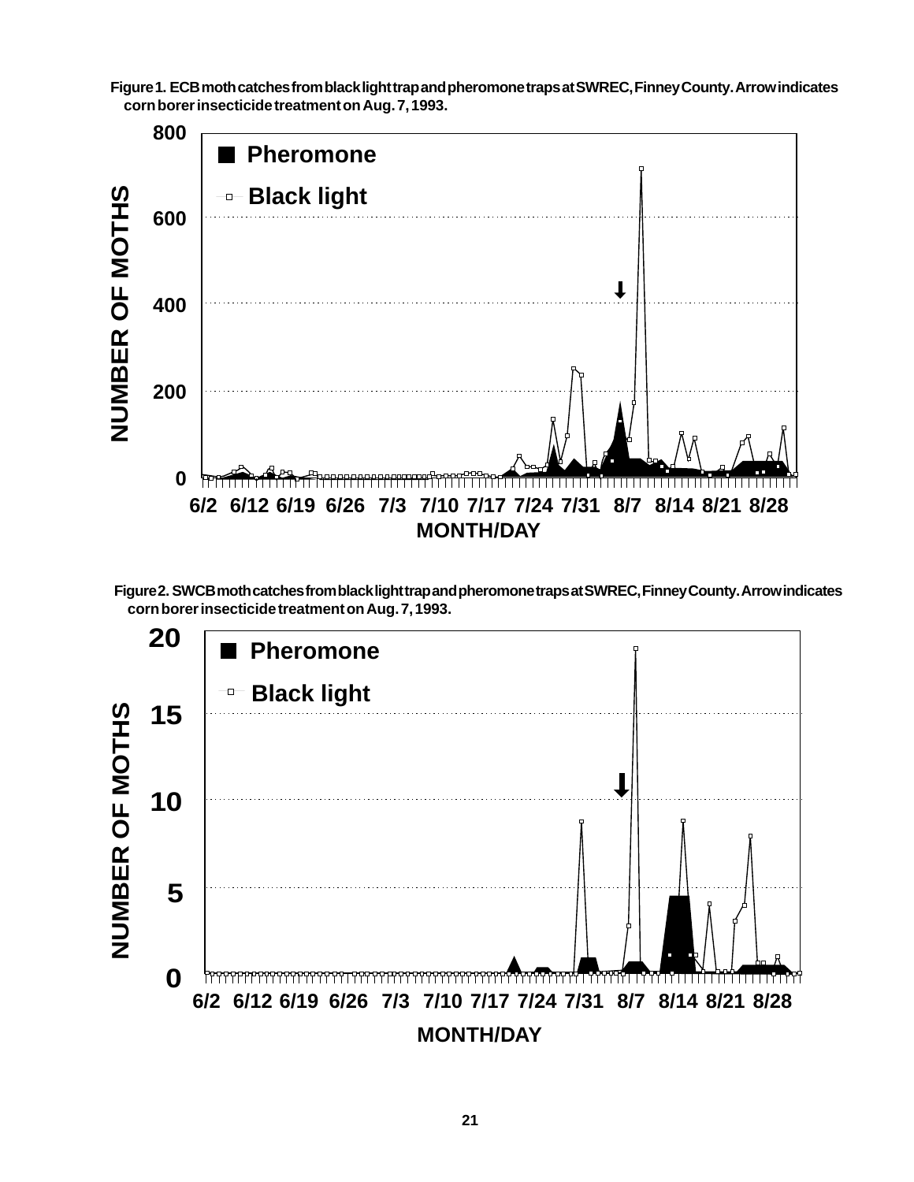Figure 1. ECB moth catches from black light trap and pheromone traps at SWREC, Finney County. Arrow indicates corn borer insecticide treatment on Aug. 7, 1993.

Figure 2. SWCB moth catches from black light trap and pheromone traps at SWREC, Finney County. Arrow indicates corn borer insecticide treatment on Aug. 7, 1993.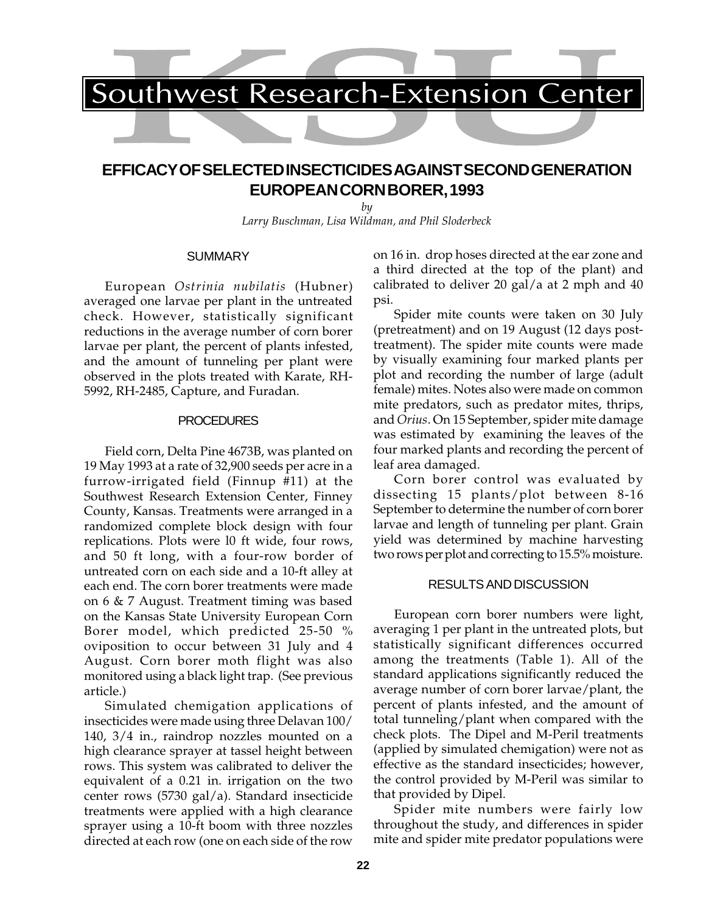# Southwest Research-Extension Center

## EFFICACY OF SELECTED INSECTICIDES AGAINST SECOND GENERATION EUROPEAN CORN BORER, 1993

*by*

*Larry Buschman, Lisa Wildman, and Phil Sloderbeck*

### SUMMARY

European *Ostrinia nubilatis* (Hubner) averaged one larvae per plant in the untreated check. However, statistically significant reductions in the average number of corn borer larvae per plant, the percent of plants infested, and the amount of tunneling per plant were observed in the plots treated with Karate, RH-5992, RH-2485, Capture, and Furadan.

### PROCEDURES

Field corn, Delta Pine 4673B, was planted on 19 May 1993 at a rate of 32,900 seeds per acre in a furrow-irrigated field (Finnup #11) at the Southwest Research Extension Center, Finney County, Kansas. Treatments were arranged in a randomized complete block design with four replications. Plots were 10 ft wide, four rows, and 50 ft long, with a four-row border of untreated corn on each side and a 10-ft alley at each end. The corn borer treatments were made on 6 & 7 August. Treatment timing was based on the Kansas State University European Corn Borer model, which predicted 25-50 % oviposition to occur between 31 July and 4 August. Corn borer moth flight was also monitored using a black light trap. (See previous article.)

Simulated chemigation applications of insecticides were made using three Delavan 100/140, 3/4 in., raindrop nozzles mounted on a high clearance sprayer at tassel height between rows. This system was calibrated to deliver the equivalent of a 0.21 in. irrigation on the two center rows (5730 gal/a). Standard insecticide treatments were applied with a high clearance sprayer using a 10-ft boom with three nozzles directed at each row (one on each side of the row on 16 in. drop hoses directed at the ear zone and a third directed at the top of the plant) and calibrated to deliver 20 gal/a at 2 mph and 40 psi.

Spider mite counts were taken on 30 July (pretreatment) and on 19 August (12 days post-treatment). The spider mite counts were made by visually examining four marked plants per plot and recording the number of large (adult female) mites. Notes also were made on common mite predators, such as predator mites, thrips, and *Orius*. On 15 September, spider mite damage was estimated by examining the leaves of the four marked plants and recording the percent of leaf area damaged.

Corn borer control was evaluated by dissecting 15 plants/plot between 8-16 September to determine the number of corn borer larvae and length of tunneling per plant. Grain yield was determined by machine harvesting two rows per plot and correcting to 15.5% moisture.

### RESULTS AND DISCUSSION

European corn borer numbers were light, averaging 1 per plant in the untreated plots, but statistically significant differences occurred among the treatments (Table 1). All of the standard applications significantly reduced the average number of corn borer larvae/plant, the percent of plants infested, and the amount of total tunneling/plant when compared with the check plots. The Dipel and M-Peril treatments (applied by simulated chemigation) were not as effective as the standard insecticides; however, the control provided by M-Peril was similar to that provided by Dipel.

Spider mite numbers were fairly low throughout the study, and differences in spider mite and spider mite predator populations were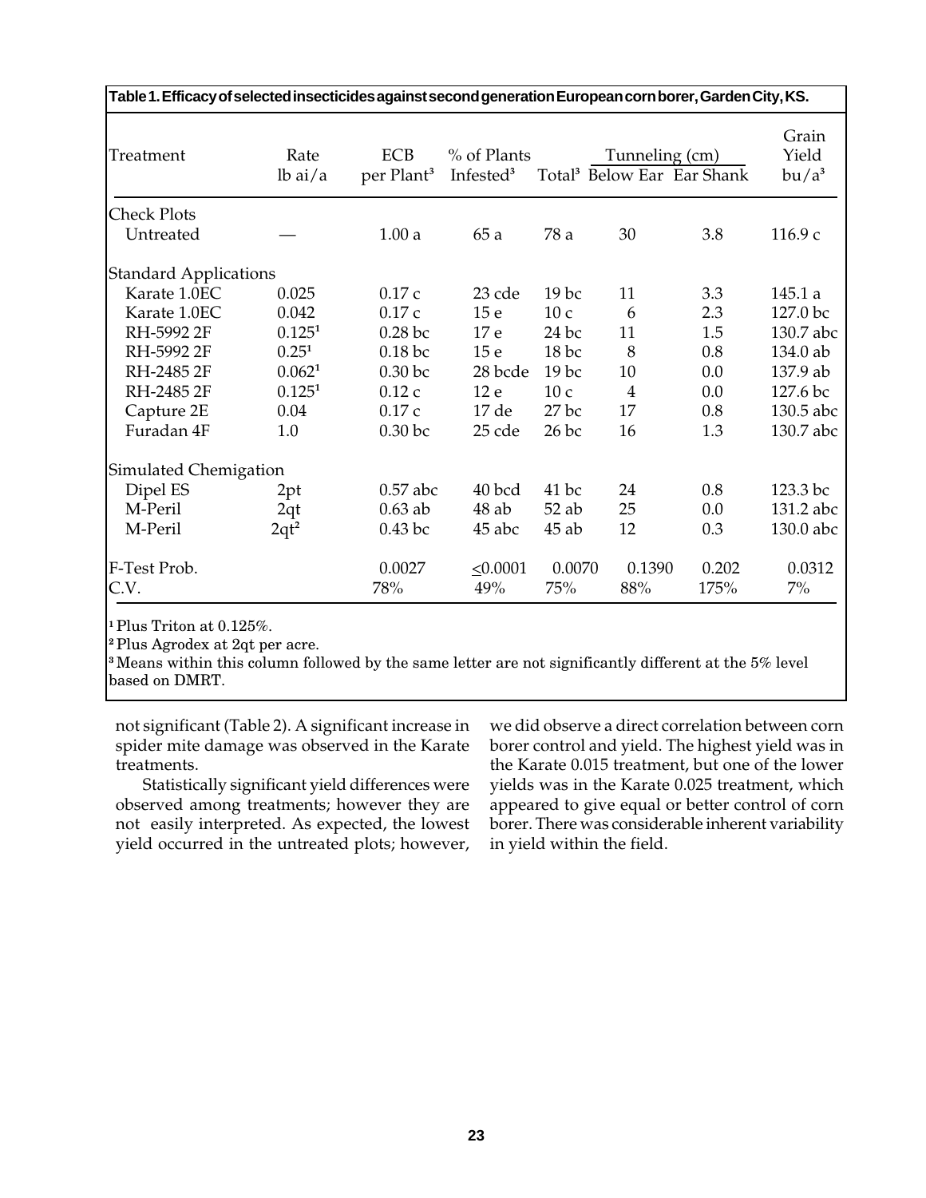**Table 1. Efficacy of selected insecticides against second generation European corn borer, Garden City, KS.**

| Treatment | Rate lb ai/a | ECB per Plant[3] | % of Plants Infested[3] | Tunneling (cm) Total[3] | Below Ear | Ear Shank | Grain Yield bu/a[3] |
|---|---|---|---|---|---|---|---|
| **Check Plots** | | | | | | | |
| Untreated | — | 1.00 a | 65 a | 78 a | 30 | 3.8 | 116.9 c |
| **Standard Applications** | | | | | | | |
| Karate 1.0EC | 0.025 | 0.17 c | 23 cde | 19 bc | 11 | 3.3 | 145.1 a |
| Karate 1.0EC | 0.042 | 0.17 c | 15 e | 10 c | 6 | 2.3 | 127.0 bc |
| RH-5992 2F | 0.125[1] | 0.28 bc | 17 e | 24 bc | 11 | 1.5 | 130.7 abc |
| RH-5992 2F | 0.25[1] | 0.18 bc | 15 e | 18 bc | 8 | 0.8 | 134.0 ab |
| RH-2485 2F | 0.062[1] | 0.30 bc | 28 bcde | 19 bc | 10 | 0.0 | 137.9 ab |
| RH-2485 2F | 0.125[1] | 0.12 c | 12 e | 10 c | 4 | 0.0 | 127.6 bc |
| Capture 2E | 0.04 | 0.17 c | 17 de | 27 bc | 17 | 0.8 | 130.5 abc |
| Furadan 4F | 1.0 | 0.30 bc | 25 cde | 26 bc | 16 | 1.3 | 130.7 abc |
| **Simulated Chemigation** | | | | | | | |
| Dipel ES | 2pt | 0.57 abc | 40 bcd | 41 bc | 24 | 0.8 | 123.3 bc |
| M-Peril | 2qt | 0.63 ab | 48 ab | 52 ab | 25 | 0.0 | 131.2 abc |
| M-Peril | 2qt[2] | 0.43 bc | 45 abc | 45 ab | 12 | 0.3 | 130.0 abc |
| F-Test Prob. | | 0.0027 | ≤0.0001 | 0.0070 | 0.1390 | 0.202 | 0.0312 |
| C.V. | | 78% | 49% | 75% | 88% | 175% | 7% |

[1] Plus Triton at 0.125%.
[2] Plus Agrodex at 2qt per acre.
[3] Means within this column followed by the same letter are not significantly different at the 5% level based on DMRT.

not significant (Table 2). A significant increase in spider mite damage was observed in the Karate treatments.

Statistically significant yield differences were observed among treatments; however they are not easily interpreted. As expected, the lowest yield occurred in the untreated plots; however, we did observe a direct correlation between corn borer control and yield. The highest yield was in the Karate 0.015 treatment, but one of the lower yields was in the Karate 0.025 treatment, which appeared to give equal or better control of corn borer. There was considerable inherent variability in yield within the field.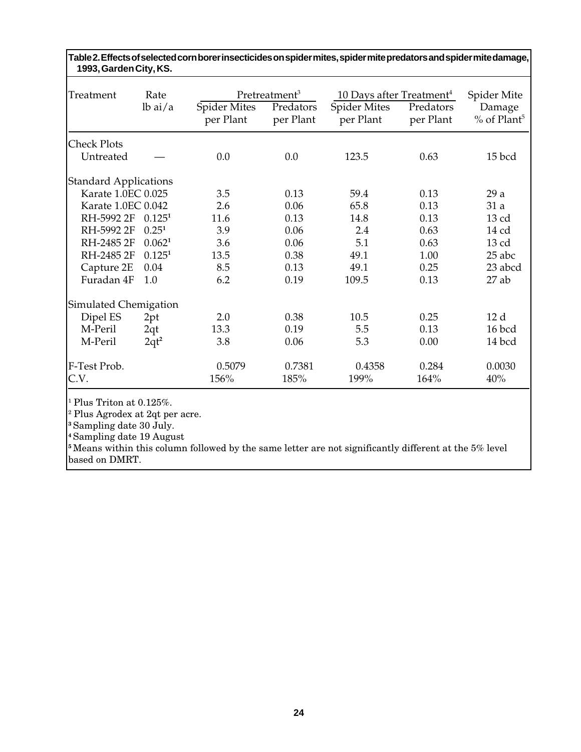**Table 2. Effects of selected corn borer insecticides on spider mites, spider mite predators and spider mite damage, 1993, Garden City, KS.**

| Treatment | Rate lb ai/a | Pretreatment[3] Spider Mites per Plant | Pretreatment[3] Predators per Plant | 10 Days after Treatment[4] Spider Mites per Plant | 10 Days after Treatment[4] Predators per Plant | Spider Mite Damage % of Plant[5] |
|---|---|---|---|---|---|---|
| **Check Plots** | | | | | | |
| Untreated | — | 0.0 | 0.0 | 123.5 | 0.63 | 15 bcd |
| **Standard Applications** | | | | | | |
| Karate 1.0EC | 0.025 | 3.5 | 0.13 | 59.4 | 0.13 | 29 a |
| Karate 1.0EC | 0.042 | 2.6 | 0.06 | 65.8 | 0.13 | 31 a |
| RH-5992 2F | 0.125[1] | 11.6 | 0.13 | 14.8 | 0.13 | 13 cd |
| RH-5992 2F | 0.25[1] | 3.9 | 0.06 | 2.4 | 0.63 | 14 cd |
| RH-2485 2F | 0.062[1] | 3.6 | 0.06 | 5.1 | 0.63 | 13 cd |
| RH-2485 2F | 0.125[1] | 13.5 | 0.38 | 49.1 | 1.00 | 25 abc |
| Capture 2E | 0.04 | 8.5 | 0.13 | 49.1 | 0.25 | 23 abcd |
| Furadan 4F | 1.0 | 6.2 | 0.19 | 109.5 | 0.13 | 27 ab |
| **Simulated Chemigation** | | | | | | |
| Dipel ES | 2pt | 2.0 | 0.38 | 10.5 | 0.25 | 12 d |
| M-Peril | 2qt | 13.3 | 0.19 | 5.5 | 0.13 | 16 bcd |
| M-Peril | 2qt[2] | 3.8 | 0.06 | 5.3 | 0.00 | 14 bcd |
| F-Test Prob. | | 0.5079 | 0.7381 | 0.4358 | 0.284 | 0.0030 |
| C.V. | | 156% | 185% | 199% | 164% | 40% |

[1] Plus Triton at 0.125%.
[2] Plus Agrodex at 2qt per acre.
[3] Sampling date 30 July.
[4] Sampling date 19 August
[5] Means within this column followed by the same letter are not significantly different at the 5% level based on DMRT.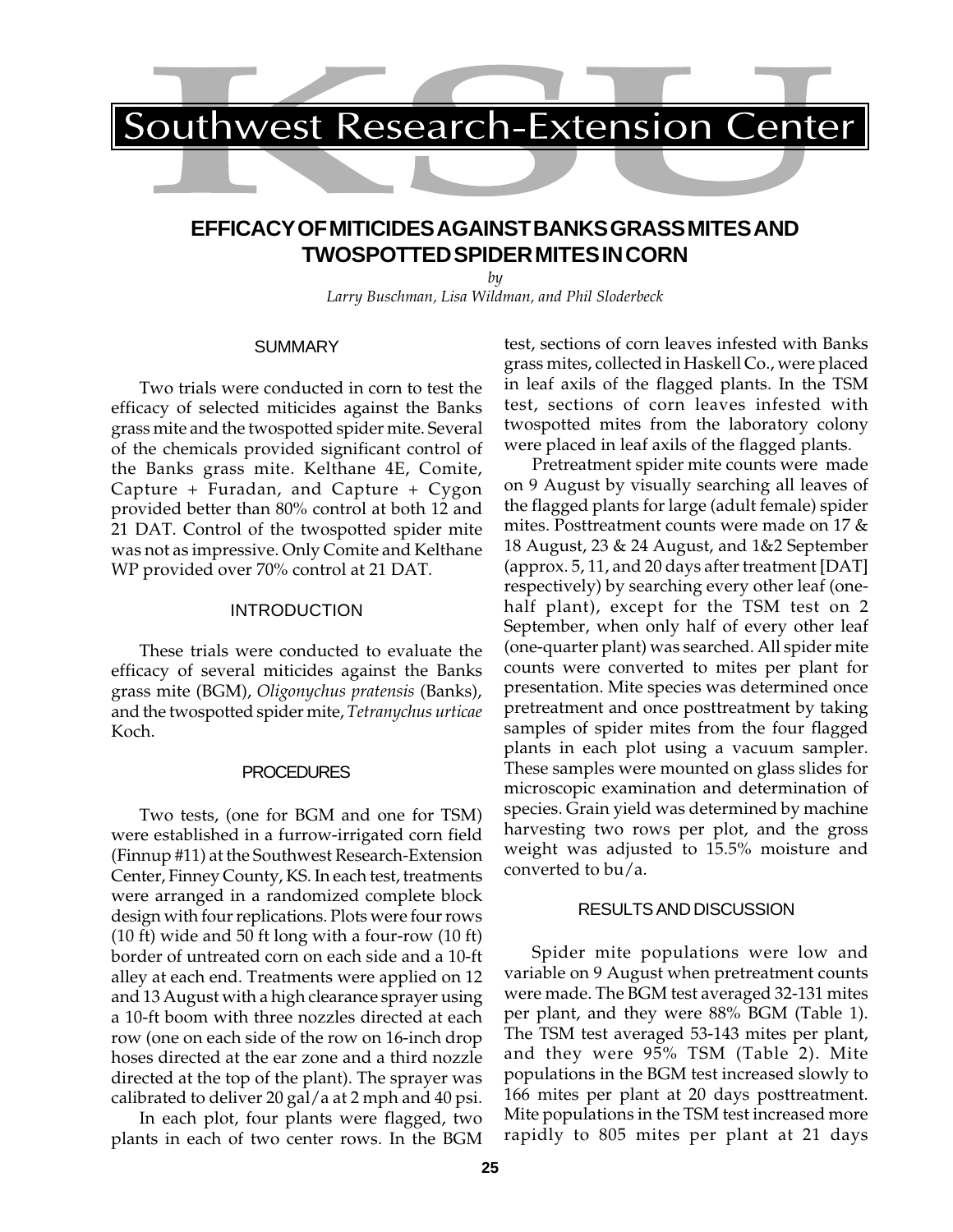# Southwest Research-Extension Center

## EFFICACY OF MITICIDES AGAINST BANKS GRASS MITES AND TWOSPOTTED SPIDER MITES IN CORN

*by*

*Larry Buschman, Lisa Wildman, and Phil Sloderbeck*

### SUMMARY

Two trials were conducted in corn to test the efficacy of selected miticides against the Banks grass mite and the twospotted spider mite. Several of the chemicals provided significant control of the Banks grass mite. Kelthane 4E, Comite, Capture + Furadan, and Capture + Cygon provided better than 80% control at both 12 and 21 DAT. Control of the twospotted spider mite was not as impressive. Only Comite and Kelthane WP provided over 70% control at 21 DAT.

### INTRODUCTION

These trials were conducted to evaluate the efficacy of several miticides against the Banks grass mite (BGM), *Oligonychus pratensis* (Banks), and the twospotted spider mite, *Tetranychus urticae* Koch.

### PROCEDURES

Two tests, (one for BGM and one for TSM) were established in a furrow-irrigated corn field (Finnup #11) at the Southwest Research-Extension Center, Finney County, KS. In each test, treatments were arranged in a randomized complete block design with four replications. Plots were four rows (10 ft) wide and 50 ft long with a four-row (10 ft) border of untreated corn on each side and a 10-ft alley at each end. Treatments were applied on 12 and 13 August with a high clearance sprayer using a 10-ft boom with three nozzles directed at each row (one on each side of the row on 16-inch drop hoses directed at the ear zone and a third nozzle directed at the top of the plant). The sprayer was calibrated to deliver 20 gal/a at 2 mph and 40 psi.

In each plot, four plants were flagged, two plants in each of two center rows. In the BGM test, sections of corn leaves infested with Banks grass mites, collected in Haskell Co., were placed in leaf axils of the flagged plants. In the TSM test, sections of corn leaves infested with twospotted mites from the laboratory colony were placed in leaf axils of the flagged plants.

Pretreatment spider mite counts were made on 9 August by visually searching all leaves of the flagged plants for large (adult female) spider mites. Posttreatment counts were made on 17 & 18 August, 23 & 24 August, and 1&2 September (approx. 5, 11, and 20 days after treatment [DAT] respectively) by searching every other leaf (one-half plant), except for the TSM test on 2 September, when only half of every other leaf (one-quarter plant) was searched. All spider mite counts were converted to mites per plant for presentation. Mite species was determined once pretreatment and once posttreatment by taking samples of spider mites from the four flagged plants in each plot using a vacuum sampler. These samples were mounted on glass slides for microscopic examination and determination of species. Grain yield was determined by machine harvesting two rows per plot, and the gross weight was adjusted to 15.5% moisture and converted to bu/a.

### RESULTS AND DISCUSSION

Spider mite populations were low and variable on 9 August when pretreatment counts were made. The BGM test averaged 32-131 mites per plant, and they were 88% BGM (Table 1). The TSM test averaged 53-143 mites per plant, and they were 95% TSM (Table 2). Mite populations in the BGM test increased slowly to 166 mites per plant at 20 days posttreatment. Mite populations in the TSM test increased more rapidly to 805 mites per plant at 21 days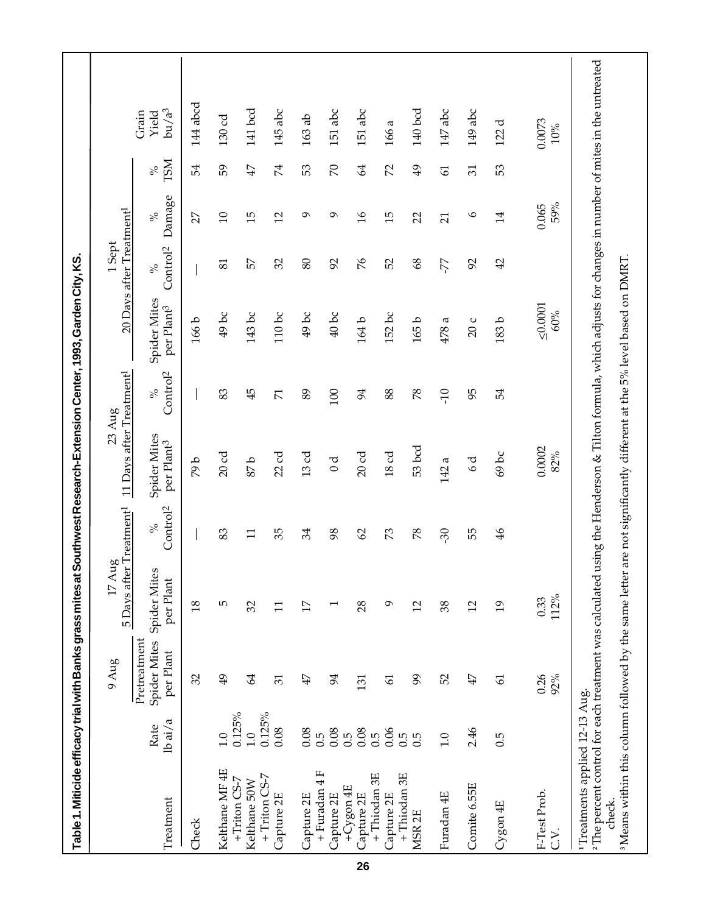**Table 1. Miticide efficacy trial with Banks grass mites at Southwest Research-Extension Center, 1993, Garden City, KS.**

| Treatment | Rate lb ai/a | 9 Aug Pretreatment Spider Mites per Plant | 17 Aug 5 Days after Treatment[1] Spider Mites per Plant | % Control[2] | 23 Aug 11 Days after Treatment[1] Spider Mites per Plant[3] | % Control[2] | 1 Sept 20 Days after Treatment[1] Spider Mites per Plant[3] | % Control[2] | % Damage | % TSM | Grain Yield bu/a[3] |
|---|---|---|---|---|---|---|---|---|---|---|---|
| Check | | 32 | 18 | — | 79 b | — | 166 b | — | 27 | 54 | 144 abcd |
| Kelthane MF 4E +Triton CS-7 | 1.0 0.125% | 49 | 5 | 83 | 20 cd | 83 | 49 bc | 81 | 10 | 59 | 130 cd |
| Kelthane 50W + Triton CS-7 | 1.0 0.125% | 64 | 32 | 11 | 87 b | 45 | 143 bc | 57 | 15 | 47 | 141 bcd |
| Capture 2E | 0.08 | 31 | 11 | 35 | 22 cd | 71 | 110 bc | 32 | 12 | 74 | 145 abc |
| Capture 2E + Furadan 4 F | 0.08 0.5 | 47 | 17 | 34 | 13 cd | 89 | 49 bc | 80 | 9 | 53 | 163 ab |
| Capture 2E +Cygon 4E | 0.08 0.5 | 94 | 1 | 98 | 0 d | 100 | 40 bc | 92 | 9 | 70 | 151 abc |
| Capture 2E + Thiodan 3E | 0.08 0.5 | 131 | 28 | 62 | 20 cd | 94 | 164 b | 76 | 16 | 64 | 151 abc |
| Capture 2E + Thiodan 3E | 0.06 0.5 | 61 | 9 | 73 | 18 cd | 88 | 152 bc | 52 | 15 | 72 | 166 a |
| MSR 2E | 0.5 | 99 | 12 | 78 | 53 bcd | 78 | 165 b | 68 | 22 | 49 | 140 bcd |
| Furadan 4E | 1.0 | 52 | 38 | -30 | 142 a | -10 | 478 a | -77 | 21 | 61 | 147 abc |
| Comite 6.55E | 2.46 | 47 | 12 | 55 | 6 d | 95 | 20 c | 92 | 6 | 31 | 149 abc |
| Cygon 4E | 0.5 | 61 | 19 | 46 | 69 bc | 54 | 183 b | 42 | 14 | 53 | 122 d |
| F-Test Prob. | | 0.26 | 0.33 | | 0.0002 | | ≤0.0001 | | 0.065 | | 0.0073 |
| C.V. | | 92% | 112% | | 82% | | 60% | | 59% | | 10% |

[1]Treatments applied 12-13 Aug.

[2]The percent control for each treatment was calculated using the Henderson & Tilton formula, which adjusts for changes in number of mites in the untreated check.

[3]Means within this column followed by the same letter are not significantly different at the 5% level based on DMRT.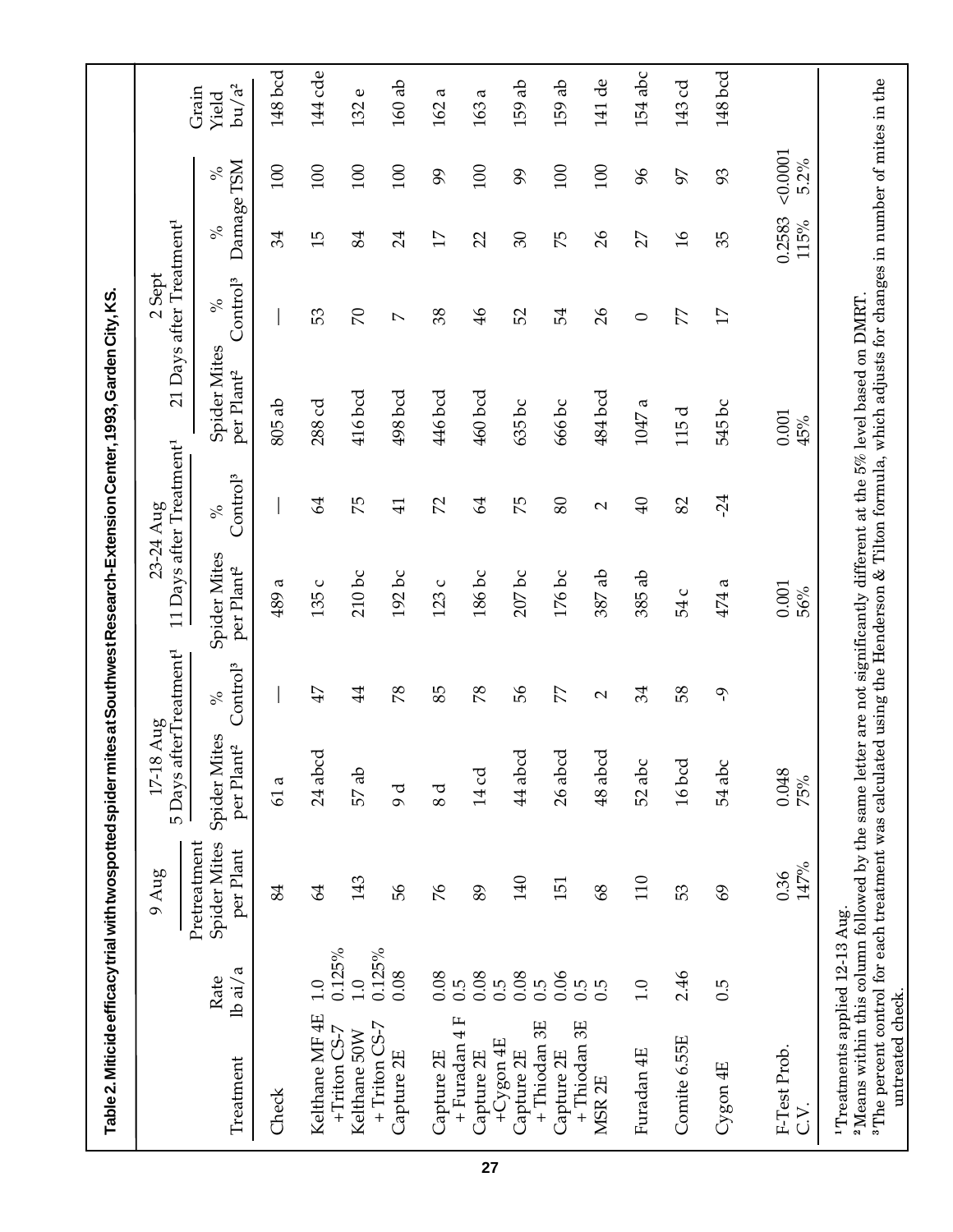**Table 2. Miticide efficacy trial with twospotted spider mites at Southwest Research-Extension Center, 1993, Garden City, KS.**

| Treatment | Rate lb ai/a | 9 Aug Pretreatment Spider Mites per Plant | 17-18 Aug 5 Days after Treatment[1] Spider Mites per Plant[2] | 17-18 Aug 5 Days after Treatment[1] % Control[3] | 23-24 Aug 11 Days after Treatment[1] Spider Mites per Plant[2] | 23-24 Aug 11 Days after Treatment[1] % Control[3] | 2 Sept 21 Days after Treatment[1] Spider Mites per Plant[2] | 2 Sept 21 Days after Treatment[1] % Control[3] | 2 Sept 21 Days after Treatment[1] % Damage | 2 Sept 21 Days after Treatment[1] % TSM | Grain Yield bu/a[2] |
|---|---|---|---|---|---|---|---|---|---|---|---|
| Check | | 84 | 61 a | — | 489 a | — | 805 ab | — | 34 | 100 | 148 bcd |
| Kelthane MF 4E +Triton CS-7 | 1.0 0.125% | 64 | 24 abcd | 47 | 135 c | 64 | 288 cd | 53 | 15 | 100 | 144 cde |
| Kelthane 50W + Triton CS-7 | 1.0 0.125% | 143 | 57 ab | 44 | 210 bc | 75 | 416 bcd | 70 | 84 | 100 | 132 e |
| Capture 2E | 0.08 | 56 | 9 d | 78 | 192 bc | 41 | 498 bcd | 7 | 24 | 100 | 160 ab |
| Capture 2E + Furadan 4 F | 0.08 0.5 | 76 | 8 d | 85 | 123 c | 72 | 446 bcd | 38 | 17 | 99 | 162 a |
| Capture 2E +Cygon 4E | 0.08 0.5 | 89 | 14 cd | 78 | 186 bc | 64 | 460 bcd | 46 | 22 | 100 | 163 a |
| Capture 2E + Thiodan 3E | 0.08 0.5 | 140 | 44 abcd | 56 | 207 bc | 75 | 635 bc | 52 | 30 | 99 | 159 ab |
| Capture 2E + Thiodan 3E | 0.06 0.5 | 151 | 26 abcd | 77 | 176 bc | 80 | 666 bc | 54 | 75 | 100 | 159 ab |
| MSR 2E | 0.5 | 68 | 48 abcd | 2 | 387 ab | 2 | 484 bcd | 26 | 26 | 100 | 141 de |
| Furadan 4E | 1.0 | 110 | 52 abc | 34 | 385 ab | 40 | 1047 a | 0 | 27 | 96 | 154 abc |
| Comite 6.55E | 2.46 | 53 | 16 bcd | 58 | 54 c | 82 | 115 d | 77 | 16 | 97 | 143 cd |
| Cygon 4E | 0.5 | 69 | 54 abc | -9 | 474 a | -24 | 545 bc | 17 | 35 | 93 | 148 bcd |
| F-Test Prob. | | 0.36 | 0.048 | | 0.001 | | 0.001 | | 0.2583 | <0.0001 | |
| C.V. | | 147% | 75% | | 56% | | 45% | | 115% | 5.2% | |

[1]Treatments applied 12-13 Aug.
[2]Means within this column followed by the same letter are not significantly different at the 5% level based on DMRT.
[3]The percent control for each treatment was calculated using the Henderson & Tilton formula, which adjusts for changes in number of mites in the untreated check.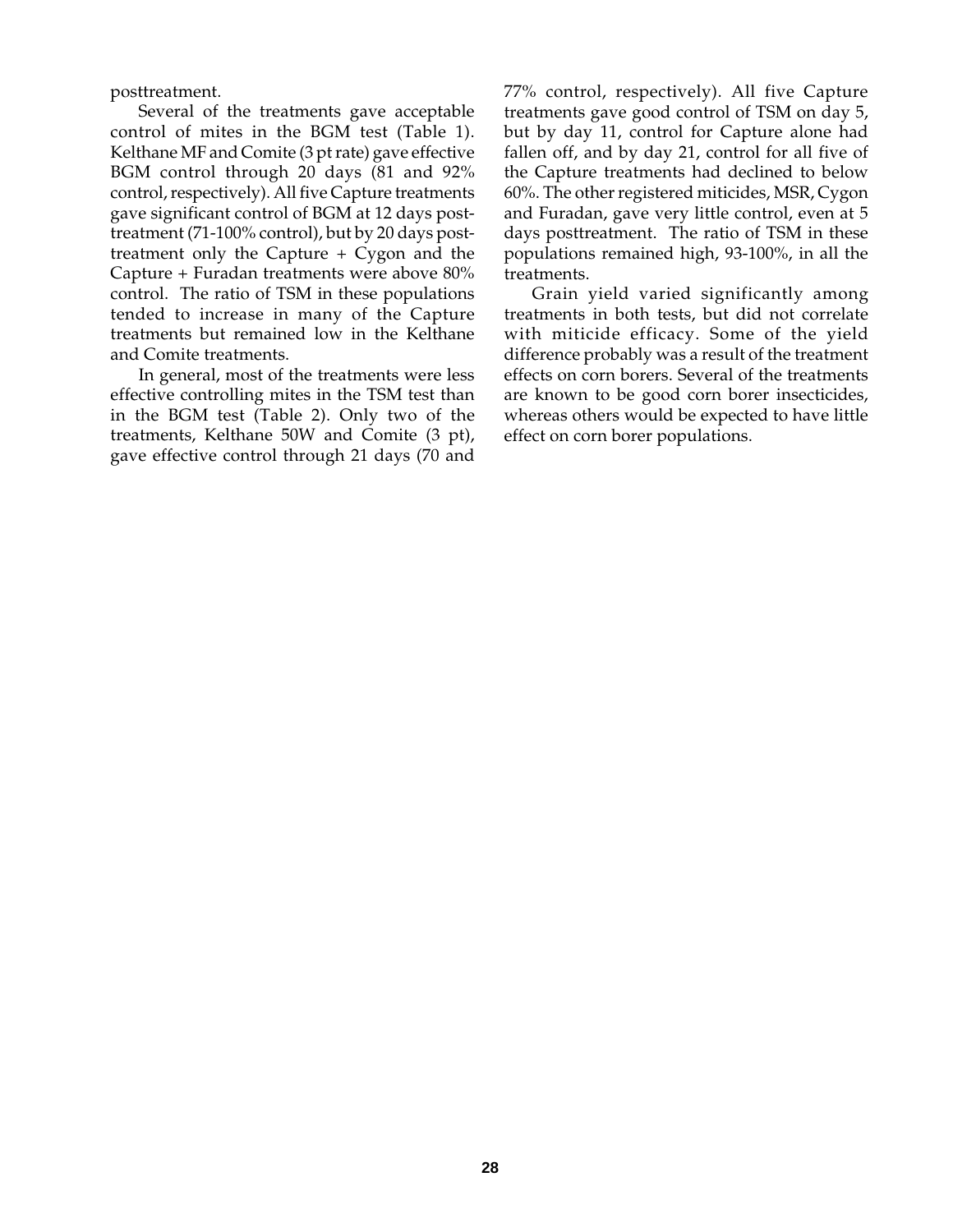posttreatment.

Several of the treatments gave acceptable control of mites in the BGM test (Table 1). Kelthane MF and Comite (3 pt rate) gave effective BGM control through 20 days (81 and 92% control, respectively). All five Capture treatments gave significant control of BGM at 12 days posttreatment (71-100% control), but by 20 days posttreatment only the Capture + Cygon and the Capture + Furadan treatments were above 80% control. The ratio of TSM in these populations tended to increase in many of the Capture treatments but remained low in the Kelthane and Comite treatments.

In general, most of the treatments were less effective controlling mites in the TSM test than in the BGM test (Table 2). Only two of the treatments, Kelthane 50W and Comite (3 pt), gave effective control through 21 days (70 and 77% control, respectively). All five Capture treatments gave good control of TSM on day 5, but by day 11, control for Capture alone had fallen off, and by day 21, control for all five of the Capture treatments had declined to below 60%. The other registered miticides, MSR, Cygon and Furadan, gave very little control, even at 5 days posttreatment. The ratio of TSM in these populations remained high, 93-100%, in all the treatments.

Grain yield varied significantly among treatments in both tests, but did not correlate with miticide efficacy. Some of the yield difference probably was a result of the treatment effects on corn borers. Several of the treatments are known to be good corn borer insecticides, whereas others would be expected to have little effect on corn borer populations.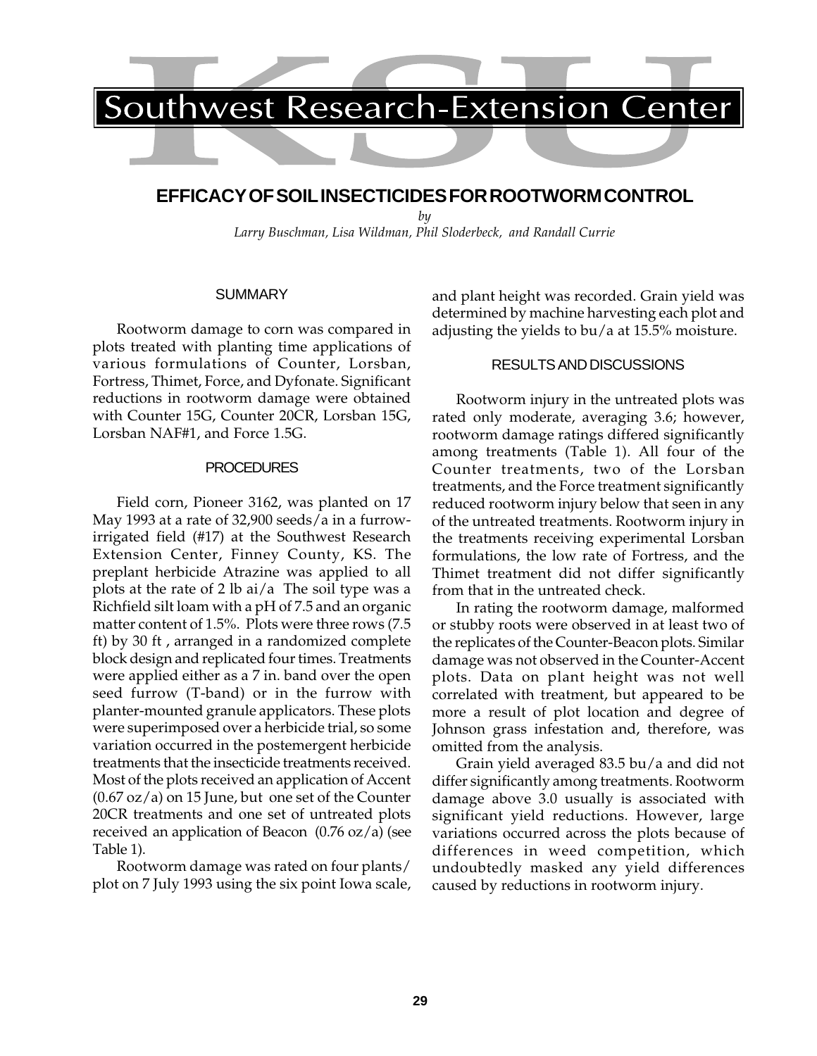# Southwest Research-Extension Center

## EFFICACY OF SOIL INSECTICIDES FOR ROOTWORM CONTROL

*by*

*Larry Buschman, Lisa Wildman, Phil Sloderbeck, and Randall Currie*

### SUMMARY

Rootworm damage to corn was compared in plots treated with planting time applications of various formulations of Counter, Lorsban, Fortress, Thimet, Force, and Dyfonate. Significant reductions in rootworm damage were obtained with Counter 15G, Counter 20CR, Lorsban 15G, Lorsban NAF#1, and Force 1.5G.

### PROCEDURES

Field corn, Pioneer 3162, was planted on 17 May 1993 at a rate of 32,900 seeds/a in a furrow-irrigated field (#17) at the Southwest Research Extension Center, Finney County, KS. The preplant herbicide Atrazine was applied to all plots at the rate of 2 lb ai/a The soil type was a Richfield silt loam with a pH of 7.5 and an organic matter content of 1.5%. Plots were three rows (7.5 ft) by 30 ft , arranged in a randomized complete block design and replicated four times. Treatments were applied either as a 7 in. band over the open seed furrow (T-band) or in the furrow with planter-mounted granule applicators. These plots were superimposed over a herbicide trial, so some variation occurred in the postemergent herbicide treatments that the insecticide treatments received. Most of the plots received an application of Accent (0.67 oz/a) on 15 June, but one set of the Counter 20CR treatments and one set of untreated plots received an application of Beacon (0.76 oz/a) (see Table 1).

Rootworm damage was rated on four plants/plot on 7 July 1993 using the six point Iowa scale, and plant height was recorded. Grain yield was determined by machine harvesting each plot and adjusting the yields to bu/a at 15.5% moisture.

### RESULTS AND DISCUSSIONS

Rootworm injury in the untreated plots was rated only moderate, averaging 3.6; however, rootworm damage ratings differed significantly among treatments (Table 1). All four of the Counter treatments, two of the Lorsban treatments, and the Force treatment significantly reduced rootworm injury below that seen in any of the untreated treatments. Rootworm injury in the treatments receiving experimental Lorsban formulations, the low rate of Fortress, and the Thimet treatment did not differ significantly from that in the untreated check.

In rating the rootworm damage, malformed or stubby roots were observed in at least two of the replicates of the Counter-Beacon plots. Similar damage was not observed in the Counter-Accent plots. Data on plant height was not well correlated with treatment, but appeared to be more a result of plot location and degree of Johnson grass infestation and, therefore, was omitted from the analysis.

Grain yield averaged 83.5 bu/a and did not differ significantly among treatments. Rootworm damage above 3.0 usually is associated with significant yield reductions. However, large variations occurred across the plots because of differences in weed competition, which undoubtedly masked any yield differences caused by reductions in rootworm injury.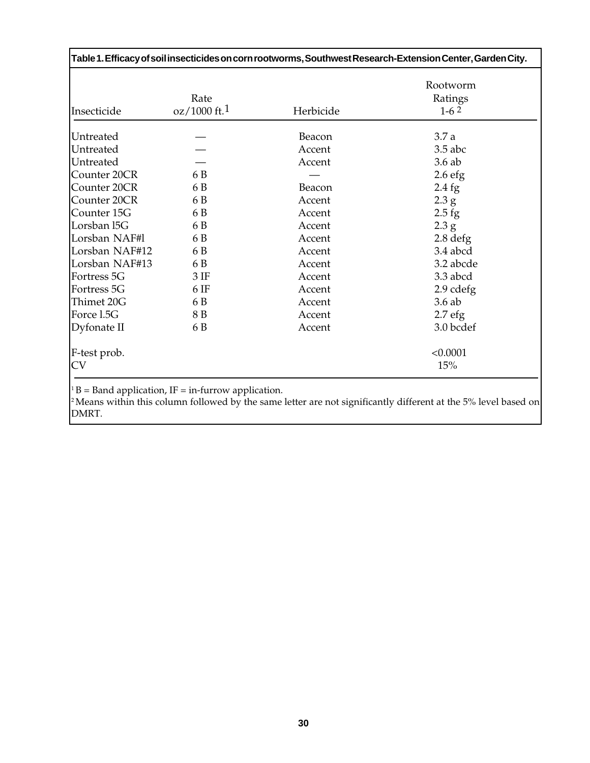**Table 1. Efficacy of soil insecticides on corn rootworms, Southwest Research-Extension Center, Garden City.**

| Insecticide | Rate oz/1000 ft.[1] | Herbicide | Rootworm Ratings 1-6 [2] |
|---|---|---|---|
| Untreated | — | Beacon | 3.7 a |
| Untreated | — | Accent | 3.5 abc |
| Untreated | — | Accent | 3.6 ab |
| Counter 20CR | 6 B | — | 2.6 efg |
| Counter 20CR | 6 B | Beacon | 2.4 fg |
| Counter 20CR | 6 B | Accent | 2.3 g |
| Counter 15G | 6 B | Accent | 2.5 fg |
| Lorsban l5G | 6 B | Accent | 2.3 g |
| Lorsban NAF#l | 6 B | Accent | 2.8 defg |
| Lorsban NAF#12 | 6 B | Accent | 3.4 abcd |
| Lorsban NAF#13 | 6 B | Accent | 3.2 abcde |
| Fortress 5G | 3 IF | Accent | 3.3 abcd |
| Fortress 5G | 6 IF | Accent | 2.9 cdefg |
| Thimet 20G | 6 B | Accent | 3.6 ab |
| Force l.5G | 8 B | Accent | 2.7 efg |
| Dyfonate II | 6 B | Accent | 3.0 bcdef |
| F-test prob. | | | <0.0001 |
| CV | | | 15% |

[1] B = Band application, IF = in-furrow application.

[2] Means within this column followed by the same letter are not significantly different at the 5% level based on DMRT.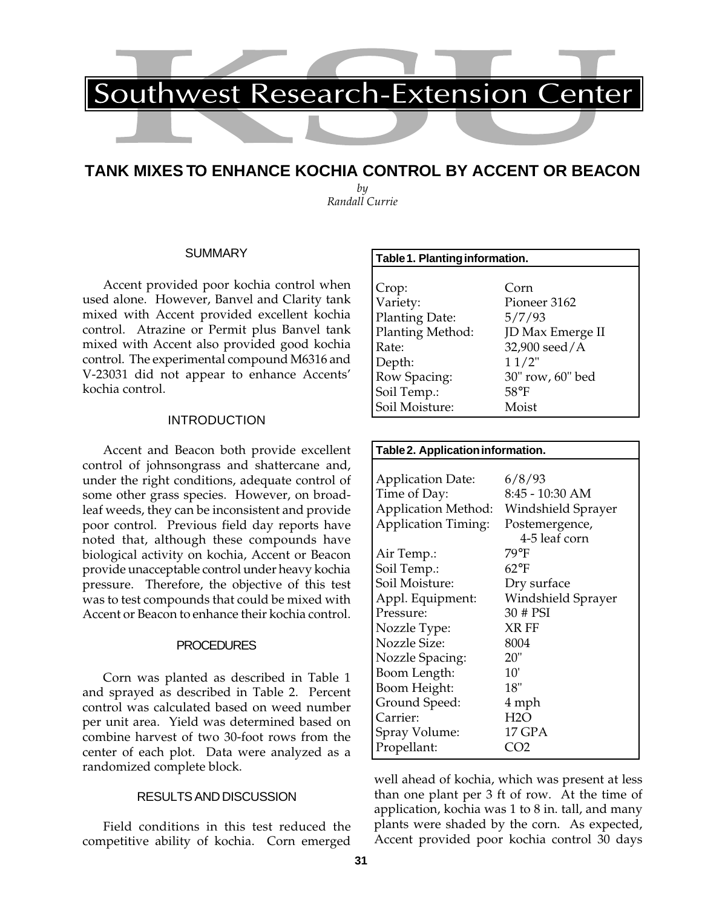# Southwest Research-Extension Center

## TANK MIXES TO ENHANCE KOCHIA CONTROL BY ACCENT OR BEACON

*by*
*Randall Currie*

### SUMMARY

Accent provided poor kochia control when used alone. However, Banvel and Clarity tank mixed with Accent provided excellent kochia control. Atrazine or Permit plus Banvel tank mixed with Accent also provided good kochia control. The experimental compound M6316 and V-23031 did not appear to enhance Accents' kochia control.

### INTRODUCTION

Accent and Beacon both provide excellent control of johnsongrass and shattercane and, under the right conditions, adequate control of some other grass species. However, on broadleaf weeds, they can be inconsistent and provide poor control. Previous field day reports have noted that, although these compounds have biological activity on kochia, Accent or Beacon provide unacceptable control under heavy kochia pressure. Therefore, the objective of this test was to test compounds that could be mixed with Accent or Beacon to enhance their kochia control.

### PROCEDURES

Corn was planted as described in Table 1 and sprayed as described in Table 2. Percent control was calculated based on weed number per unit area. Yield was determined based on combine harvest of two 30-foot rows from the center of each plot. Data were analyzed as a randomized complete block.

### RESULTS AND DISCUSSION

Field conditions in this test reduced the competitive ability of kochia. Corn emerged well ahead of kochia, which was present at less than one plant per 3 ft of row. At the time of application, kochia was 1 to 8 in. tall, and many plants were shaded by the corn. As expected, Accent provided poor kochia control 30 days

**Table 1. Planting information.**

| | |
|---|---|
| Crop: | Corn |
| Variety: | Pioneer 3162 |
| Planting Date: | 5/7/93 |
| Planting Method: | JD Max Emerge II |
| Rate: | 32,900 seed/A |
| Depth: | 1 1/2" |
| Row Spacing: | 30" row, 60" bed |
| Soil Temp.: | 58°F |
| Soil Moisture: | Moist |

**Table 2. Application information.**

| | |
|---|---|
| Application Date: | 6/8/93 |
| Time of Day: | 8:45 - 10:30 AM |
| Application Method: | Windshield Sprayer |
| Application Timing: | Postemergence, 4-5 leaf corn |
| Air Temp.: | 79°F |
| Soil Temp.: | 62°F |
| Soil Moisture: | Dry surface |
| Appl. Equipment: | Windshield Sprayer |
| Pressure: | 30 # PSI |
| Nozzle Type: | XR FF |
| Nozzle Size: | 8004 |
| Nozzle Spacing: | 20" |
| Boom Length: | 10' |
| Boom Height: | 18" |
| Ground Speed: | 4 mph |
| Carrier: | $H_2O$ |
| Spray Volume: | 17 GPA |
| Propellant: | $CO_2$ |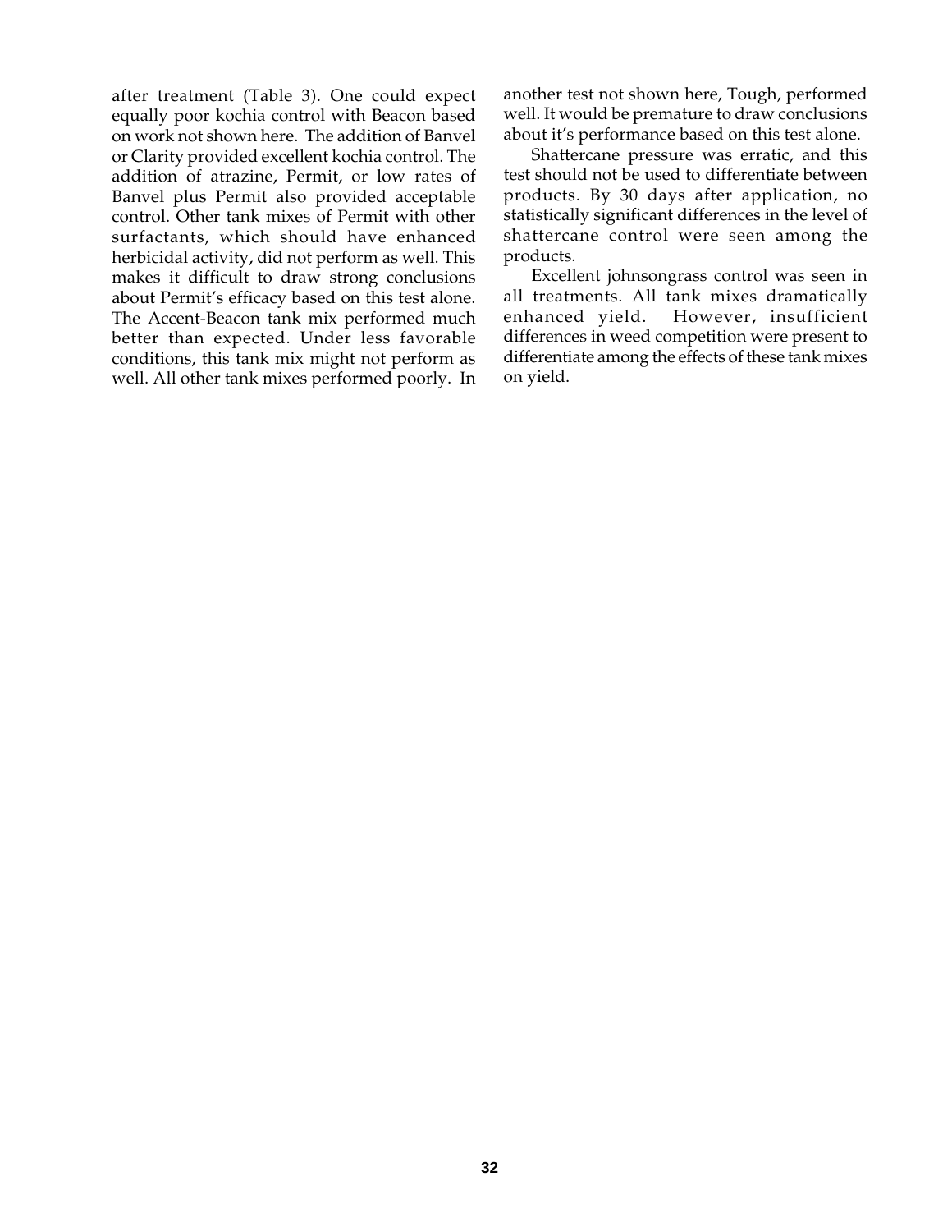after treatment (Table 3). One could expect equally poor kochia control with Beacon based on work not shown here. The addition of Banvel or Clarity provided excellent kochia control. The addition of atrazine, Permit, or low rates of Banvel plus Permit also provided acceptable control. Other tank mixes of Permit with other surfactants, which should have enhanced herbicidal activity, did not perform as well. This makes it difficult to draw strong conclusions about Permit's efficacy based on this test alone. The Accent-Beacon tank mix performed much better than expected. Under less favorable conditions, this tank mix might not perform as well. All other tank mixes performed poorly. In another test not shown here, Tough, performed well. It would be premature to draw conclusions about it's performance based on this test alone.

Shattercane pressure was erratic, and this test should not be used to differentiate between products. By 30 days after application, no statistically significant differences in the level of shattercane control were seen among the products.

Excellent johnsongrass control was seen in all treatments. All tank mixes dramatically enhanced yield. However, insufficient differences in weed competition were present to differentiate among the effects of these tank mixes on yield.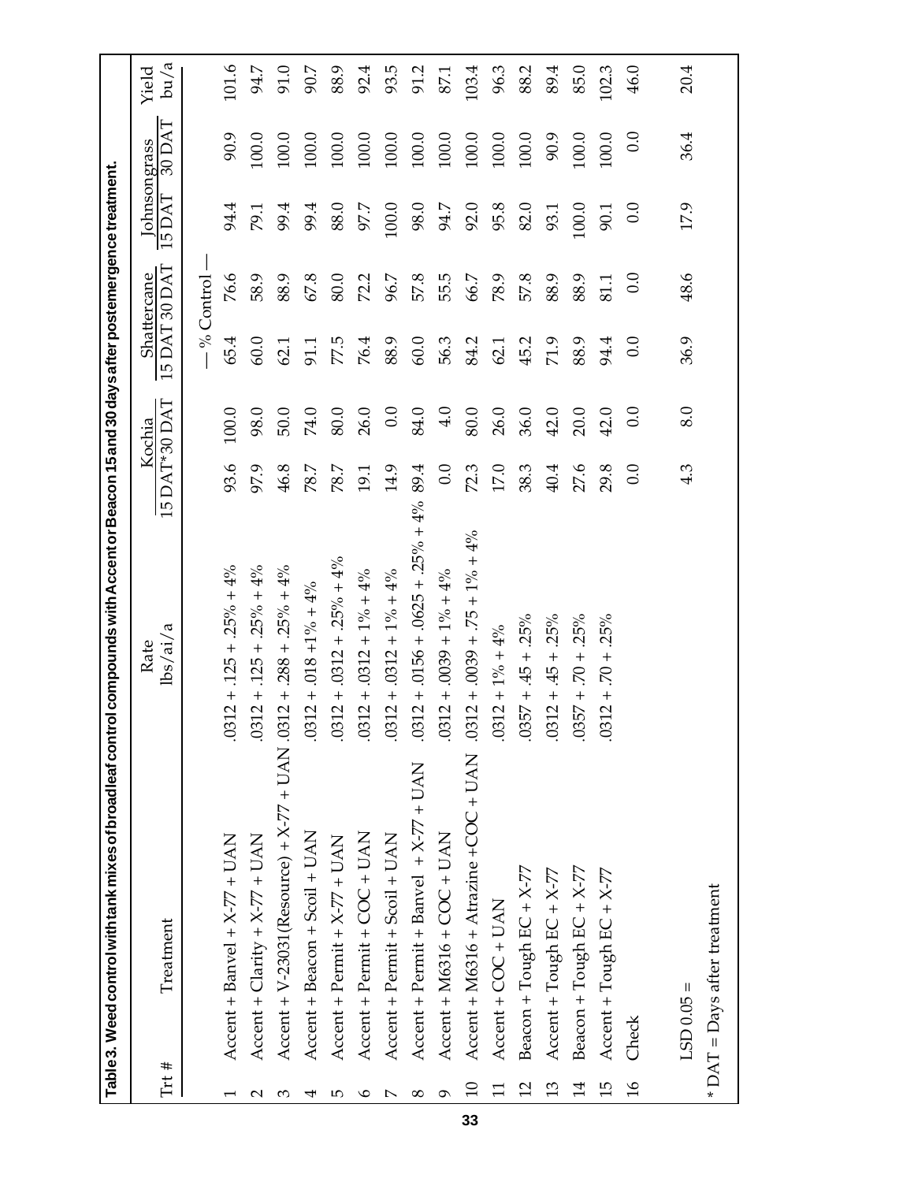**Table 3. Weed control with tank mixes of broadleaf control compounds with Accent or Beacon 15 and 30 days after postemergence treatment.**

| Trt # | Treatment | Rate lbs/ai/a | Kochia 15 DAT* | Kochia 30 DAT | Shattercane 15 DAT | Shattercane 30 DAT | Johnsongrass 15 DAT | Johnsongrass 30 DAT | Yield bu/a |
|---|---|---|---|---|---|---|---|---|---|
| | | | — % Control — | | | | | | |
| 1 | Accent + Banvel + X-77 + UAN | .0312 + .125 + .25% + 4% | 93.6 | 100.0 | 65.4 | 76.6 | 94.4 | 90.9 | 101.6 |
| 2 | Accent + Clarity + X-77 + UAN | .0312 + .125 + .25% + 4% | 97.9 | 98.0 | 60.0 | 58.9 | 79.1 | 100.0 | 94.7 |
| 3 | Accent + V-23031(Resource) + X-77 + UAN | .0312 + .288 + .25% + 4% | 46.8 | 50.0 | 62.1 | 88.9 | 99.4 | 100.0 | 91.0 |
| 4 | Accent + Beacon + Scoil + UAN | .0312 + .018 +1% + 4% | 78.7 | 74.0 | 91.1 | 67.8 | 99.4 | 100.0 | 90.7 |
| 5 | Accent + Permit + X-77 + UAN | .0312 + .0312 + .25% + 4% | 78.7 | 80.0 | 77.5 | 80.0 | 88.0 | 100.0 | 88.9 |
| 6 | Accent + Permit + COC + UAN | .0312 + .0312 + 1% + 4% | 19.1 | 26.0 | 76.4 | 72.2 | 97.7 | 100.0 | 92.4 |
| 7 | Accent + Permit + Scoil + UAN | .0312 + .0312 + 1% + 4% | 14.9 | 0.0 | 88.9 | 96.7 | 100.0 | 100.0 | 93.5 |
| 8 | Accent + Permit + Banvel + X-77 + UAN | .0312 + .0156 + .0625 + .25% + 4% | 89.4 | 84.0 | 60.0 | 57.8 | 98.0 | 100.0 | 91.2 |
| 9 | Accent + M6316 + COC + UAN | .0312 + .0039 + 1% + 4% | 0.0 | 4.0 | 56.3 | 55.5 | 94.7 | 100.0 | 87.1 |
| 10 | Accent + M6316 + Atrazine +COC + UAN | .0312 + .0039 + .75 + 1% + 4% | 72.3 | 80.0 | 84.2 | 66.7 | 92.0 | 100.0 | 103.4 |
| 11 | Accent + COC + UAN | .0312 + 1% + 4% | 17.0 | 26.0 | 62.1 | 78.9 | 95.8 | 100.0 | 96.3 |
| 12 | Beacon + Tough EC + X-77 | .0357 + .45 + .25% | 38.3 | 36.0 | 45.2 | 57.8 | 82.0 | 100.0 | 88.2 |
| 13 | Accent + Tough EC + X-77 | .0312 + .45 + .25% | 40.4 | 42.0 | 71.9 | 88.9 | 93.1 | 90.9 | 89.4 |
| 14 | Beacon + Tough EC + X-77 | .0357 + .70 + .25% | 27.6 | 20.0 | 88.9 | 88.9 | 100.0 | 100.0 | 85.0 |
| 15 | Accent + Tough EC + X-77 | .0312 + .70 + .25% | 29.8 | 42.0 | 94.4 | 81.1 | 90.1 | 100.0 | 102.3 |
| 16 | Check | | 0.0 | 0.0 | 0.0 | 0.0 | 0.0 | 0.0 | 46.0 |
| | LSD 0.05 = | | 4.3 | 8.0 | 36.9 | 48.6 | 17.9 | 36.4 | 20.4 |

* DAT = Days after treatment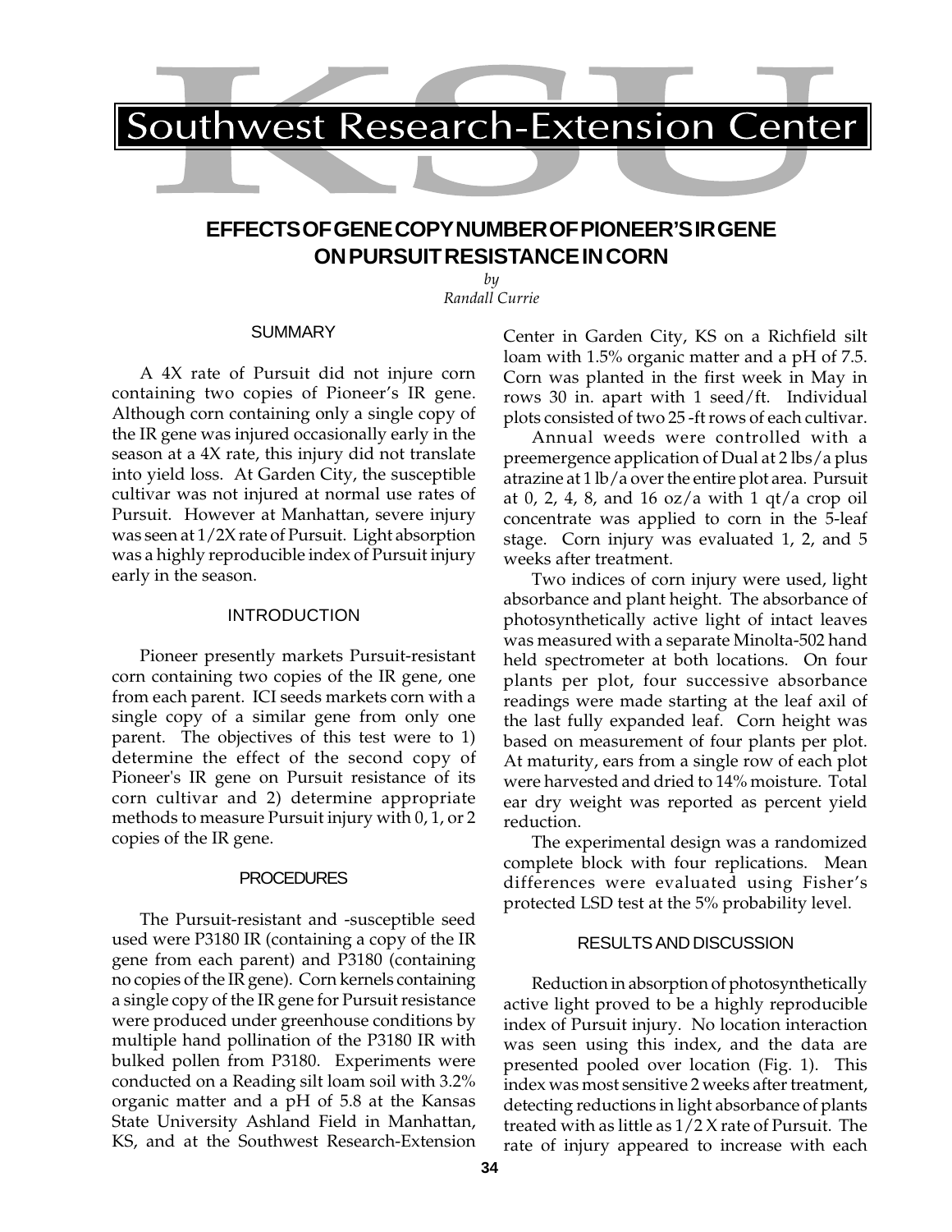# Southwest Research-Extension Center

## EFFECTS OF GENE COPY NUMBER OF PIONEER'S IR GENE ON PURSUIT RESISTANCE IN CORN

*by*
*Randall Currie*

### SUMMARY

A 4X rate of Pursuit did not injure corn containing two copies of Pioneer's IR gene. Although corn containing only a single copy of the IR gene was injured occasionally early in the season at a 4X rate, this injury did not translate into yield loss. At Garden City, the susceptible cultivar was not injured at normal use rates of Pursuit. However at Manhattan, severe injury was seen at 1/2X rate of Pursuit. Light absorption was a highly reproducible index of Pursuit injury early in the season.

### INTRODUCTION

Pioneer presently markets Pursuit-resistant corn containing two copies of the IR gene, one from each parent. ICI seeds markets corn with a single copy of a similar gene from only one parent. The objectives of this test were to 1) determine the effect of the second copy of Pioneer's IR gene on Pursuit resistance of its corn cultivar and 2) determine appropriate methods to measure Pursuit injury with 0, 1, or 2 copies of the IR gene.

### PROCEDURES

The Pursuit-resistant and -susceptible seed used were P3180 IR (containing a copy of the IR gene from each parent) and P3180 (containing no copies of the IR gene). Corn kernels containing a single copy of the IR gene for Pursuit resistance were produced under greenhouse conditions by multiple hand pollination of the P3180 IR with bulked pollen from P3180. Experiments were conducted on a Reading silt loam soil with 3.2% organic matter and a pH of 5.8 at the Kansas State University Ashland Field in Manhattan, KS, and at the Southwest Research-Extension Center in Garden City, KS on a Richfield silt loam with 1.5% organic matter and a pH of 7.5. Corn was planted in the first week in May in rows 30 in. apart with 1 seed/ft. Individual plots consisted of two 25 -ft rows of each cultivar.

Annual weeds were controlled with a preemergence application of Dual at 2 lbs/a plus atrazine at 1 lb/a over the entire plot area. Pursuit at 0, 2, 4, 8, and 16 oz/a with 1 qt/a crop oil concentrate was applied to corn in the 5-leaf stage. Corn injury was evaluated 1, 2, and 5 weeks after treatment.

Two indices of corn injury were used, light absorbance and plant height. The absorbance of photosynthetically active light of intact leaves was measured with a separate Minolta-502 hand held spectrometer at both locations. On four plants per plot, four successive absorbance readings were made starting at the leaf axil of the last fully expanded leaf. Corn height was based on measurement of four plants per plot. At maturity, ears from a single row of each plot were harvested and dried to 14% moisture. Total ear dry weight was reported as percent yield reduction.

The experimental design was a randomized complete block with four replications. Mean differences were evaluated using Fisher's protected LSD test at the 5% probability level.

### RESULTS AND DISCUSSION

Reduction in absorption of photosynthetically active light proved to be a highly reproducible index of Pursuit injury. No location interaction was seen using this index, and the data are presented pooled over location (Fig. 1). This index was most sensitive 2 weeks after treatment, detecting reductions in light absorbance of plants treated with as little as 1/2 X rate of Pursuit. The rate of injury appeared to increase with each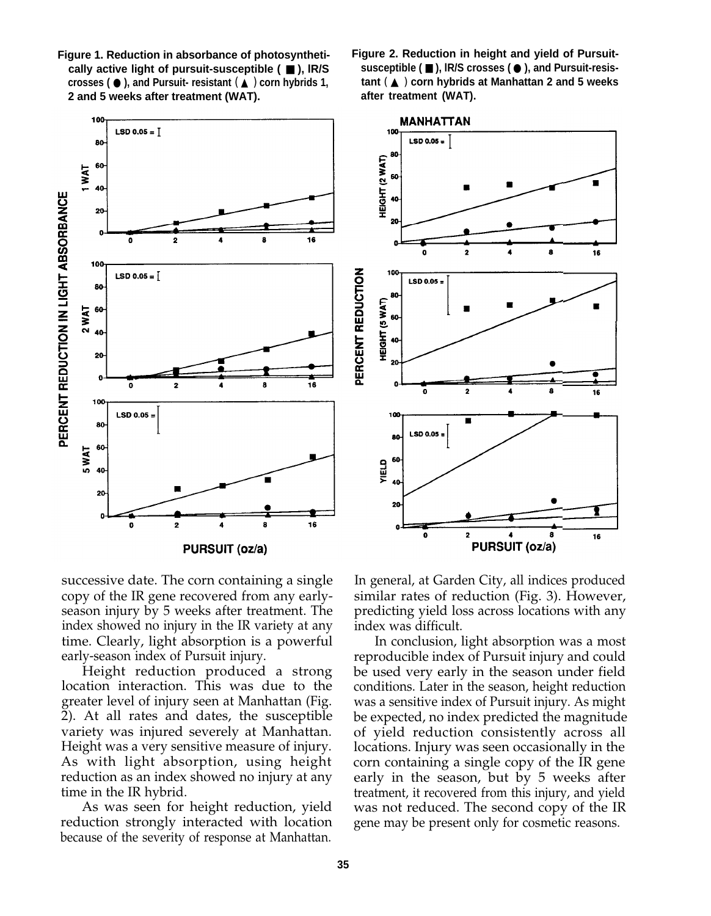**Figure 1. Reduction in absorbance of photosynthetically active light of pursuit-susceptible ( ■ ), IR/S crosses ( ● ), and Pursuit- resistant ( ▲ ) corn hybrids 1, 2 and 5 weeks after treatment (WAT).**

**Figure 2. Reduction in height and yield of Pursuit-susceptible ( ■ ), IR/S crosses ( ● ), and Pursuit-resistant ( ▲ ) corn hybrids at Manhattan 2 and 5 weeks after treatment (WAT).**

successive date. The corn containing a single copy of the IR gene recovered from any early-season injury by 5 weeks after treatment. The index showed no injury in the IR variety at any time. Clearly, light absorption is a powerful early-season index of Pursuit injury.

Height reduction produced a strong location interaction. This was due to the greater level of injury seen at Manhattan (Fig. 2). At all rates and dates, the susceptible variety was injured severely at Manhattan. Height was a very sensitive measure of injury. As with light absorption, using height reduction as an index showed no injury at any time in the IR hybrid.

As was seen for height reduction, yield reduction strongly interacted with location because of the severity of response at Manhattan. In general, at Garden City, all indices produced similar rates of reduction (Fig. 3). However, predicting yield loss across locations with any index was difficult.

In conclusion, light absorption was a most reproducible index of Pursuit injury and could be used very early in the season under field conditions. Later in the season, height reduction was a sensitive index of Pursuit injury. As might be expected, no index predicted the magnitude of yield reduction consistently across all locations. Injury was seen occasionally in the corn containing a single copy of the IR gene early in the season, but by 5 weeks after treatment, it recovered from this injury, and yield was not reduced. The second copy of the IR gene may be present only for cosmetic reasons.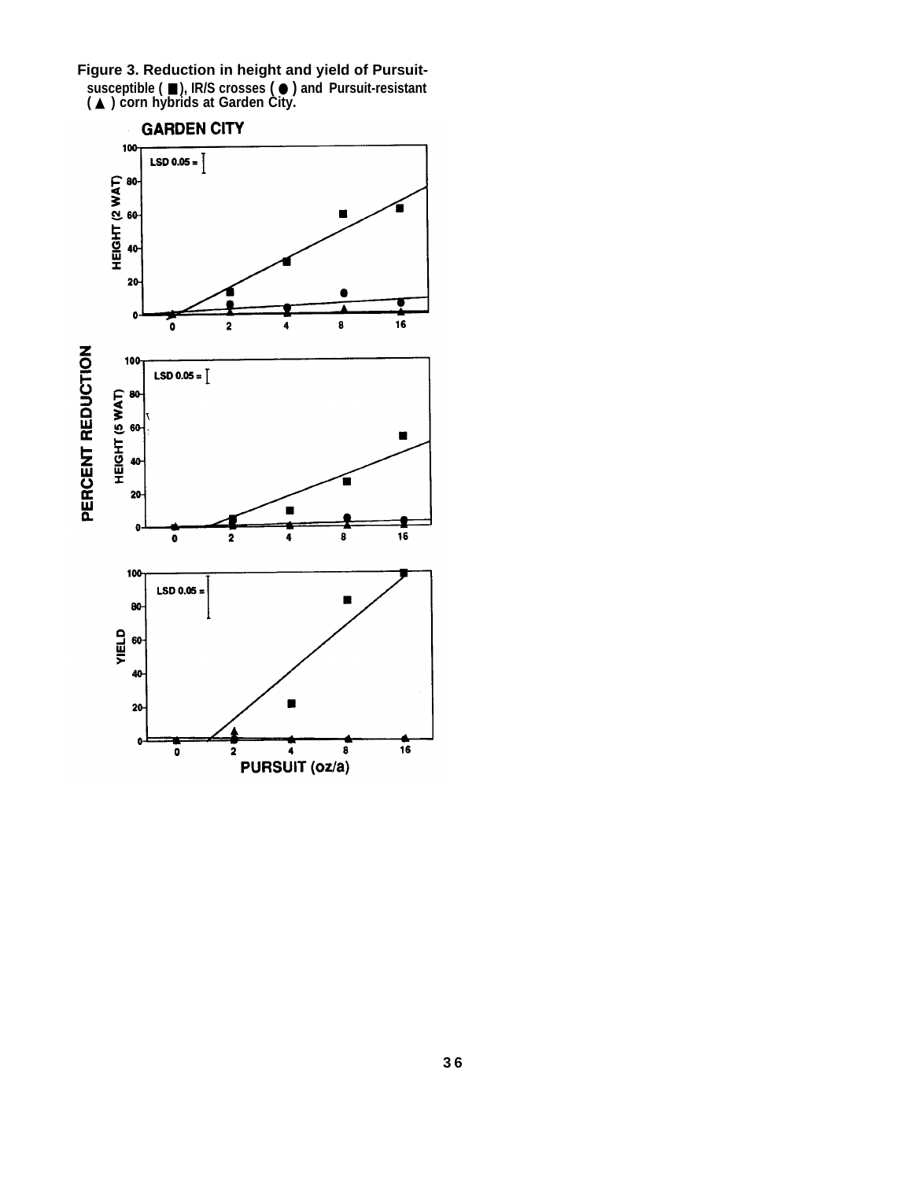**Figure 3. Reduction in height and yield of Pursuit-susceptible ( ■ ), IR/S crosses ( ● ) and Pursuit-resistant ( ▲ ) corn hybrids at Garden City.**

GARDEN CITY

PERCENT REDUCTION

HEIGHT (2 WAT)

LSD 0.05 =

HEIGHT (5 WAT)

LSD 0.05 =

YIELD

LSD 0.05 =

PURSUIT (oz/a)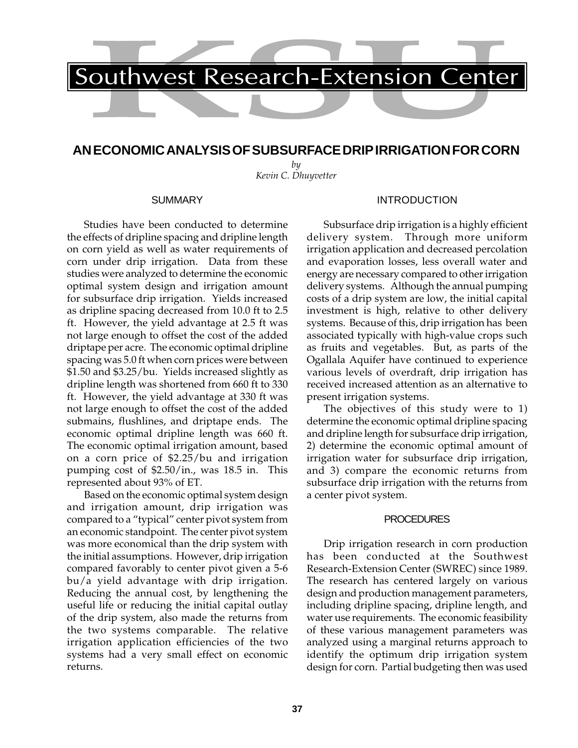# Southwest Research-Extension Center

## AN ECONOMIC ANALYSIS OF SUBSURFACE DRIP IRRIGATION FOR CORN

*by*
*Kevin C. Dhuyvetter*

### SUMMARY

Studies have been conducted to determine the effects of dripline spacing and dripline length on corn yield as well as water requirements of corn under drip irrigation. Data from these studies were analyzed to determine the economic optimal system design and irrigation amount for subsurface drip irrigation. Yields increased as dripline spacing decreased from 10.0 ft to 2.5 ft. However, the yield advantage at 2.5 ft was not large enough to offset the cost of the added driptape per acre. The economic optimal dripline spacing was 5.0 ft when corn prices were between $1.50 and $3.25/bu. Yields increased slightly as dripline length was shortened from 660 ft to 330 ft. However, the yield advantage at 330 ft was not large enough to offset the cost of the added submains, flushlines, and driptape ends. The economic optimal dripline length was 660 ft. The economic optimal irrigation amount, based on a corn price of $2.25/bu and irrigation pumping cost of $2.50/in., was 18.5 in. This represented about 93% of ET.

Based on the economic optimal system design and irrigation amount, drip irrigation was compared to a "typical" center pivot system from an economic standpoint. The center pivot system was more economical than the drip system with the initial assumptions. However, drip irrigation compared favorably to center pivot given a 5-6 bu/a yield advantage with drip irrigation. Reducing the annual cost, by lengthening the useful life or reducing the initial capital outlay of the drip system, also made the returns from the two systems comparable. The relative irrigation application efficiencies of the two systems had a very small effect on economic returns.

### INTRODUCTION

Subsurface drip irrigation is a highly efficient delivery system. Through more uniform irrigation application and decreased percolation and evaporation losses, less overall water and energy are necessary compared to other irrigation delivery systems. Although the annual pumping costs of a drip system are low, the initial capital investment is high, relative to other delivery systems. Because of this, drip irrigation has been associated typically with high-value crops such as fruits and vegetables. But, as parts of the Ogallala Aquifer have continued to experience various levels of overdraft, drip irrigation has received increased attention as an alternative to present irrigation systems.

The objectives of this study were to 1) determine the economic optimal dripline spacing and dripline length for subsurface drip irrigation, 2) determine the economic optimal amount of irrigation water for subsurface drip irrigation, and 3) compare the economic returns from subsurface drip irrigation with the returns from a center pivot system.

### PROCEDURES

Drip irrigation research in corn production has been conducted at the Southwest Research-Extension Center (SWREC) since 1989. The research has centered largely on various design and production management parameters, including dripline spacing, dripline length, and water use requirements. The economic feasibility of these various management parameters was analyzed using a marginal returns approach to identify the optimum drip irrigation system design for corn. Partial budgeting then was used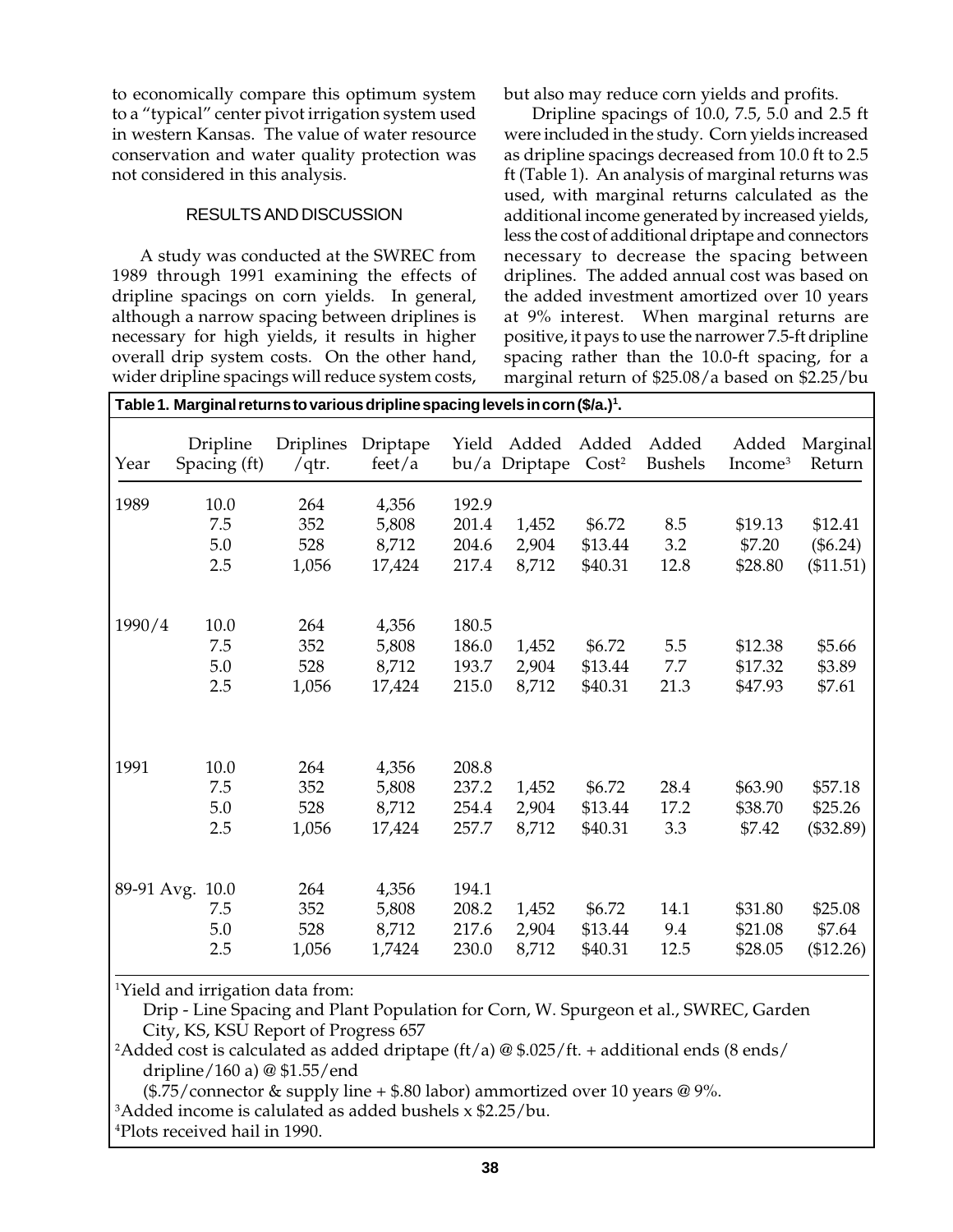to economically compare this optimum system to a "typical" center pivot irrigation system used in western Kansas. The value of water resource conservation and water quality protection was not considered in this analysis.

## RESULTS AND DISCUSSION

A study was conducted at the SWREC from 1989 through 1991 examining the effects of dripline spacings on corn yields. In general, although a narrow spacing between driplines is necessary for high yields, it results in higher overall drip system costs. On the other hand, wider dripline spacings will reduce system costs, but also may reduce corn yields and profits.

Dripline spacings of 10.0, 7.5, 5.0 and 2.5 ft were included in the study. Corn yields increased as dripline spacings decreased from 10.0 ft to 2.5 ft (Table 1). An analysis of marginal returns was used, with marginal returns calculated as the additional income generated by increased yields, less the cost of additional driptape and connectors necessary to decrease the spacing between driplines. The added annual cost was based on the added investment amortized over 10 years at 9% interest. When marginal returns are positive, it pays to use the narrower 7.5-ft dripline spacing rather than the 10.0-ft spacing, for a marginal return of $25.08/a based on $2.25/bu

**Table 1. Marginal returns to various dripline spacing levels in corn ($/a.)[1].**

| Year | Dripline Spacing (ft) | Driplines /qtr. | Driptape feet/a | Yield bu/a | Added Driptape | Added Cost[2] | Added Bushels | Added Income[3] | Marginal Return |
|---|---|---|---|---|---|---|---|---|---|
| 1989 | 10.0 | 264 | 4,356 | 192.9 | | | | | |
| | 7.5 | 352 | 5,808 | 201.4 | 1,452 | $6.72 | 8.5 | $19.13 | $12.41 |
| | 5.0 | 528 | 8,712 | 204.6 | 2,904 | $13.44 | 3.2 | $7.20 | ($6.24) |
| | 2.5 | 1,056 | 17,424 | 217.4 | 8,712 | $40.31 | 12.8 | $28.80 | ($11.51) |
| 1990/4 | 10.0 | 264 | 4,356 | 180.5 | | | | | |
| | 7.5 | 352 | 5,808 | 186.0 | 1,452 | $6.72 | 5.5 | $12.38 | $5.66 |
| | 5.0 | 528 | 8,712 | 193.7 | 2,904 | $13.44 | 7.7 | $17.32 | $3.89 |
| | 2.5 | 1,056 | 17,424 | 215.0 | 8,712 | $40.31 | 21.3 | $47.93 | $7.61 |
| 1991 | 10.0 | 264 | 4,356 | 208.8 | | | | | |
| | 7.5 | 352 | 5,808 | 237.2 | 1,452 | $6.72 | 28.4 | $63.90 | $57.18 |
| | 5.0 | 528 | 8,712 | 254.4 | 2,904 | $13.44 | 17.2 | $38.70 | $25.26 |
| | 2.5 | 1,056 | 17,424 | 257.7 | 8,712 | $40.31 | 3.3 | $7.42 | ($32.89) |
| 89-91 Avg. | 10.0 | 264 | 4,356 | 194.1 | | | | | |
| | 7.5 | 352 | 5,808 | 208.2 | 1,452 | $6.72 | 14.1 | $31.80 | $25.08 |
| | 5.0 | 528 | 8,712 | 217.6 | 2,904 | $13.44 | 9.4 | $21.08 | $7.64 |
| | 2.5 | 1,056 | 1,7424 | 230.0 | 8,712 | $40.31 | 12.5 | $28.05 | ($12.26) |

[1]Yield and irrigation data from:
Drip - Line Spacing and Plant Population for Corn, W. Spurgeon et al., SWREC, Garden City, KS, KSU Report of Progress 657

[2]Added cost is calculated as added driptape (ft/a) @ $.025/ft. + additional ends (8 ends/dripline/160 a) @ $1.55/end
($.75/connector & supply line + $.80 labor) ammortized over 10 years @ 9%.

[3]Added income is calulated as added bushels x $2.25/bu.

[4]Plots received hail in 1990.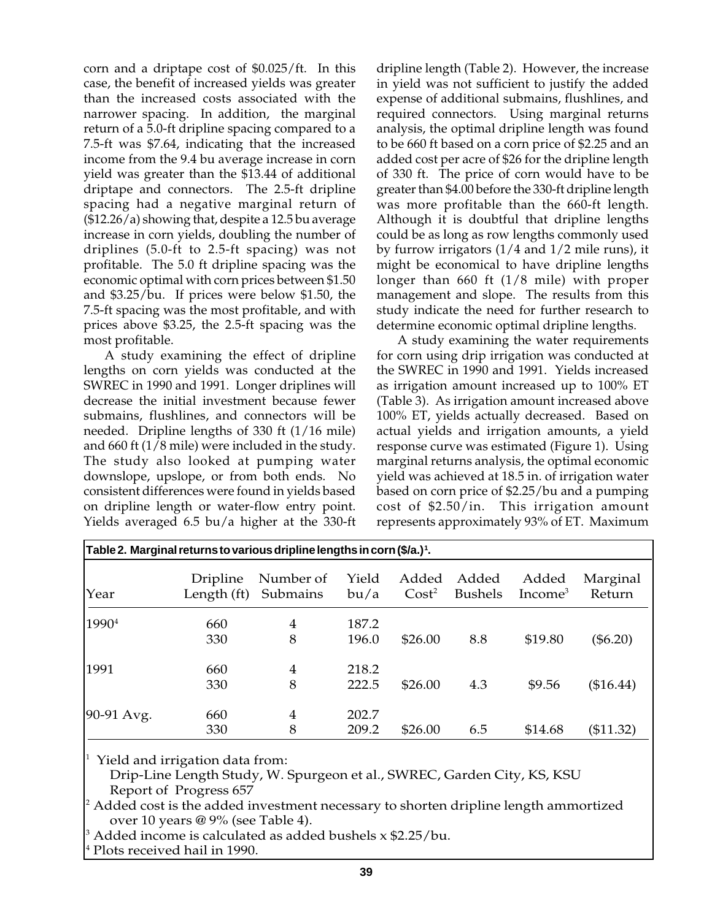corn and a driptape cost of $0.025/ft. In this case, the benefit of increased yields was greater than the increased costs associated with the narrower spacing. In addition, the marginal return of a 5.0-ft dripline spacing compared to a 7.5-ft was $7.64, indicating that the increased income from the 9.4 bu average increase in corn yield was greater than the $13.44 of additional driptape and connectors. The 2.5-ft dripline spacing had a negative marginal return of ($12.26/a) showing that, despite a 12.5 bu average increase in corn yields, doubling the number of driplines (5.0-ft to 2.5-ft spacing) was not profitable. The 5.0 ft dripline spacing was the economic optimal with corn prices between $1.50 and $3.25/bu. If prices were below $1.50, the 7.5-ft spacing was the most profitable, and with prices above $3.25, the 2.5-ft spacing was the most profitable.

A study examining the effect of dripline lengths on corn yields was conducted at the SWREC in 1990 and 1991. Longer driplines will decrease the initial investment because fewer submains, flushlines, and connectors will be needed. Dripline lengths of 330 ft (1/16 mile) and 660 ft (1/8 mile) were included in the study. The study also looked at pumping water downslope, upslope, or from both ends. No consistent differences were found in yields based on dripline length or water-flow entry point. Yields averaged 6.5 bu/a higher at the 330-ft dripline length (Table 2). However, the increase in yield was not sufficient to justify the added expense of additional submains, flushlines, and required connectors. Using marginal returns analysis, the optimal dripline length was found to be 660 ft based on a corn price of $2.25 and an added cost per acre of $26 for the dripline length of 330 ft. The price of corn would have to be greater than $4.00 before the 330-ft dripline length was more profitable than the 660-ft length. Although it is doubtful that dripline lengths could be as long as row lengths commonly used by furrow irrigators (1/4 and 1/2 mile runs), it might be economical to have dripline lengths longer than 660 ft (1/8 mile) with proper management and slope. The results from this study indicate the need for further research to determine economic optimal dripline lengths.

A study examining the water requirements for corn using drip irrigation was conducted at the SWREC in 1990 and 1991. Yields increased as irrigation amount increased up to 100% ET (Table 3). As irrigation amount increased above 100% ET, yields actually decreased. Based on actual yields and irrigation amounts, a yield response curve was estimated (Figure 1). Using marginal returns analysis, the optimal economic yield was achieved at 18.5 in. of irrigation water based on corn price of $2.25/bu and a pumping cost of $2.50/in. This irrigation amount represents approximately 93% of ET. Maximum

**Table 2. Marginal returns to various dripline lengths in corn ($/a.)[1].**

| Year | Dripline Length (ft) | Number of Submains | Yield bu/a | Added Cost[2] | Added Bushels | Added Income[3] | Marginal Return |
|---|---|---|---|---|---|---|---|
| 1990[4] | 660 | 4 | 187.2 | | | | |
| | 330 | 8 | 196.0 | $26.00 | 8.8 | $19.80 | ($6.20) |
| 1991 | 660 | 4 | 218.2 | | | | |
| | 330 | 8 | 222.5 | $26.00 | 4.3 | $9.56 | ($16.44) |
| 90-91 Avg. | 660 | 4 | 202.7 | | | | |
| | 330 | 8 | 209.2 | $26.00 | 6.5 | $14.68 | ($11.32) |

[1] Yield and irrigation data from:
Drip-Line Length Study, W. Spurgeon et al., SWREC, Garden City, KS, KSU Report of Progress 657

[2] Added cost is the added investment necessary to shorten dripline length ammortized over 10 years @ 9% (see Table 4).

[3] Added income is calculated as added bushels x $2.25/bu.

[4] Plots received hail in 1990.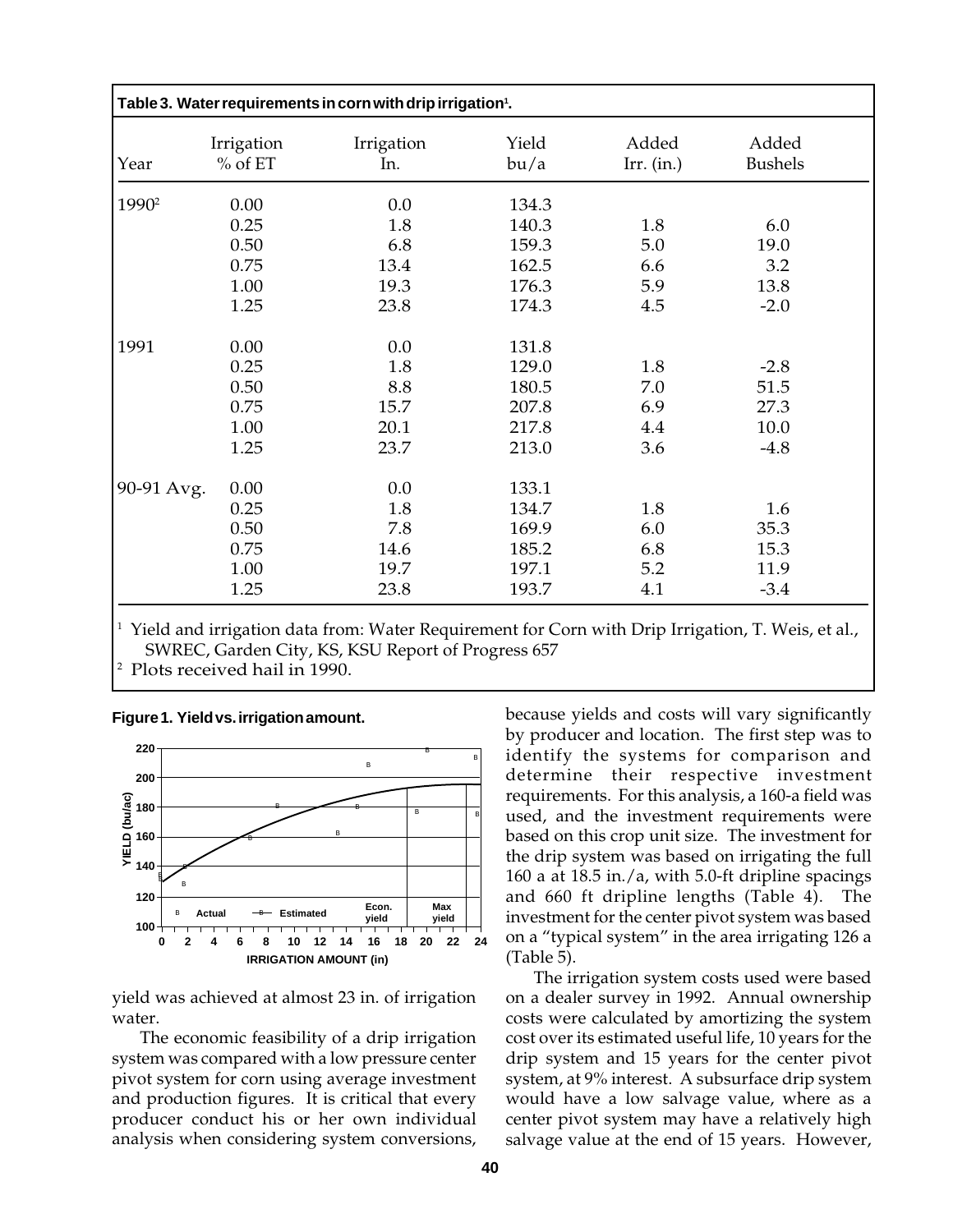**Table 3. Water requirements in corn with drip irrigation[1].**

| Year | Irrigation % of ET | Irrigation In. | Yield bu/a | Added Irr. (in.) | Added Bushels |
|---|---|---|---|---|---|
| 1990[2] | 0.00 | 0.0 | 134.3 | | |
| | 0.25 | 1.8 | 140.3 | 1.8 | 6.0 |
| | 0.50 | 6.8 | 159.3 | 5.0 | 19.0 |
| | 0.75 | 13.4 | 162.5 | 6.6 | 3.2 |
| | 1.00 | 19.3 | 176.3 | 5.9 | 13.8 |
| | 1.25 | 23.8 | 174.3 | 4.5 | -2.0 |
| 1991 | 0.00 | 0.0 | 131.8 | | |
| | 0.25 | 1.8 | 129.0 | 1.8 | -2.8 |
| | 0.50 | 8.8 | 180.5 | 7.0 | 51.5 |
| | 0.75 | 15.7 | 207.8 | 6.9 | 27.3 |
| | 1.00 | 20.1 | 217.8 | 4.4 | 10.0 |
| | 1.25 | 23.7 | 213.0 | 3.6 | -4.8 |
| 90-91 Avg. | 0.00 | 0.0 | 133.1 | | |
| | 0.25 | 1.8 | 134.7 | 1.8 | 1.6 |
| | 0.50 | 7.8 | 169.9 | 6.0 | 35.3 |
| | 0.75 | 14.6 | 185.2 | 6.8 | 15.3 |
| | 1.00 | 19.7 | 197.1 | 5.2 | 11.9 |
| | 1.25 | 23.8 | 193.7 | 4.1 | -3.4 |

[1] Yield and irrigation data from: Water Requirement for Corn with Drip Irrigation, T. Weis, et al., SWREC, Garden City, KS, KSU Report of Progress 657

[2] Plots received hail in 1990.

**Figure 1. Yield vs. irrigation amount.**

yield was achieved at almost 23 in. of irrigation water.

The economic feasibility of a drip irrigation system was compared with a low pressure center pivot system for corn using average investment and production figures. It is critical that every producer conduct his or her own individual analysis when considering system conversions, because yields and costs will vary significantly by producer and location. The first step was to identify the systems for comparison and determine their respective investment requirements. For this analysis, a 160-a field was used, and the investment requirements were based on this crop unit size. The investment for the drip system was based on irrigating the full 160 a at 18.5 in./a, with 5.0-ft dripline spacings and 660 ft dripline lengths (Table 4). The investment for the center pivot system was based on a "typical system" in the area irrigating 126 a (Table 5).

The irrigation system costs used were based on a dealer survey in 1992. Annual ownership costs were calculated by amortizing the system cost over its estimated useful life, 10 years for the drip system and 15 years for the center pivot system, at 9% interest. A subsurface drip system would have a low salvage value, where as a center pivot system may have a relatively high salvage value at the end of 15 years. However,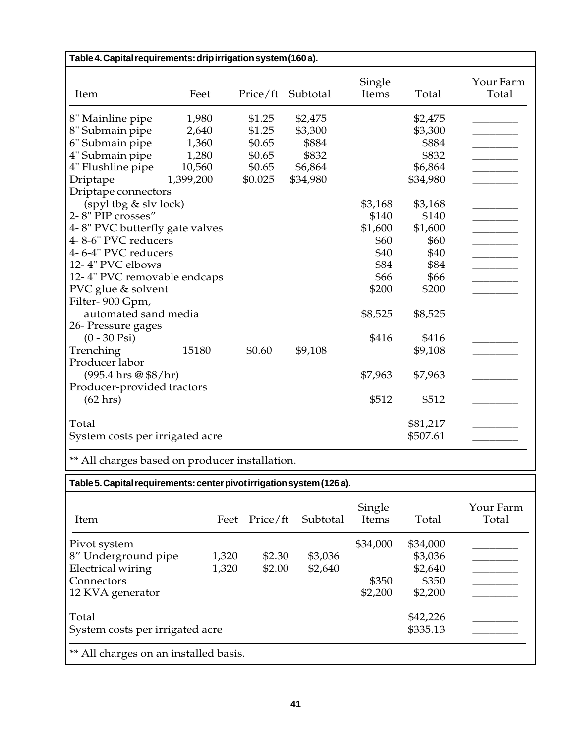**Table 4. Capital requirements: drip irrigation system (160 a).**

| Item | Feet | Price/ft | Subtotal | Single Items | Total | Your Farm Total |
|---|---|---|---|---|---|---|
| 8" Mainline pipe | 1,980 | $1.25 | $2,475 | | $2,475 | ________ |
| 8" Submain pipe | 2,640 | $1.25 | $3,300 | | $3,300 | ________ |
| 6" Submain pipe | 1,360 | $0.65 | $884 | | $884 | ________ |
| 4" Submain pipe | 1,280 | $0.65 | $832 | | $832 | ________ |
| 4" Flushline pipe | 10,560 | $0.65 | $6,864 | | $6,864 | ________ |
| Driptape | 1,399,200 | $0.025 | $34,980 | | $34,980 | ________ |
| Driptape connectors (spyl tbg & slv lock) | | | | $3,168 | $3,168 | ________ |
| 2- 8" PIP crosses" | | | | $140 | $140 | ________ |
| 4- 8" PVC butterfly gate valves | | | | $1,600 | $1,600 | ________ |
| 4- 8-6" PVC reducers | | | | $60 | $60 | ________ |
| 4- 6-4" PVC reducers | | | | $40 | $40 | ________ |
| 12- 4" PVC elbows | | | | $84 | $84 | ________ |
| 12- 4" PVC removable endcaps | | | | $66 | $66 | ________ |
| PVC glue & solvent | | | | $200 | $200 | ________ |
| Filter- 900 Gpm, automated sand media | | | | $8,525 | $8,525 | ________ |
| 26- Pressure gages (0 - 30 Psi) | | | | $416 | $416 | ________ |
| Trenching | 15180 | $0.60 | $9,108 | | $9,108 | ________ |
| Producer labor (995.4 hrs @ $8/hr) | | | | $7,963 | $7,963 | ________ |
| Producer-provided tractors (62 hrs) | | | | $512 | $512 | ________ |
| Total | | | | | $81,217 | ________ |
| System costs per irrigated acre | | | | | $507.61 | ________ |

** All charges based on producer installation.

**Table 5. Capital requirements: center pivot irrigation system (126 a).**

| Item | Feet | Price/ft | Subtotal | Single Items | Total | Your Farm Total |
|---|---|---|---|---|---|---|
| Pivot system | | | | $34,000 | $34,000 | ________ |
| 8" Underground pipe | 1,320 | $2.30 | $3,036 | | $3,036 | ________ |
| Electrical wiring | 1,320 | $2.00 | $2,640 | | $2,640 | ________ |
| Connectors | | | | $350 | $350 | ________ |
| 12 KVA generator | | | | $2,200 | $2,200 | ________ |
| Total | | | | | $42,226 | ________ |
| System costs per irrigated acre | | | | | $335.13 | ________ |

** All charges on an installed basis.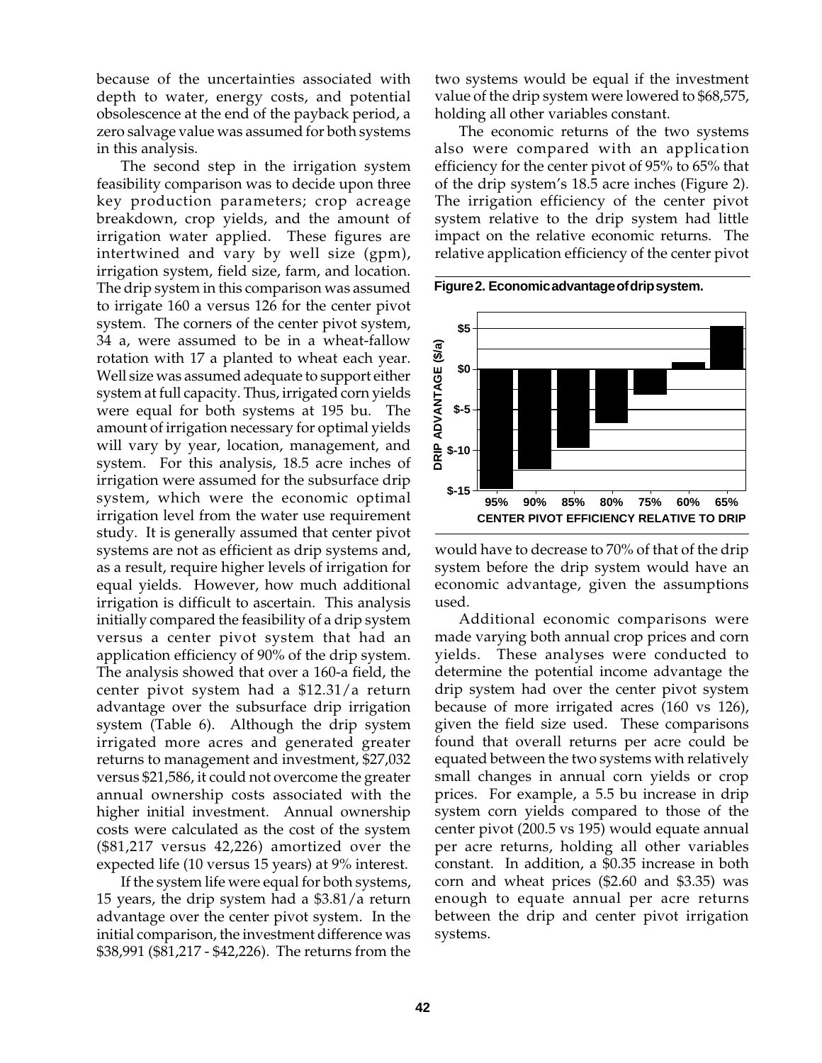because of the uncertainties associated with depth to water, energy costs, and potential obsolescence at the end of the payback period, a zero salvage value was assumed for both systems in this analysis.

The second step in the irrigation system feasibility comparison was to decide upon three key production parameters; crop acreage breakdown, crop yields, and the amount of irrigation water applied. These figures are intertwined and vary by well size (gpm), irrigation system, field size, farm, and location. The drip system in this comparison was assumed to irrigate 160 a versus 126 for the center pivot system. The corners of the center pivot system, 34 a, were assumed to be in a wheat-fallow rotation with 17 a planted to wheat each year. Well size was assumed adequate to support either system at full capacity. Thus, irrigated corn yields were equal for both systems at 195 bu. The amount of irrigation necessary for optimal yields will vary by year, location, management, and system. For this analysis, 18.5 acre inches of irrigation were assumed for the subsurface drip system, which were the economic optimal irrigation level from the water use requirement study. It is generally assumed that center pivot systems are not as efficient as drip systems and, as a result, require higher levels of irrigation for equal yields. However, how much additional irrigation is difficult to ascertain. This analysis initially compared the feasibility of a drip system versus a center pivot system that had an application efficiency of 90% of the drip system. The analysis showed that over a 160-a field, the center pivot system had a $12.31/a return advantage over the subsurface drip irrigation system (Table 6). Although the drip system irrigated more acres and generated greater returns to management and investment, $27,032 versus $21,586, it could not overcome the greater annual ownership costs associated with the higher initial investment. Annual ownership costs were calculated as the cost of the system ($81,217 versus 42,226) amortized over the expected life (10 versus 15 years) at 9% interest.

If the system life were equal for both systems, 15 years, the drip system had a $3.81/a return advantage over the center pivot system. In the initial comparison, the investment difference was $38,991 ($81,217 - $42,226). The returns from the two systems would be equal if the investment value of the drip system were lowered to $68,575, holding all other variables constant.

The economic returns of the two systems also were compared with an application efficiency for the center pivot of 95% to 65% that of the drip system's 18.5 acre inches (Figure 2). The irrigation efficiency of the center pivot system relative to the drip system had little impact on the relative economic returns. The relative application efficiency of the center pivot would have to decrease to 70% of that of the drip system before the drip system would have an economic advantage, given the assumptions used.

**Figure 2. Economic advantage of drip system.**

| CENTER PIVOT EFFICIENCY RELATIVE TO DRIP | 95% | 90% | 85% | 80% | 75% | 60% | 65% |
|---|---|---|---|---|---|---|---|
| DRIP ADVANTAGE ($/a) | ≈ -15 | ≈ -12.3 | ≈ -9.7 | ≈ -6.6 | ≈ -3.2 | ≈ 0.8 | ≈ 5.3 |

Additional economic comparisons were made varying both annual crop prices and corn yields. These analyses were conducted to determine the potential income advantage the drip system had over the center pivot system because of more irrigated acres (160 vs 126), given the field size used. These comparisons found that overall returns per acre could be equated between the two systems with relatively small changes in annual corn yields or crop prices. For example, a 5.5 bu increase in drip system corn yields compared to those of the center pivot (200.5 vs 195) would equate annual per acre returns, holding all other variables constant. In addition, a $0.35 increase in both corn and wheat prices ($2.60 and $3.35) was enough to equate annual per acre returns between the drip and center pivot irrigation systems.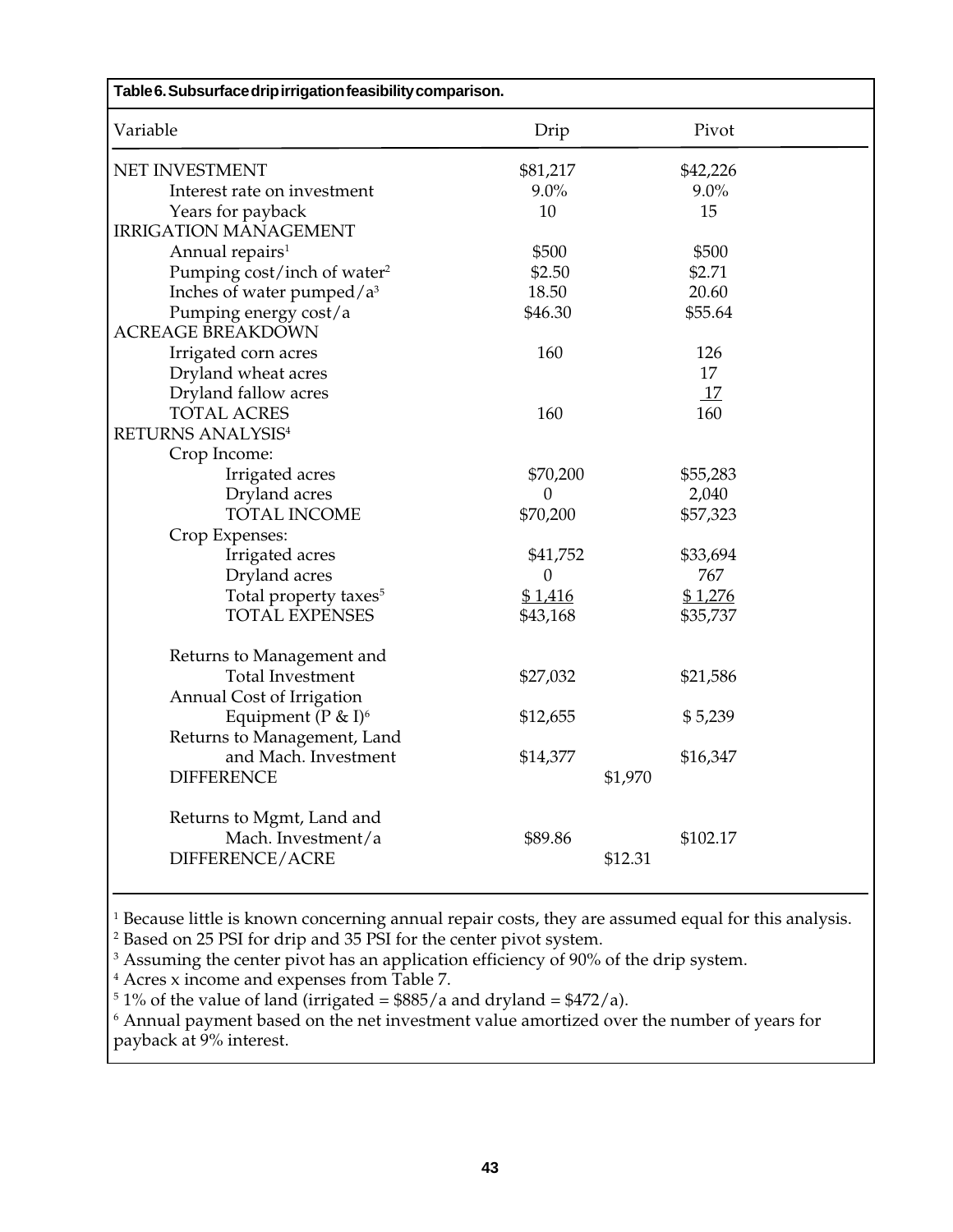**Table 6. Subsurface drip irrigation feasibility comparison.**

| Variable | Drip | | Pivot |
|---|---|---|---|
| NET INVESTMENT | $81,217 | | $42,226 |
| Interest rate on investment | 9.0% | | 9.0% |
| Years for payback | 10 | | 15 |
| IRRIGATION MANAGEMENT | | | |
| Annual repairs[1] | $500 | | $500 |
| Pumping cost/inch of water[2] | $2.50 | | $2.71 |
| Inches of water pumped/a[3] | 18.50 | | 20.60 |
| Pumping energy cost/a | $46.30 | | $55.64 |
| ACREAGE BREAKDOWN | | | |
| Irrigated corn acres | 160 | | 126 |
| Dryland wheat acres | | | 17 |
| Dryland fallow acres | | | 17 |
| TOTAL ACRES | 160 | | 160 |
| RETURNS ANALYSIS[4] | | | |
| Crop Income: | | | |
| Irrigated acres | $70,200 | | $55,283 |
| Dryland acres | 0 | | 2,040 |
| TOTAL INCOME | $70,200 | | $57,323 |
| Crop Expenses: | | | |
| Irrigated acres | $41,752 | | $33,694 |
| Dryland acres | 0 | | 767 |
| Total property taxes[5] | $ 1,416 | | $ 1,276 |
| TOTAL EXPENSES | $43,168 | | $35,737 |
| Returns to Management and Total Investment | $27,032 | | $21,586 |
| Annual Cost of Irrigation Equipment (P & I)[6] | $12,655 | | $ 5,239 |
| Returns to Management, Land and Mach. Investment | $14,377 | | $16,347 |
| DIFFERENCE | | $1,970 | |
| Returns to Mgmt, Land and Mach. Investment/a | $89.86 | | $102.17 |
| DIFFERENCE/ACRE | | $12.31 | |

[1] Because little is known concerning annual repair costs, they are assumed equal for this analysis.
[2] Based on 25 PSI for drip and 35 PSI for the center pivot system.
[3] Assuming the center pivot has an application efficiency of 90% of the drip system.
[4] Acres x income and expenses from Table 7.
[5] 1% of the value of land (irrigated = $885/a and dryland = $472/a).
[6] Annual payment based on the net investment value amortized over the number of years for payback at 9% interest.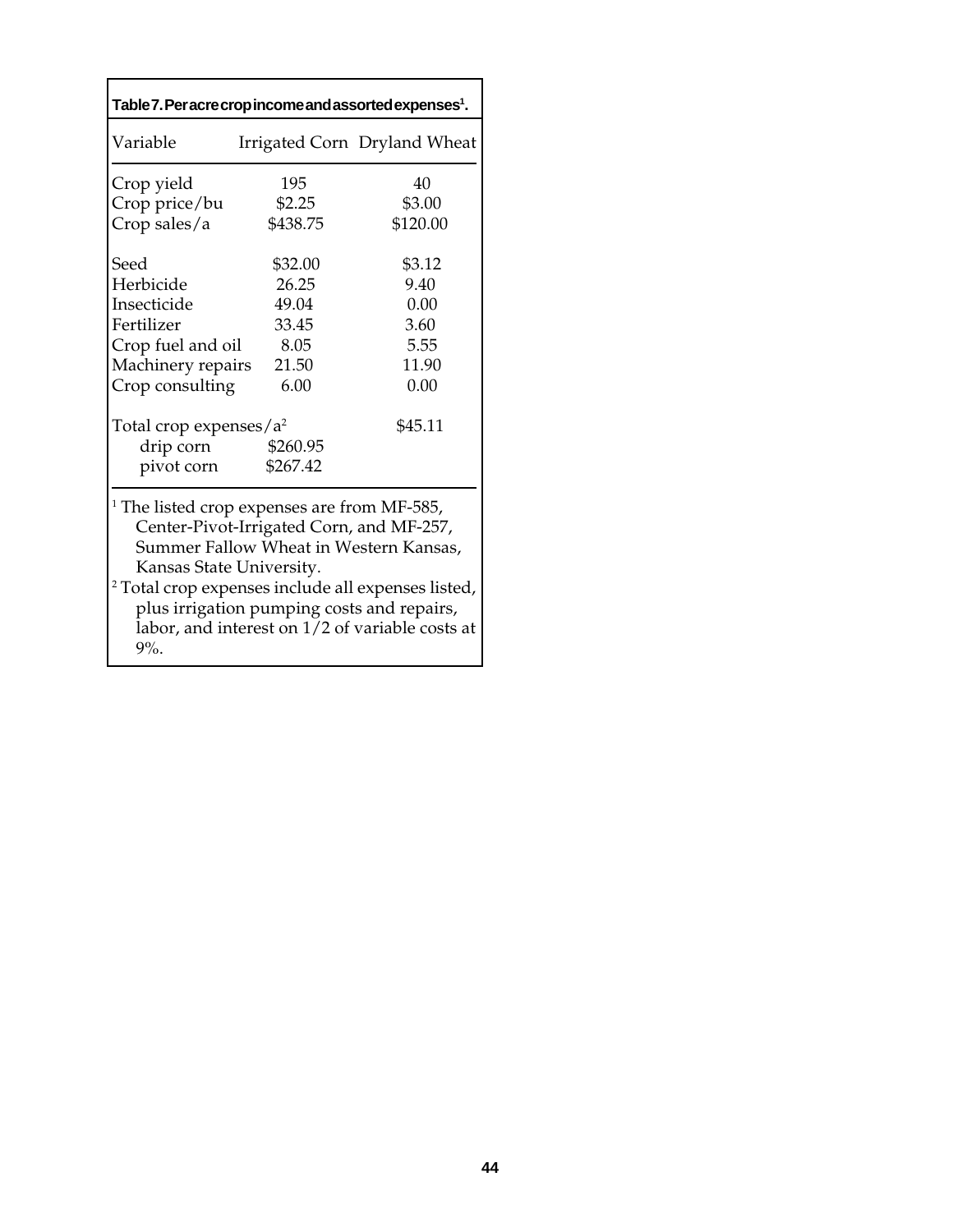**Table 7. Per acre crop income and assorted expenses[1].**

| Variable | Irrigated Corn | Dryland Wheat |
|---|---|---|
| Crop yield | 195 | 40 |
| Crop price/bu | $2.25 | $3.00 |
| Crop sales/a | $438.75 | $120.00 |
| | | |
| Seed | $32.00 | $3.12 |
| Herbicide | 26.25 | 9.40 |
| Insecticide | 49.04 | 0.00 |
| Fertilizer | 33.45 | 3.60 |
| Crop fuel and oil | 8.05 | 5.55 |
| Machinery repairs | 21.50 | 11.90 |
| Crop consulting | 6.00 | 0.00 |
| | | |
| Total crop expenses/a[2] | | $45.11 |
| drip corn | $260.95 | |
| pivot corn | $267.42 | |

[1] The listed crop expenses are from MF-585, Center-Pivot-Irrigated Corn, and MF-257, Summer Fallow Wheat in Western Kansas, Kansas State University.

[2] Total crop expenses include all expenses listed, plus irrigation pumping costs and repairs, labor, and interest on 1/2 of variable costs at 9%.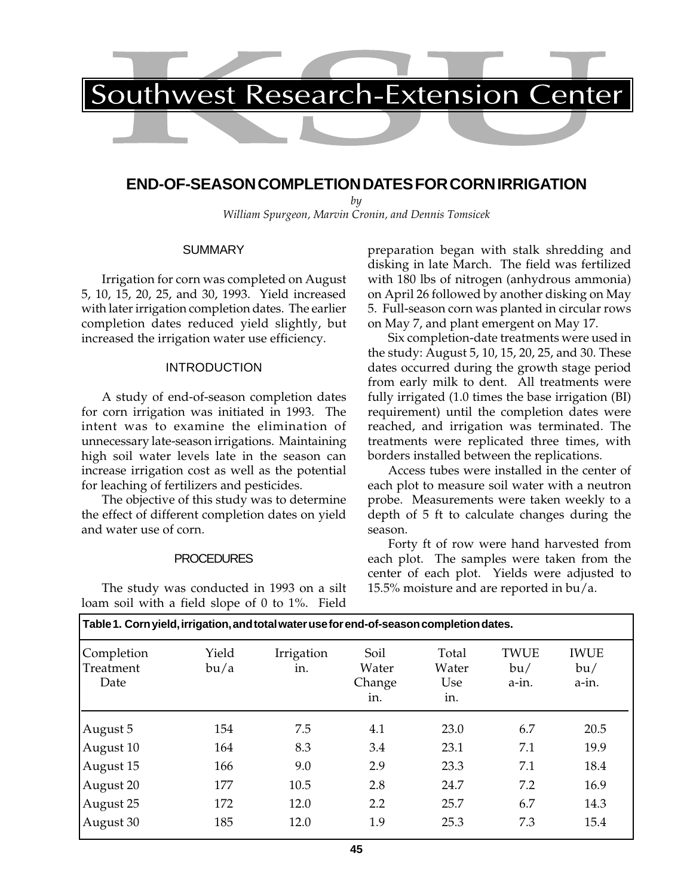# Southwest Research-Extension Center

## END-OF-SEASON COMPLETION DATES FOR CORN IRRIGATION

*by*

*William Spurgeon, Marvin Cronin, and Dennis Tomsicek*

### SUMMARY

Irrigation for corn was completed on August 5, 10, 15, 20, 25, and 30, 1993. Yield increased with later irrigation completion dates. The earlier completion dates reduced yield slightly, but increased the irrigation water use efficiency.

### INTRODUCTION

A study of end-of-season completion dates for corn irrigation was initiated in 1993. The intent was to examine the elimination of unnecessary late-season irrigations. Maintaining high soil water levels late in the season can increase irrigation cost as well as the potential for leaching of fertilizers and pesticides.

The objective of this study was to determine the effect of different completion dates on yield and water use of corn.

### PROCEDURES

The study was conducted in 1993 on a silt loam soil with a field slope of 0 to 1%. Field preparation began with stalk shredding and disking in late March. The field was fertilized with 180 lbs of nitrogen (anhydrous ammonia) on April 26 followed by another disking on May 5. Full-season corn was planted in circular rows on May 7, and plant emergent on May 17.

Six completion-date treatments were used in the study: August 5, 10, 15, 20, 25, and 30. These dates occurred during the growth stage period from early milk to dent. All treatments were fully irrigated (1.0 times the base irrigation (BI) requirement) until the completion dates were reached, and irrigation was terminated. The treatments were replicated three times, with borders installed between the replications.

Access tubes were installed in the center of each plot to measure soil water with a neutron probe. Measurements were taken weekly to a depth of 5 ft to calculate changes during the season.

Forty ft of row were hand harvested from each plot. The samples were taken from the center of each plot. Yields were adjusted to 15.5% moisture and are reported in bu/a.

**Table 1. Corn yield, irrigation, and total water use for end-of-season completion dates.**

| Completion Treatment Date | Yield bu/a | Irrigation in. | Soil Water Change in. | Total Water Use in. | TWUE bu/a-in. | IWUE bu/a-in. |
|---|---|---|---|---|---|---|
| August 5 | 154 | 7.5 | 4.1 | 23.0 | 6.7 | 20.5 |
| August 10 | 164 | 8.3 | 3.4 | 23.1 | 7.1 | 19.9 |
| August 15 | 166 | 9.0 | 2.9 | 23.3 | 7.1 | 18.4 |
| August 20 | 177 | 10.5 | 2.8 | 24.7 | 7.2 | 16.9 |
| August 25 | 172 | 12.0 | 2.2 | 25.7 | 6.7 | 14.3 |
| August 30 | 185 | 12.0 | 1.9 | 25.3 | 7.3 | 15.4 |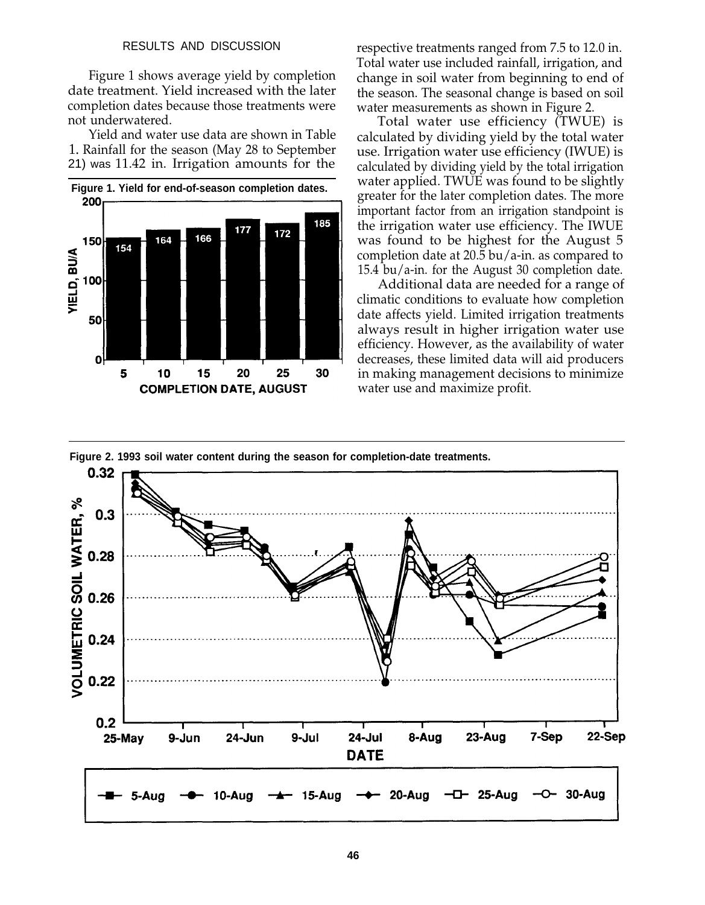## RESULTS AND DISCUSSION

Figure 1 shows average yield by completion date treatment. Yield increased with the later completion dates because those treatments were not underwatered.

Yield and water use data are shown in Table 1. Rainfall for the season (May 28 to September 21) was 11.42 in. Irrigation amounts for the respective treatments ranged from 7.5 to 12.0 in. Total water use included rainfall, irrigation, and change in soil water from beginning to end of the season. The seasonal change is based on soil water measurements as shown in Figure 2.

Total water use efficiency (TWUE) is calculated by dividing yield by the total water use. Irrigation water use efficiency (IWUE) is calculated by dividing yield by the total irrigation water applied. TWUE was found to be slightly greater for the later completion dates. The more important factor from an irrigation standpoint is the irrigation water use efficiency. The IWUE was found to be highest for the August 5 completion date at 20.5 bu/a-in. as compared to 15.4 bu/a-in. for the August 30 completion date.

Additional data are needed for a range of climatic conditions to evaluate how completion date affects yield. Limited irrigation treatments always result in higher irrigation water use efficiency. However, as the availability of water decreases, these limited data will aid producers in making management decisions to minimize water use and maximize profit.

**Figure 1. Yield for end-of-season completion dates.**

| Completion date, August | 5 | 10 | 15 | 20 | 25 | 30 |
|---|---|---|---|---|---|---|
| Yield, bu/a | 154 | 164 | 166 | 177 | 172 | 185 |

**Figure 2. 1993 soil water content during the season for completion-date treatments.**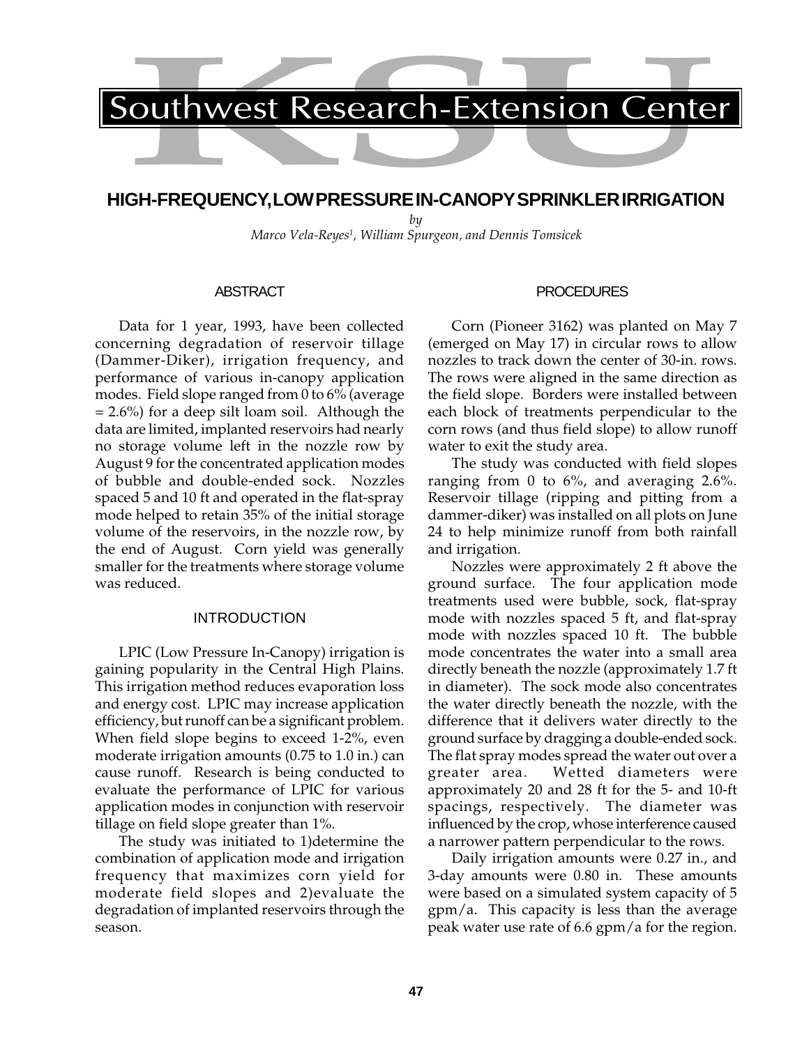Southwest Research-Extension Center

# HIGH-FREQUENCY, LOW PRESSURE IN-CANOPY SPRINKLER IRRIGATION

*by*

*Marco Vela-Reyes[1], William Spurgeon, and Dennis Tomsicek*

## ABSTRACT

Data for 1 year, 1993, have been collected concerning degradation of reservoir tillage (Dammer-Diker), irrigation frequency, and performance of various in-canopy application modes. Field slope ranged from 0 to 6% (average = 2.6%) for a deep silt loam soil. Although the data are limited, implanted reservoirs had nearly no storage volume left in the nozzle row by August 9 for the concentrated application modes of bubble and double-ended sock. Nozzles spaced 5 and 10 ft and operated in the flat-spray mode helped to retain 35% of the initial storage volume of the reservoirs, in the nozzle row, by the end of August. Corn yield was generally smaller for the treatments where storage volume was reduced.

## INTRODUCTION

LPIC (Low Pressure In-Canopy) irrigation is gaining popularity in the Central High Plains. This irrigation method reduces evaporation loss and energy cost. LPIC may increase application efficiency, but runoff can be a significant problem. When field slope begins to exceed 1-2%, even moderate irrigation amounts (0.75 to 1.0 in.) can cause runoff. Research is being conducted to evaluate the performance of LPIC for various application modes in conjunction with reservoir tillage on field slope greater than 1%.

The study was initiated to 1)determine the combination of application mode and irrigation frequency that maximizes corn yield for moderate field slopes and 2)evaluate the degradation of implanted reservoirs through the season.

## PROCEDURES

Corn (Pioneer 3162) was planted on May 7 (emerged on May 17) in circular rows to allow nozzles to track down the center of 30-in. rows. The rows were aligned in the same direction as the field slope. Borders were installed between each block of treatments perpendicular to the corn rows (and thus field slope) to allow runoff water to exit the study area.

The study was conducted with field slopes ranging from 0 to 6%, and averaging 2.6%. Reservoir tillage (ripping and pitting from a dammer-diker) was installed on all plots on June 24 to help minimize runoff from both rainfall and irrigation.

Nozzles were approximately 2 ft above the ground surface. The four application mode treatments used were bubble, sock, flat-spray mode with nozzles spaced 5 ft, and flat-spray mode with nozzles spaced 10 ft. The bubble mode concentrates the water into a small area directly beneath the nozzle (approximately 1.7 ft in diameter). The sock mode also concentrates the water directly beneath the nozzle, with the difference that it delivers water directly to the ground surface by dragging a double-ended sock. The flat spray modes spread the water out over a greater area. Wetted diameters were approximately 20 and 28 ft for the 5- and 10-ft spacings, respectively. The diameter was influenced by the crop, whose interference caused a narrower pattern perpendicular to the rows.

Daily irrigation amounts were 0.27 in., and 3-day amounts were 0.80 in. These amounts were based on a simulated system capacity of 5 gpm/a. This capacity is less than the average peak water use rate of 6.6 gpm/a for the region.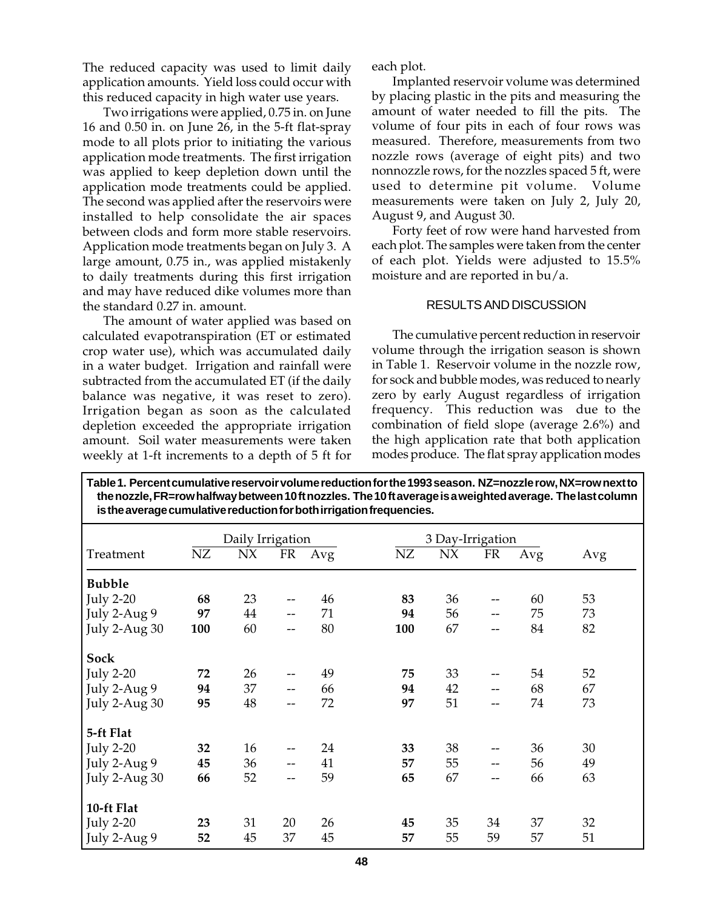The reduced capacity was used to limit daily application amounts. Yield loss could occur with this reduced capacity in high water use years.

Two irrigations were applied, 0.75 in. on June 16 and 0.50 in. on June 26, in the 5-ft flat-spray mode to all plots prior to initiating the various application mode treatments. The first irrigation was applied to keep depletion down until the application mode treatments could be applied. The second was applied after the reservoirs were installed to help consolidate the air spaces between clods and form more stable reservoirs. Application mode treatments began on July 3. A large amount, 0.75 in., was applied mistakenly to daily treatments during this first irrigation and may have reduced dike volumes more than the standard 0.27 in. amount.

The amount of water applied was based on calculated evapotranspiration (ET or estimated crop water use), which was accumulated daily in a water budget. Irrigation and rainfall were subtracted from the accumulated ET (if the daily balance was negative, it was reset to zero). Irrigation began as soon as the calculated depletion exceeded the appropriate irrigation amount. Soil water measurements were taken weekly at 1-ft increments to a depth of 5 ft for each plot.

Implanted reservoir volume was determined by placing plastic in the pits and measuring the amount of water needed to fill the pits. The volume of four pits in each of four rows was measured. Therefore, measurements from two nozzle rows (average of eight pits) and two nonnozzle rows, for the nozzles spaced 5 ft, were used to determine pit volume. Volume measurements were taken on July 2, July 20, August 9, and August 30.

Forty feet of row were hand harvested from each plot. The samples were taken from the center of each plot. Yields were adjusted to 15.5% moisture and are reported in bu/a.

## RESULTS AND DISCUSSION

The cumulative percent reduction in reservoir volume through the irrigation season is shown in Table 1. Reservoir volume in the nozzle row, for sock and bubble modes, was reduced to nearly zero by early August regardless of irrigation frequency. This reduction was due to the combination of field slope (average 2.6%) and the high application rate that both application modes produce. The flat spray application modes

**Table 1. Percent cumulative reservoir volume reduction for the 1993 season. NZ=nozzle row, NX=row next to the nozzle, FR=row halfway between 10 ft nozzles. The 10 ft average is a weighted average. The last column is the average cumulative reduction for both irrigation frequencies.**

| | Daily Irrigation | | | | 3 Day-Irrigation | | | | |
|---|---|---|---|---|---|---|---|---|---|
| Treatment | NZ | NX | FR | Avg | NZ | NX | FR | Avg | Avg |
| **Bubble** | | | | | | | | | |
| July 2-20 | **68** | 23 | -- | 46 | **83** | 36 | -- | 60 | 53 |
| July 2-Aug 9 | **97** | 44 | -- | 71 | **94** | 56 | -- | 75 | 73 |
| July 2-Aug 30 | **100** | 60 | -- | 80 | **100** | 67 | -- | 84 | 82 |
| **Sock** | | | | | | | | | |
| July 2-20 | **72** | 26 | -- | 49 | **75** | 33 | -- | 54 | 52 |
| July 2-Aug 9 | **94** | 37 | -- | 66 | **94** | 42 | -- | 68 | 67 |
| July 2-Aug 30 | **95** | 48 | -- | 72 | **97** | 51 | -- | 74 | 73 |
| **5-ft Flat** | | | | | | | | | |
| July 2-20 | **32** | 16 | -- | 24 | **33** | 38 | -- | 36 | 30 |
| July 2-Aug 9 | **45** | 36 | -- | 41 | **57** | 55 | -- | 56 | 49 |
| July 2-Aug 30 | **66** | 52 | -- | 59 | **65** | 67 | -- | 66 | 63 |
| **10-ft Flat** | | | | | | | | | |
| July 2-20 | **23** | 31 | 20 | 26 | **45** | 35 | 34 | 37 | 32 |
| July 2-Aug 9 | **52** | 45 | 37 | 45 | **57** | 55 | 59 | 57 | 51 |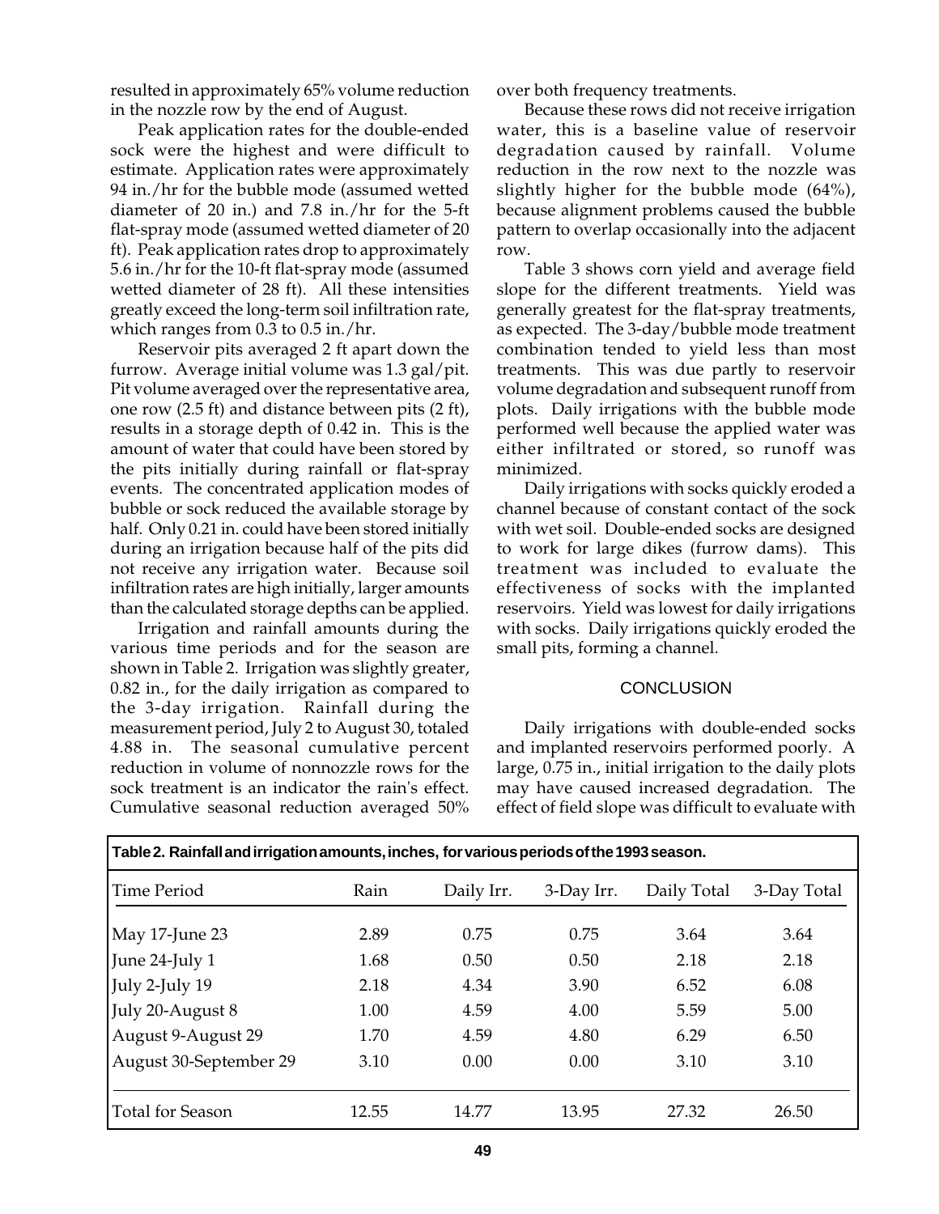resulted in approximately 65% volume reduction in the nozzle row by the end of August.

Peak application rates for the double-ended sock were the highest and were difficult to estimate. Application rates were approximately 94 in./hr for the bubble mode (assumed wetted diameter of 20 in.) and 7.8 in./hr for the 5-ft flat-spray mode (assumed wetted diameter of 20 ft). Peak application rates drop to approximately 5.6 in./hr for the 10-ft flat-spray mode (assumed wetted diameter of 28 ft). All these intensities greatly exceed the long-term soil infiltration rate, which ranges from 0.3 to 0.5 in./hr.

Reservoir pits averaged 2 ft apart down the furrow. Average initial volume was 1.3 gal/pit. Pit volume averaged over the representative area, one row (2.5 ft) and distance between pits (2 ft), results in a storage depth of 0.42 in. This is the amount of water that could have been stored by the pits initially during rainfall or flat-spray events. The concentrated application modes of bubble or sock reduced the available storage by half. Only 0.21 in. could have been stored initially during an irrigation because half of the pits did not receive any irrigation water. Because soil infiltration rates are high initially, larger amounts than the calculated storage depths can be applied.

Irrigation and rainfall amounts during the various time periods and for the season are shown in Table 2. Irrigation was slightly greater, 0.82 in., for the daily irrigation as compared to the 3-day irrigation. Rainfall during the measurement period, July 2 to August 30, totaled 4.88 in. The seasonal cumulative percent reduction in volume of nonnozzle rows for the sock treatment is an indicator the rain's effect. Cumulative seasonal reduction averaged 50% over both frequency treatments.

Because these rows did not receive irrigation water, this is a baseline value of reservoir degradation caused by rainfall. Volume reduction in the row next to the nozzle was slightly higher for the bubble mode (64%), because alignment problems caused the bubble pattern to overlap occasionally into the adjacent row.

Table 3 shows corn yield and average field slope for the different treatments. Yield was generally greatest for the flat-spray treatments, as expected. The 3-day/bubble mode treatment combination tended to yield less than most treatments. This was due partly to reservoir volume degradation and subsequent runoff from plots. Daily irrigations with the bubble mode performed well because the applied water was either infiltrated or stored, so runoff was minimized.

Daily irrigations with socks quickly eroded a channel because of constant contact of the sock with wet soil. Double-ended socks are designed to work for large dikes (furrow dams). This treatment was included to evaluate the effectiveness of socks with the implanted reservoirs. Yield was lowest for daily irrigations with socks. Daily irrigations quickly eroded the small pits, forming a channel.

## CONCLUSION

Daily irrigations with double-ended socks and implanted reservoirs performed poorly. A large, 0.75 in., initial irrigation to the daily plots may have caused increased degradation. The effect of field slope was difficult to evaluate with

**Table 2. Rainfall and irrigation amounts, inches, for various periods of the 1993 season.**

| Time Period | Rain | Daily Irr. | 3-Day Irr. | Daily Total | 3-Day Total |
|---|---|---|---|---|---|
| May 17-June 23 | 2.89 | 0.75 | 0.75 | 3.64 | 3.64 |
| June 24-July 1 | 1.68 | 0.50 | 0.50 | 2.18 | 2.18 |
| July 2-July 19 | 2.18 | 4.34 | 3.90 | 6.52 | 6.08 |
| July 20-August 8 | 1.00 | 4.59 | 4.00 | 5.59 | 5.00 |
| August 9-August 29 | 1.70 | 4.59 | 4.80 | 6.29 | 6.50 |
| August 30-September 29 | 3.10 | 0.00 | 0.00 | 3.10 | 3.10 |
| Total for Season | 12.55 | 14.77 | 13.95 | 27.32 | 26.50 |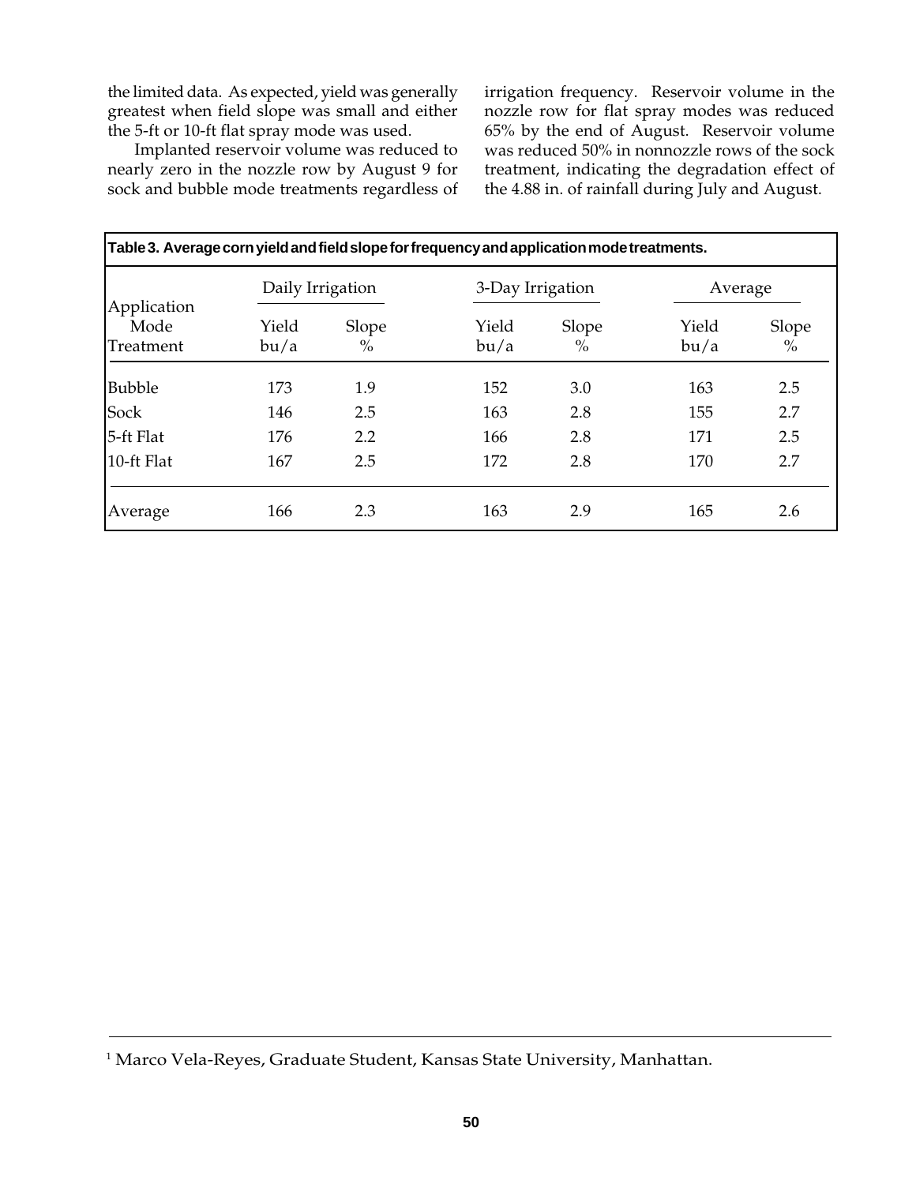the limited data. As expected, yield was generally greatest when field slope was small and either the 5-ft or 10-ft flat spray mode was used.

Implanted reservoir volume was reduced to nearly zero in the nozzle row by August 9 for sock and bubble mode treatments regardless of irrigation frequency. Reservoir volume in the nozzle row for flat spray modes was reduced 65% by the end of August. Reservoir volume was reduced 50% in nonnozzle rows of the sock treatment, indicating the degradation effect of the 4.88 in. of rainfall during July and August.

**Table 3. Average corn yield and field slope for frequency and application mode treatments.**

| Application Mode Treatment | Daily Irrigation | | 3-Day Irrigation | | Average | |
|---|---|---|---|---|---|---|
| | Yield bu/a | Slope % | Yield bu/a | Slope % | Yield bu/a | Slope % |
| Bubble | 173 | 1.9 | 152 | 3.0 | 163 | 2.5 |
| Sock | 146 | 2.5 | 163 | 2.8 | 155 | 2.7 |
| 5-ft Flat | 176 | 2.2 | 166 | 2.8 | 171 | 2.5 |
| 10-ft Flat | 167 | 2.5 | 172 | 2.8 | 170 | 2.7 |
| Average | 166 | 2.3 | 163 | 2.9 | 165 | 2.6 |

[1] Marco Vela-Reyes, Graduate Student, Kansas State University, Manhattan.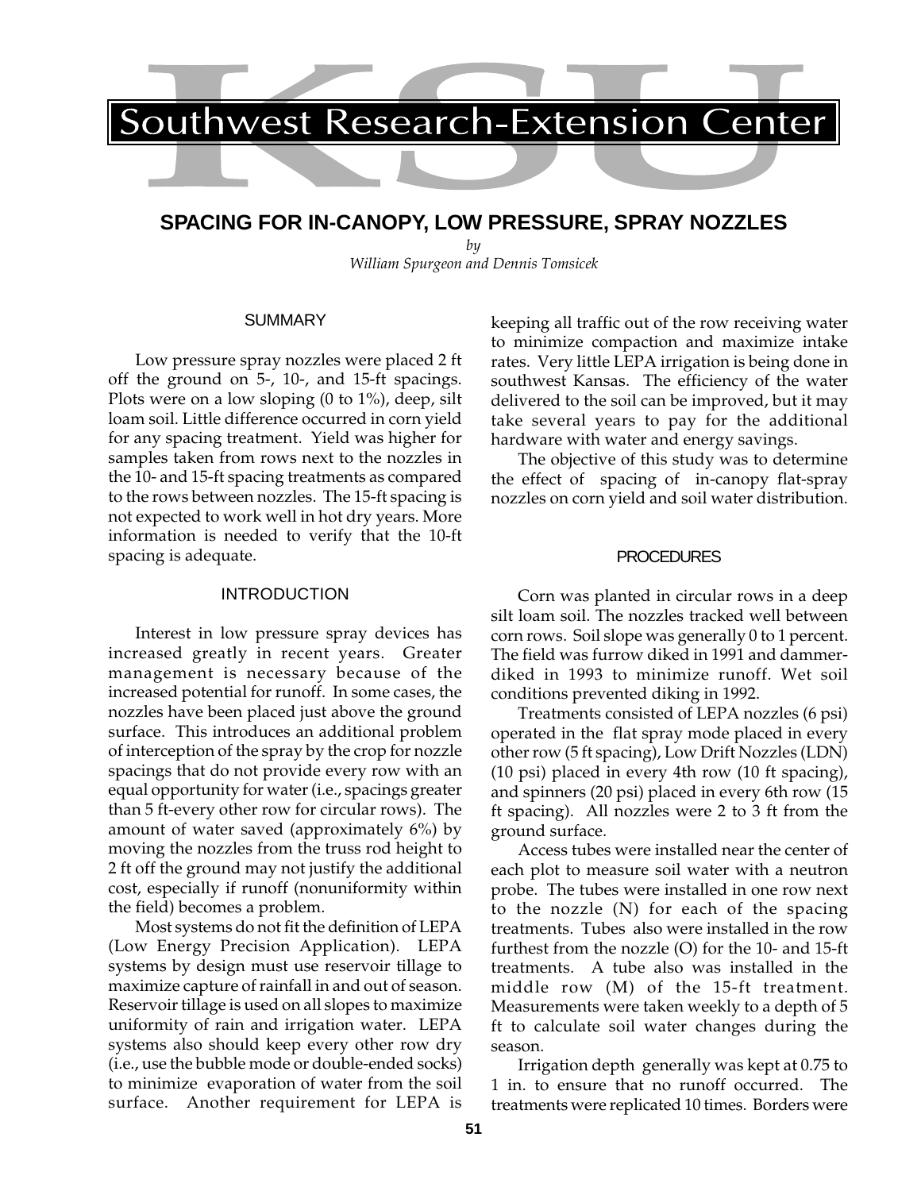# Southwest Research-Extension Center

## SPACING FOR IN-CANOPY, LOW PRESSURE, SPRAY NOZZLES

*by*

*William Spurgeon and Dennis Tomsicek*

### SUMMARY

Low pressure spray nozzles were placed 2 ft off the ground on 5-, 10-, and 15-ft spacings. Plots were on a low sloping (0 to 1%), deep, silt loam soil. Little difference occurred in corn yield for any spacing treatment. Yield was higher for samples taken from rows next to the nozzles in the 10- and 15-ft spacing treatments as compared to the rows between nozzles. The 15-ft spacing is not expected to work well in hot dry years. More information is needed to verify that the 10-ft spacing is adequate.

### INTRODUCTION

Interest in low pressure spray devices has increased greatly in recent years. Greater management is necessary because of the increased potential for runoff. In some cases, the nozzles have been placed just above the ground surface. This introduces an additional problem of interception of the spray by the crop for nozzle spacings that do not provide every row with an equal opportunity for water (i.e., spacings greater than 5 ft-every other row for circular rows). The amount of water saved (approximately 6%) by moving the nozzles from the truss rod height to 2 ft off the ground may not justify the additional cost, especially if runoff (nonuniformity within the field) becomes a problem.

Most systems do not fit the definition of LEPA (Low Energy Precision Application). LEPA systems by design must use reservoir tillage to maximize capture of rainfall in and out of season. Reservoir tillage is used on all slopes to maximize uniformity of rain and irrigation water. LEPA systems also should keep every other row dry (i.e., use the bubble mode or double-ended socks) to minimize evaporation of water from the soil surface. Another requirement for LEPA is keeping all traffic out of the row receiving water to minimize compaction and maximize intake rates. Very little LEPA irrigation is being done in southwest Kansas. The efficiency of the water delivered to the soil can be improved, but it may take several years to pay for the additional hardware with water and energy savings.

The objective of this study was to determine the effect of spacing of in-canopy flat-spray nozzles on corn yield and soil water distribution.

### PROCEDURES

Corn was planted in circular rows in a deep silt loam soil. The nozzles tracked well between corn rows. Soil slope was generally 0 to 1 percent. The field was furrow diked in 1991 and dammer-diked in 1993 to minimize runoff. Wet soil conditions prevented diking in 1992.

Treatments consisted of LEPA nozzles (6 psi) operated in the flat spray mode placed in every other row (5 ft spacing), Low Drift Nozzles (LDN) (10 psi) placed in every 4th row (10 ft spacing), and spinners (20 psi) placed in every 6th row (15 ft spacing). All nozzles were 2 to 3 ft from the ground surface.

Access tubes were installed near the center of each plot to measure soil water with a neutron probe. The tubes were installed in one row next to the nozzle (N) for each of the spacing treatments. Tubes also were installed in the row furthest from the nozzle (O) for the 10- and 15-ft treatments. A tube also was installed in the middle row (M) of the 15-ft treatment. Measurements were taken weekly to a depth of 5 ft to calculate soil water changes during the season.

Irrigation depth generally was kept at 0.75 to 1 in. to ensure that no runoff occurred. The treatments were replicated 10 times. Borders were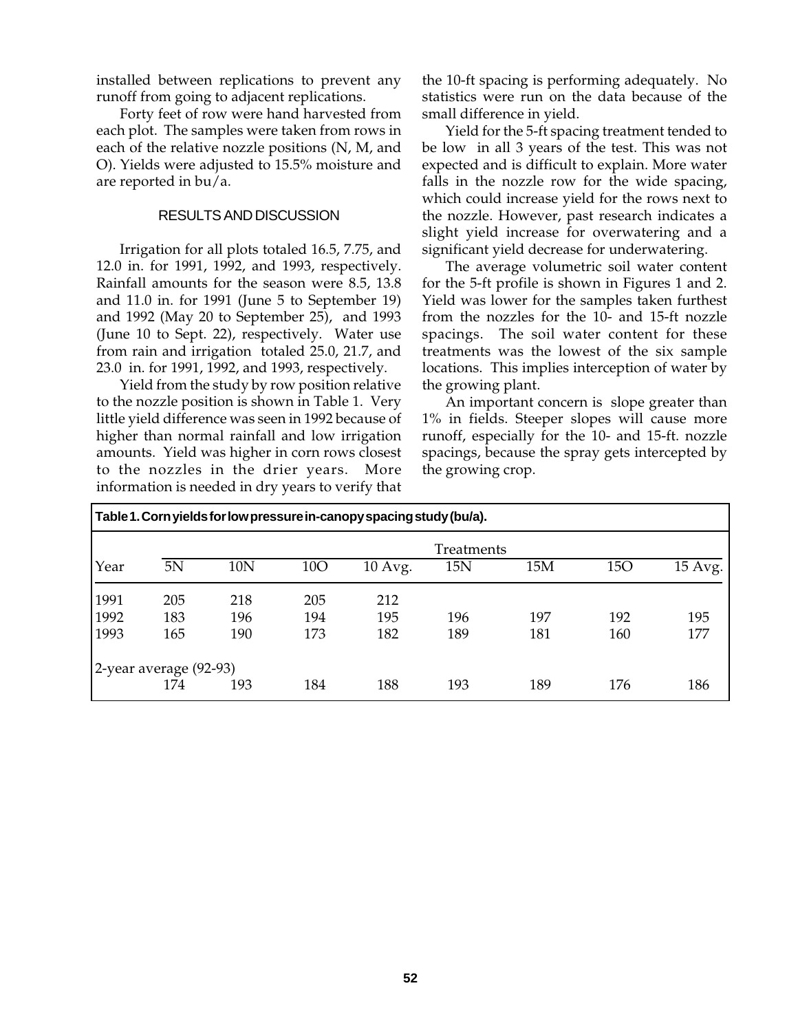installed between replications to prevent any runoff from going to adjacent replications.

Forty feet of row were hand harvested from each plot. The samples were taken from rows in each of the relative nozzle positions (N, M, and O). Yields were adjusted to 15.5% moisture and are reported in bu/a.

## RESULTS AND DISCUSSION

Irrigation for all plots totaled 16.5, 7.75, and 12.0 in. for 1991, 1992, and 1993, respectively. Rainfall amounts for the season were 8.5, 13.8 and 11.0 in. for 1991 (June 5 to September 19) and 1992 (May 20 to September 25), and 1993 (June 10 to Sept. 22), respectively. Water use from rain and irrigation totaled 25.0, 21.7, and 23.0 in. for 1991, 1992, and 1993, respectively.

Yield from the study by row position relative to the nozzle position is shown in Table 1. Very little yield difference was seen in 1992 because of higher than normal rainfall and low irrigation amounts. Yield was higher in corn rows closest to the nozzles in the drier years. More information is needed in dry years to verify that the 10-ft spacing is performing adequately. No statistics were run on the data because of the small difference in yield.

Yield for the 5-ft spacing treatment tended to be low in all 3 years of the test. This was not expected and is difficult to explain. More water falls in the nozzle row for the wide spacing, which could increase yield for the rows next to the nozzle. However, past research indicates a slight yield increase for overwatering and a significant yield decrease for underwatering.

The average volumetric soil water content for the 5-ft profile is shown in Figures 1 and 2. Yield was lower for the samples taken furthest from the nozzles for the 10- and 15-ft nozzle spacings. The soil water content for these treatments was the lowest of the six sample locations. This implies interception of water by the growing plant.

An important concern is slope greater than 1% in fields. Steeper slopes will cause more runoff, especially for the 10- and 15-ft. nozzle spacings, because the spray gets intercepted by the growing crop.

**Table 1. Corn yields for low pressure in-canopy spacing study (bu/a).**

| | Treatments | | | | | | | |
|---|---|---|---|---|---|---|---|---|
| Year | 5N | 10N | 10O | 10 Avg. | 15N | 15M | 15O | 15 Avg. |
| 1991 | 205 | 218 | 205 | 212 | | | | |
| 1992 | 183 | 196 | 194 | 195 | 196 | 197 | 192 | 195 |
| 1993 | 165 | 190 | 173 | 182 | 189 | 181 | 160 | 177 |
| 2-year average (92-93) | | | | | | | | |
| | 174 | 193 | 184 | 188 | 193 | 189 | 176 | 186 |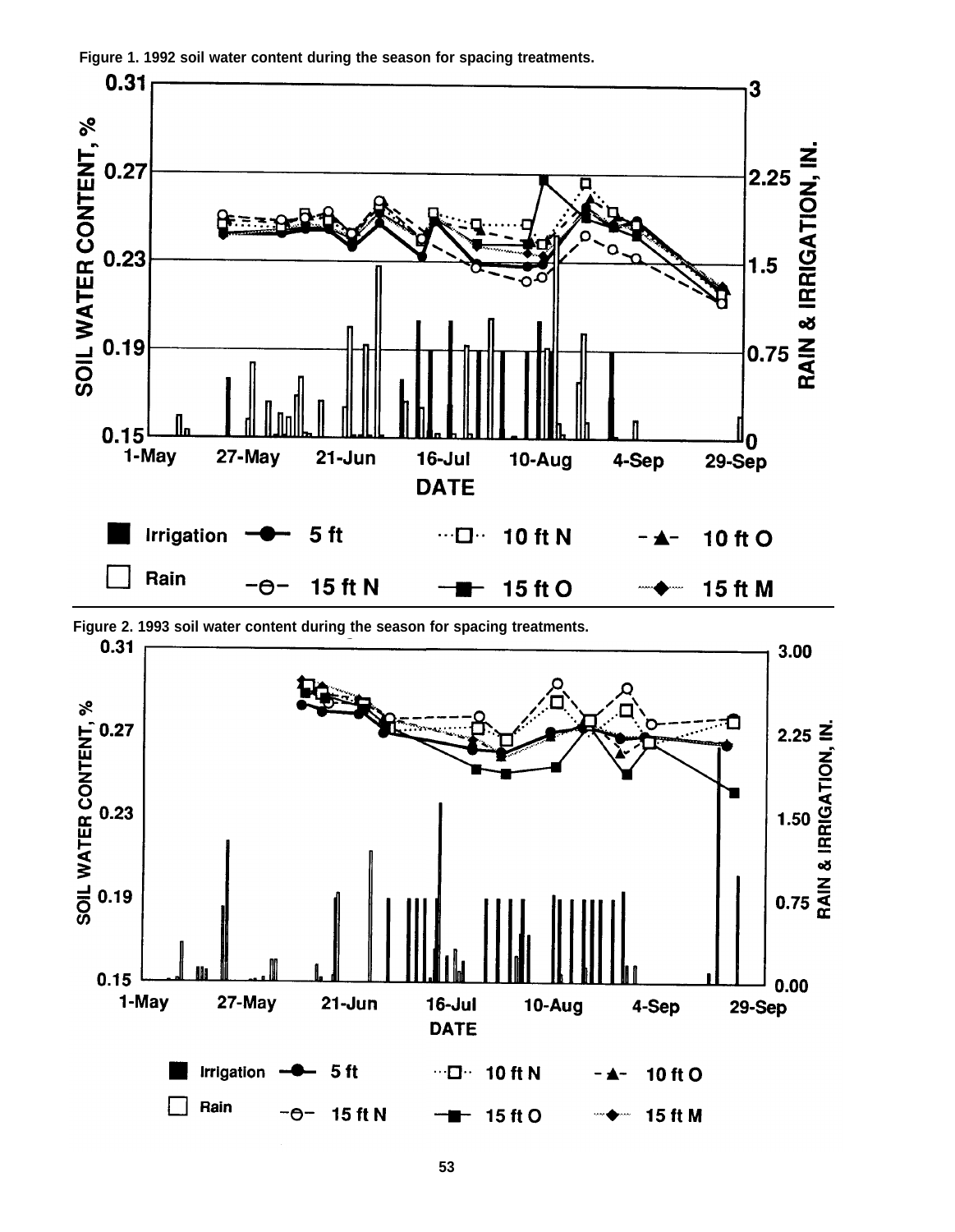Figure 1. 1992 soil water content during the season for spacing treatments.

SOIL WATER CONTENT, %

RAIN & IRRIGATION, IN.

DATE

Irrigation — 5 ft ··· 10 ft N - 10 ft O

Rain — 15 ft N — 15 ft O ··· 15 ft M

Figure 2. 1993 soil water content during the season for spacing treatments.

SOIL WATER CONTENT, %

RAIN & IRRIGATION, IN.

DATE

Irrigation — 5 ft ··· 10 ft N - 10 ft O

Rain — 15 ft N — 15 ft O ··· 15 ft M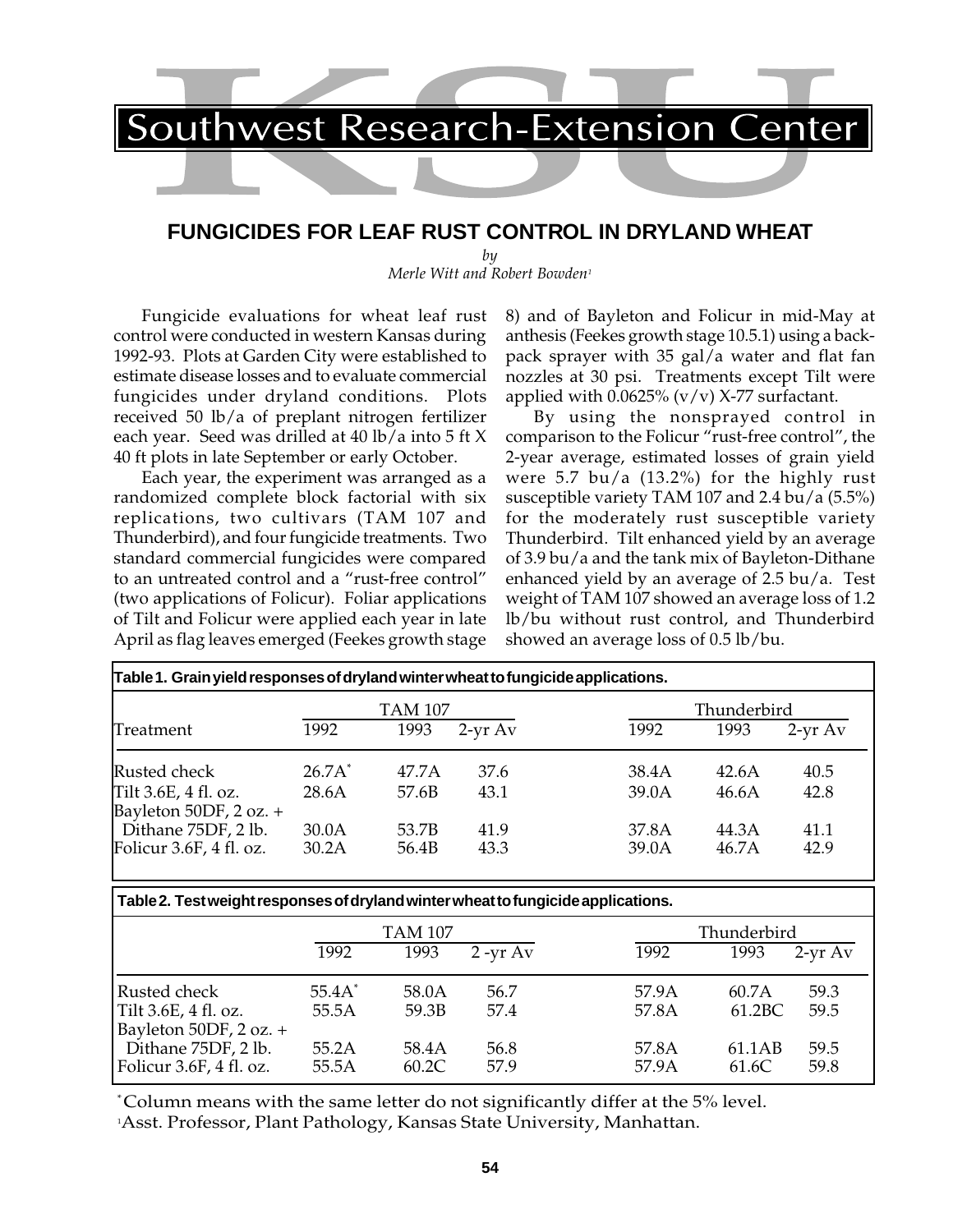# Southwest Research-Extension Center

## FUNGICIDES FOR LEAF RUST CONTROL IN DRYLAND WHEAT

*by*
*Merle Witt and Robert Bowden*[1]

Fungicide evaluations for wheat leaf rust control were conducted in western Kansas during 1992-93. Plots at Garden City were established to estimate disease losses and to evaluate commercial fungicides under dryland conditions. Plots received 50 lb/a of preplant nitrogen fertilizer each year. Seed was drilled at 40 lb/a into 5 ft X 40 ft plots in late September or early October.

Each year, the experiment was arranged as a randomized complete block factorial with six replications, two cultivars (TAM 107 and Thunderbird), and four fungicide treatments. Two standard commercial fungicides were compared to an untreated control and a "rust-free control" (two applications of Folicur). Foliar applications of Tilt and Folicur were applied each year in late April as flag leaves emerged (Feekes growth stage 8) and of Bayleton and Folicur in mid-May at anthesis (Feekes growth stage 10.5.1) using a back-pack sprayer with 35 gal/a water and flat fan nozzles at 30 psi. Treatments except Tilt were applied with 0.0625% (v/v) X-77 surfactant.

By using the nonsprayed control in comparison to the Folicur "rust-free control", the 2-year average, estimated losses of grain yield were 5.7 bu/a (13.2%) for the highly rust susceptible variety TAM 107 and 2.4 bu/a (5.5%) for the moderately rust susceptible variety Thunderbird. Tilt enhanced yield by an average of 3.9 bu/a and the tank mix of Bayleton-Dithane enhanced yield by an average of 2.5 bu/a. Test weight of TAM 107 showed an average loss of 1.2 lb/bu without rust control, and Thunderbird showed an average loss of 0.5 lb/bu.

**Table 1. Grain yield responses of dryland winter wheat to fungicide applications.**

| | TAM 107 | | | Thunderbird | | |
|---|---|---|---|---|---|---|
| Treatment | 1992 | 1993 | 2-yr Av | 1992 | 1993 | 2-yr Av |
| Rusted check | 26.7A* | 47.7A | 37.6 | 38.4A | 42.6A | 40.5 |
| Tilt 3.6E, 4 fl. oz. | 28.6A | 57.6B | 43.1 | 39.0A | 46.6A | 42.8 |
| Bayleton 50DF, 2 oz. + Dithane 75DF, 2 lb. | 30.0A | 53.7B | 41.9 | 37.8A | 44.3A | 41.1 |
| Folicur 3.6F, 4 fl. oz. | 30.2A | 56.4B | 43.3 | 39.0A | 46.7A | 42.9 |

**Table 2. Test weight responses of dryland winter wheat to fungicide applications.**

| | TAM 107 | | | Thunderbird | | |
|---|---|---|---|---|---|---|
| | 1992 | 1993 | 2 -yr Av | 1992 | 1993 | 2-yr Av |
| Rusted check | 55.4A* | 58.0A | 56.7 | 57.9A | 60.7A | 59.3 |
| Tilt 3.6E, 4 fl. oz. | 55.5A | 59.3B | 57.4 | 57.8A | 61.2BC | 59.5 |
| Bayleton 50DF, 2 oz. + Dithane 75DF, 2 lb. | 55.2A | 58.4A | 56.8 | 57.8A | 61.1AB | 59.5 |
| Folicur 3.6F, 4 fl. oz. | 55.5A | 60.2C | 57.9 | 57.9A | 61.6C | 59.8 |

*Column means with the same letter do not significantly differ at the 5% level.

[1] Asst. Professor, Plant Pathology, Kansas State University, Manhattan.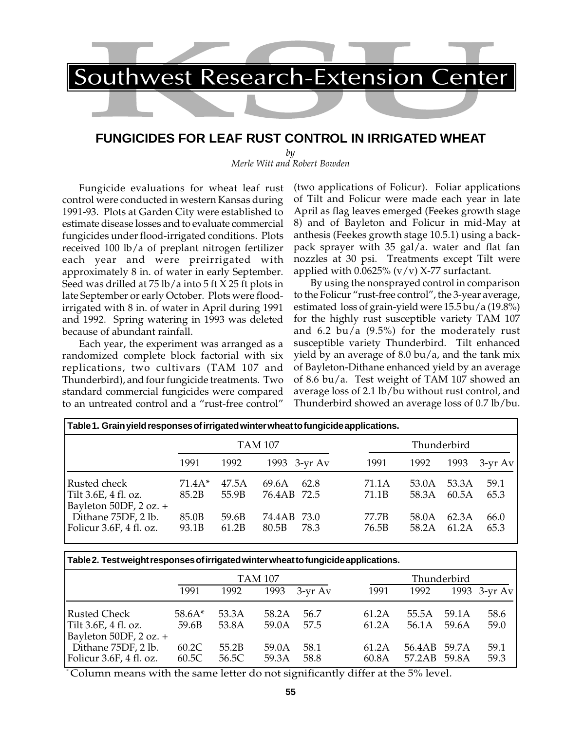# Southwest Research-Extension Center

## FUNGICIDES FOR LEAF RUST CONTROL IN IRRIGATED WHEAT

*by*
*Merle Witt and Robert Bowden*

Fungicide evaluations for wheat leaf rust control were conducted in western Kansas during 1991-93. Plots at Garden City were established to estimate disease losses and to evaluate commercial fungicides under flood-irrigated conditions. Plots received 100 lb/a of preplant nitrogen fertilizer each year and were preirrigated with approximately 8 in. of water in early September. Seed was drilled at 75 lb/a into 5 ft X 25 ft plots in late September or early October. Plots were flood-irrigated with 8 in. of water in April during 1991 and 1992. Spring watering in 1993 was deleted because of abundant rainfall.

Each year, the experiment was arranged as a randomized complete block factorial with six replications, two cultivars (TAM 107 and Thunderbird), and four fungicide treatments. Two standard commercial fungicides were compared to an untreated control and a "rust-free control" (two applications of Folicur). Foliar applications of Tilt and Folicur were made each year in late April as flag leaves emerged (Feekes growth stage 8) and of Bayleton and Folicur in mid-May at anthesis (Feekes growth stage 10.5.1) using a backpack sprayer with 35 gal/a. water and flat fan nozzles at 30 psi. Treatments except Tilt were applied with 0.0625% (v/v) X-77 surfactant.

By using the nonsprayed control in comparison to the Folicur "rust-free control", the 3-year average, estimated loss of grain-yield were 15.5 bu/a (19.8%) for the highly rust susceptible variety TAM 107 and 6.2 bu/a (9.5%) for the moderately rust susceptible variety Thunderbird. Tilt enhanced yield by an average of 8.0 bu/a, and the tank mix of Bayleton-Dithane enhanced yield by an average of 8.6 bu/a. Test weight of TAM 107 showed an average loss of 2.1 lb/bu without rust control, and Thunderbird showed an average loss of 0.7 lb/bu.

**Table 1. Grain yield responses of irrigated winter wheat to fungicide applications.**

| | TAM 107 | | | | Thunderbird | | | |
|---|---|---|---|---|---|---|---|---|
| | 1991 | 1992 | 1993 | 3-yr Av | 1991 | 1992 | 1993 | 3-yr Av |
| Rusted check | 71.4A* | 47.5A | 69.6A | 62.8 | 71.1A | 53.0A | 53.3A | 59.1 |
| Tilt 3.6E, 4 fl. oz. | 85.2B | 55.9B | 76.4AB | 72.5 | 71.1B | 58.3A | 60.5A | 65.3 |
| Bayleton 50DF, 2 oz. + Dithane 75DF, 2 lb. | 85.0B | 59.6B | 74.4AB | 73.0 | 77.7B | 58.0A | 62.3A | 66.0 |
| Folicur 3.6F, 4 fl. oz. | 93.1B | 61.2B | 80.5B | 78.3 | 76.5B | 58.2A | 61.2A | 65.3 |

**Table 2. Test weight responses of irrigated winter wheat to fungicide applications.**

| | TAM 107 | | | | Thunderbird | | | |
|---|---|---|---|---|---|---|---|---|
| | 1991 | 1992 | 1993 | 3-yr Av | 1991 | 1992 | 1993 | 3-yr Av |
| Rusted Check | 58.6A* | 53.3A | 58.2A | 56.7 | 61.2A | 55.5A | 59.1A | 58.6 |
| Tilt 3.6E, 4 fl. oz. | 59.6B | 53.8A | 59.0A | 57.5 | 61.2A | 56.1A | 59.6A | 59.0 |
| Bayleton 50DF, 2 oz. + Dithane 75DF, 2 lb. | 60.2C | 55.2B | 59.0A | 58.1 | 61.2A | 56.4AB | 59.7A | 59.1 |
| Folicur 3.6F, 4 fl. oz. | 60.5C | 56.5C | 59.3A | 58.8 | 60.8A | 57.2AB | 59.8A | 59.3 |

\* Column means with the same letter do not significantly differ at the 5% level.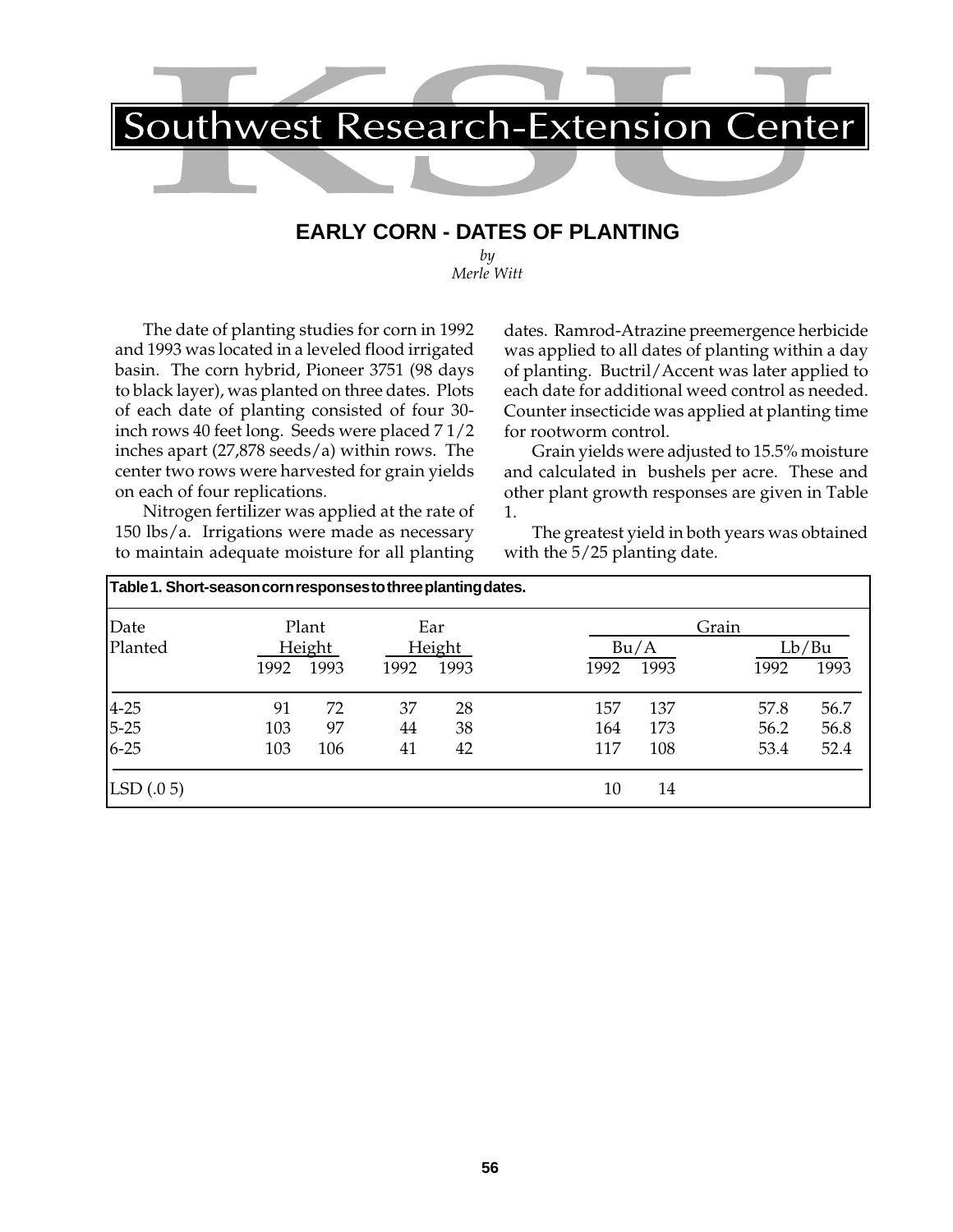# Southwest Research-Extension Center

## EARLY CORN - DATES OF PLANTING

*by*
*Merle Witt*

The date of planting studies for corn in 1992 and 1993 was located in a leveled flood irrigated basin. The corn hybrid, Pioneer 3751 (98 days to black layer), was planted on three dates. Plots of each date of planting consisted of four 30-inch rows 40 feet long. Seeds were placed 7 1/2 inches apart (27,878 seeds/a) within rows. The center two rows were harvested for grain yields on each of four replications.

Nitrogen fertilizer was applied at the rate of 150 lbs/a. Irrigations were made as necessary to maintain adequate moisture for all planting dates. Ramrod-Atrazine preemergence herbicide was applied to all dates of planting within a day of planting. Buctril/Accent was later applied to each date for additional weed control as needed. Counter insecticide was applied at planting time for rootworm control.

Grain yields were adjusted to 15.5% moisture and calculated in bushels per acre. These and other plant growth responses are given in Table 1.

The greatest yield in both years was obtained with the 5/25 planting date.

**Table 1. Short-season corn responses to three planting dates.**

| Date Planted | Plant Height | | Ear Height | | Grain Bu/A | | Grain Lb/Bu | |
|---|---|---|---|---|---|---|---|---|
| | 1992 | 1993 | 1992 | 1993 | 1992 | 1993 | 1992 | 1993 |
| 4-25 | 91 | 72 | 37 | 28 | 157 | 137 | 57.8 | 56.7 |
| 5-25 | 103 | 97 | 44 | 38 | 164 | 173 | 56.2 | 56.8 |
| 6-25 | 103 | 106 | 41 | 42 | 117 | 108 | 53.4 | 52.4 |
| LSD (.0 5) | | | | | 10 | 14 | | |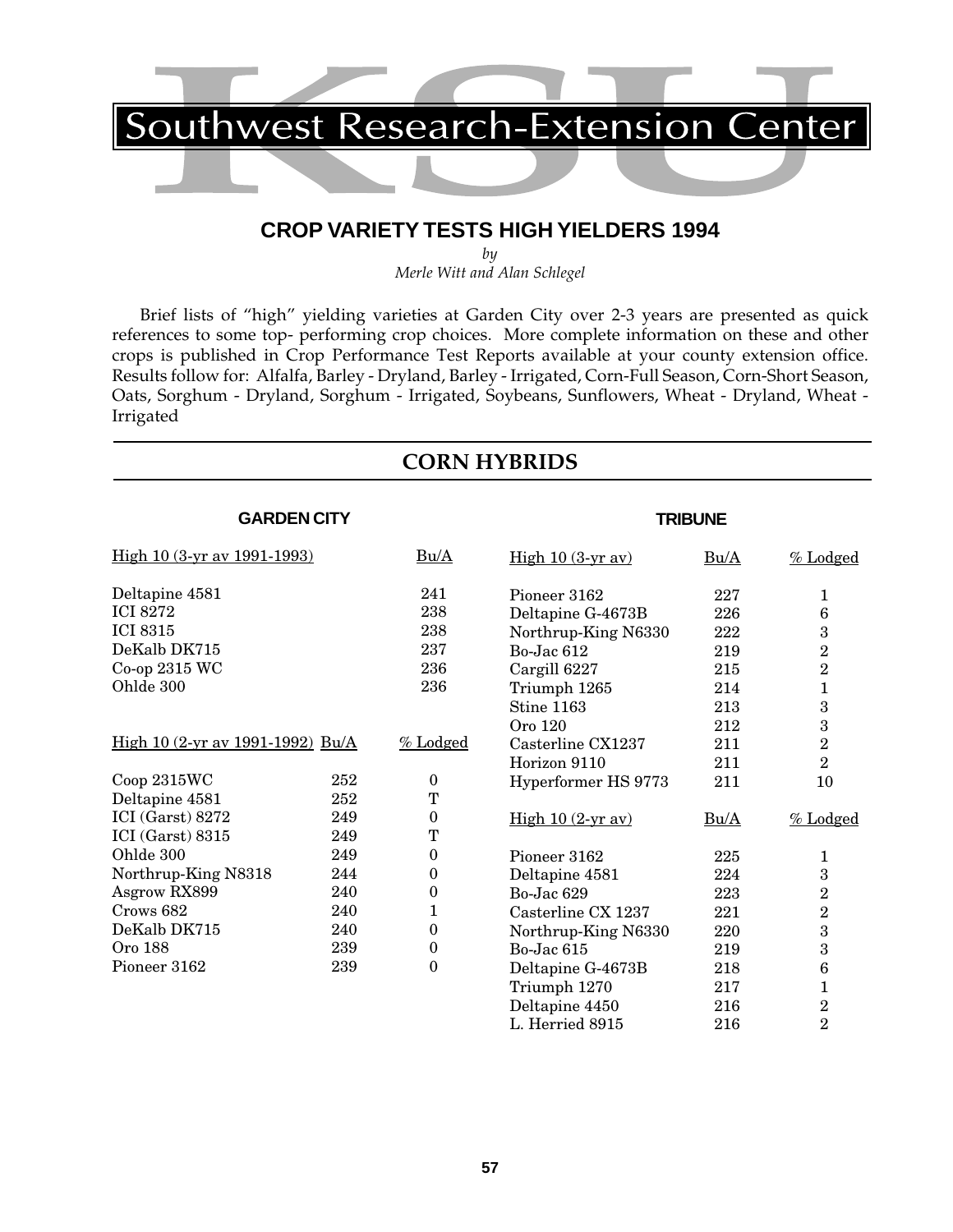# Southwest Research-Extension Center

## CROP VARIETY TESTS HIGH YIELDERS 1994

*by*

*Merle Witt and Alan Schlegel*

Brief lists of "high" yielding varieties at Garden City over 2-3 years are presented as quick references to some top- performing crop choices. More complete information on these and other crops is published in Crop Performance Test Reports available at your county extension office. Results follow for: Alfalfa, Barley - Dryland, Barley - Irrigated, Corn-Full Season, Corn-Short Season, Oats, Sorghum - Dryland, Sorghum - Irrigated, Soybeans, Sunflowers, Wheat - Dryland, Wheat - Irrigated

## CORN HYBRIDS

### GARDEN CITY

| High 10 (3-yr av 1991-1993) | Bu/A |
|---|---|
| Deltapine 4581 | 241 |
| ICI 8272 | 238 |
| ICI 8315 | 238 |
| DeKalb DK715 | 237 |
| Co-op 2315 WC | 236 |
| Ohlde 300 | 236 |

| High 10 (2-yr av 1991-1992) | Bu/A | % Lodged |
|---|---|---|
| Coop 2315WC | 252 | 0 |
| Deltapine 4581 | 252 | T |
| ICI (Garst) 8272 | 249 | 0 |
| ICI (Garst) 8315 | 249 | T |
| Ohlde 300 | 249 | 0 |
| Northrup-King N8318 | 244 | 0 |
| Asgrow RX899 | 240 | 0 |
| Crows 682 | 240 | 1 |
| DeKalb DK715 | 240 | 0 |
| Oro 188 | 239 | 0 |
| Pioneer 3162 | 239 | 0 |

### TRIBUNE

| High 10 (3-yr av) | Bu/A | % Lodged |
|---|---|---|
| Pioneer 3162 | 227 | 1 |
| Deltapine G-4673B | 226 | 6 |
| Northrup-King N6330 | 222 | 3 |
| Bo-Jac 612 | 219 | 2 |
| Cargill 6227 | 215 | 2 |
| Triumph 1265 | 214 | 1 |
| Stine 1163 | 213 | 3 |
| Oro 120 | 212 | 3 |
| Casterline CX1237 | 211 | 2 |
| Horizon 9110 | 211 | 2 |
| Hyperformer HS 9773 | 211 | 10 |

| High 10 (2-yr av) | Bu/A | % Lodged |
|---|---|---|
| Pioneer 3162 | 225 | 1 |
| Deltapine 4581 | 224 | 3 |
| Bo-Jac 629 | 223 | 2 |
| Casterline CX 1237 | 221 | 2 |
| Northrup-King N6330 | 220 | 3 |
| Bo-Jac 615 | 219 | 3 |
| Deltapine G-4673B | 218 | 6 |
| Triumph 1270 | 217 | 1 |
| Deltapine 4450 | 216 | 2 |
| L. Herried 8915 | 216 | 2 |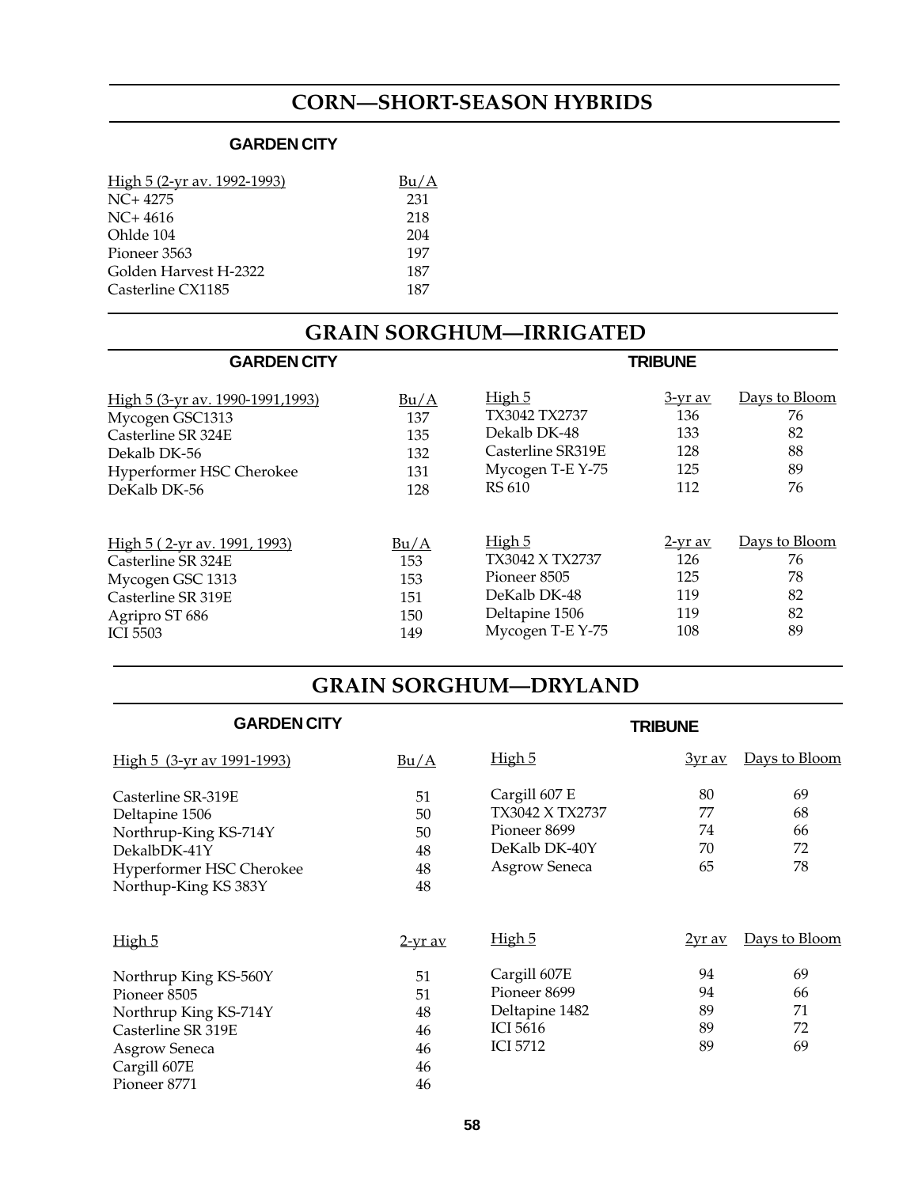# CORN—SHORT-SEASON HYBRIDS

### GARDEN CITY

| High 5 (2-yr av. 1992-1993) | Bu/A |
|---|---|
| NC+ 4275 | 231 |
| NC+ 4616 | 218 |
| Ohlde 104 | 204 |
| Pioneer 3563 | 197 |
| Golden Harvest H-2322 | 187 |
| Casterline CX1185 | 187 |

# GRAIN SORGHUM—IRRIGATED

### GARDEN CITY

| High 5 (3-yr av. 1990-1991,1993) | Bu/A |
|---|---|
| Mycogen GSC1313 | 137 |
| Casterline SR 324E | 135 |
| Dekalb DK-56 | 132 |
| Hyperformer HSC Cherokee | 131 |
| DeKalb DK-56 | 128 |

| High 5 ( 2-yr av. 1991, 1993) | Bu/A |
|---|---|
| Casterline SR 324E | 153 |
| Mycogen GSC 1313 | 153 |
| Casterline SR 319E | 151 |
| Agripro ST 686 | 150 |
| ICI 5503 | 149 |

### TRIBUNE

| High 5 | 3-yr av | Days to Bloom |
|---|---|---|
| TX3042 TX2737 | 136 | 76 |
| Dekalb DK-48 | 133 | 82 |
| Casterline SR319E | 128 | 88 |
| Mycogen T-E Y-75 | 125 | 89 |
| RS 610 | 112 | 76 |

| High 5 | 2-yr av | Days to Bloom |
|---|---|---|
| TX3042 X TX2737 | 126 | 76 |
| Pioneer 8505 | 125 | 78 |
| DeKalb DK-48 | 119 | 82 |
| Deltapine 1506 | 119 | 82 |
| Mycogen T-E Y-75 | 108 | 89 |

# GRAIN SORGHUM—DRYLAND

### GARDEN CITY

| High 5 (3-yr av 1991-1993) | Bu/A |
|---|---|
| Casterline SR-319E | 51 |
| Deltapine 1506 | 50 |
| Northrup-King KS-714Y | 50 |
| DekalbDK-41Y | 48 |
| Hyperformer HSC Cherokee | 48 |
| Northup-King KS 383Y | 48 |

| High 5 | 2-yr av |
|---|---|
| Northrup King KS-560Y | 51 |
| Pioneer 8505 | 51 |
| Northrup King KS-714Y | 48 |
| Casterline SR 319E | 46 |
| Asgrow Seneca | 46 |
| Cargill 607E | 46 |
| Pioneer 8771 | 46 |

### TRIBUNE

| High 5 | 3yr av | Days to Bloom |
|---|---|---|
| Cargill 607 E | 80 | 69 |
| TX3042 X TX2737 | 77 | 68 |
| Pioneer 8699 | 74 | 66 |
| DeKalb DK-40Y | 70 | 72 |
| Asgrow Seneca | 65 | 78 |

| High 5 | 2yr av | Days to Bloom |
|---|---|---|
| Cargill 607E | 94 | 69 |
| Pioneer 8699 | 94 | 66 |
| Deltapine 1482 | 89 | 71 |
| ICI 5616 | 89 | 72 |
| ICI 5712 | 89 | 69 |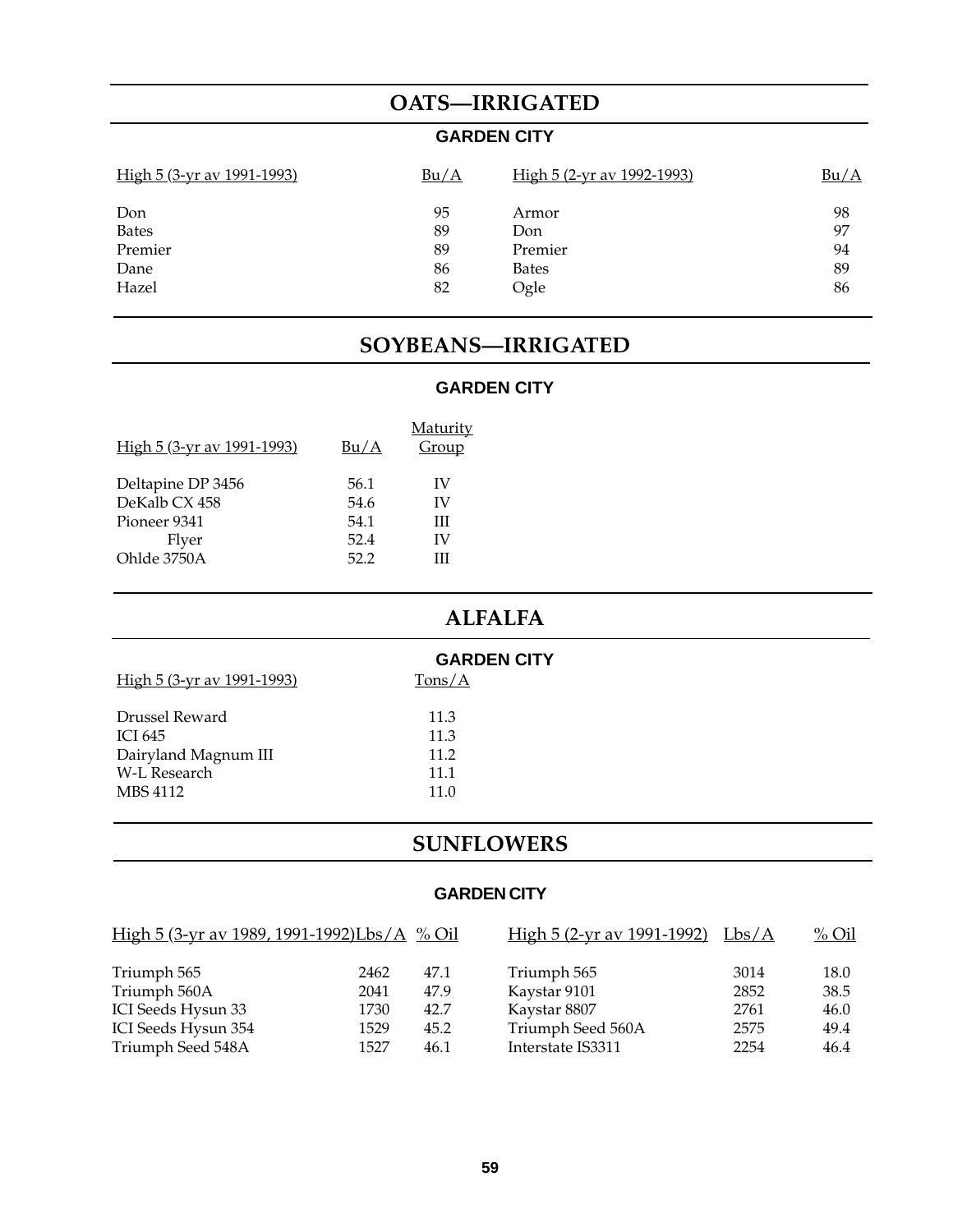## OATS—IRRIGATED

### GARDEN CITY

| High 5 (3-yr av 1991-1993) | Bu/A | High 5 (2-yr av 1992-1993) | Bu/A |
|---|---|---|---|
| Don | 95 | Armor | 98 |
| Bates | 89 | Don | 97 |
| Premier | 89 | Premier | 94 |
| Dane | 86 | Bates | 89 |
| Hazel | 82 | Ogle | 86 |

## SOYBEANS—IRRIGATED

### GARDEN CITY

| High 5 (3-yr av 1991-1993) | Bu/A | Maturity Group |
|---|---|---|
| Deltapine DP 3456 | 56.1 | IV |
| DeKalb CX 458 | 54.6 | IV |
| Pioneer 9341 | 54.1 | III |
| Flyer | 52.4 | IV |
| Ohlde 3750A | 52.2 | III |

## ALFALFA

### GARDEN CITY

| High 5 (3-yr av 1991-1993) | Tons/A |
|---|---|
| Drussel Reward | 11.3 |
| ICI 645 | 11.3 |
| Dairyland Magnum III | 11.2 |
| W-L Research | 11.1 |
| MBS 4112 | 11.0 |

## SUNFLOWERS

### GARDEN CITY

| High 5 (3-yr av 1989, 1991-1992) | Lbs/A | % Oil | High 5 (2-yr av 1991-1992) | Lbs/A | % Oil |
|---|---|---|---|---|---|
| Triumph 565 | 2462 | 47.1 | Triumph 565 | 3014 | 18.0 |
| Triumph 560A | 2041 | 47.9 | Kaystar 9101 | 2852 | 38.5 |
| ICI Seeds Hysun 33 | 1730 | 42.7 | Kaystar 8807 | 2761 | 46.0 |
| ICI Seeds Hysun 354 | 1529 | 45.2 | Triumph Seed 560A | 2575 | 49.4 |
| Triumph Seed 548A | 1527 | 46.1 | Interstate IS3311 | 2254 | 46.4 |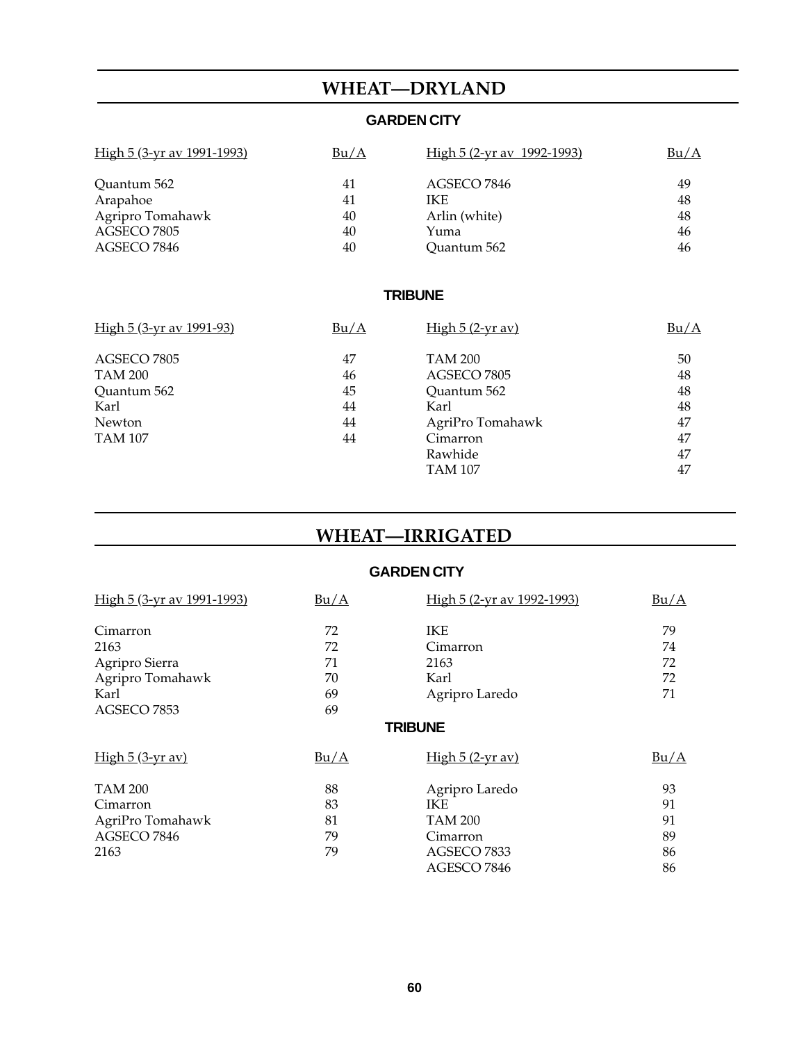# WHEAT—DRYLAND

## GARDEN CITY

| High 5 (3-yr av 1991-1993) | Bu/A | High 5 (2-yr av 1992-1993) | Bu/A |
|---|---|---|---|
| Quantum 562 | 41 | AGSECO 7846 | 49 |
| Arapahoe | 41 | IKE | 48 |
| Agripro Tomahawk | 40 | Arlin (white) | 48 |
| AGSECO 7805 | 40 | Yuma | 46 |
| AGSECO 7846 | 40 | Quantum 562 | 46 |

## TRIBUNE

| High 5 (3-yr av 1991-93) | Bu/A | High 5 (2-yr av) | Bu/A |
|---|---|---|---|
| AGSECO 7805 | 47 | TAM 200 | 50 |
| TAM 200 | 46 | AGSECO 7805 | 48 |
| Quantum 562 | 45 | Quantum 562 | 48 |
| Karl | 44 | Karl | 48 |
| Newton | 44 | AgriPro Tomahawk | 47 |
| TAM 107 | 44 | Cimarron | 47 |
| | | Rawhide | 47 |
| | | TAM 107 | 47 |

# WHEAT—IRRIGATED

## GARDEN CITY

| High 5 (3-yr av 1991-1993) | Bu/A | High 5 (2-yr av 1992-1993) | Bu/A |
|---|---|---|---|
| Cimarron | 72 | IKE | 79 |
| 2163 | 72 | Cimarron | 74 |
| Agripro Sierra | 71 | 2163 | 72 |
| Agripro Tomahawk | 70 | Karl | 72 |
| Karl | 69 | Agripro Laredo | 71 |
| AGSECO 7853 | 69 | | |

## TRIBUNE

| High 5 (3-yr av) | Bu/A | High 5 (2-yr av) | Bu/A |
|---|---|---|---|
| TAM 200 | 88 | Agripro Laredo | 93 |
| Cimarron | 83 | IKE | 91 |
| AgriPro Tomahawk | 81 | TAM 200 | 91 |
| AGSECO 7846 | 79 | Cimarron | 89 |
| 2163 | 79 | AGSECO 7833 | 86 |
| | | AGESCO 7846 | 86 |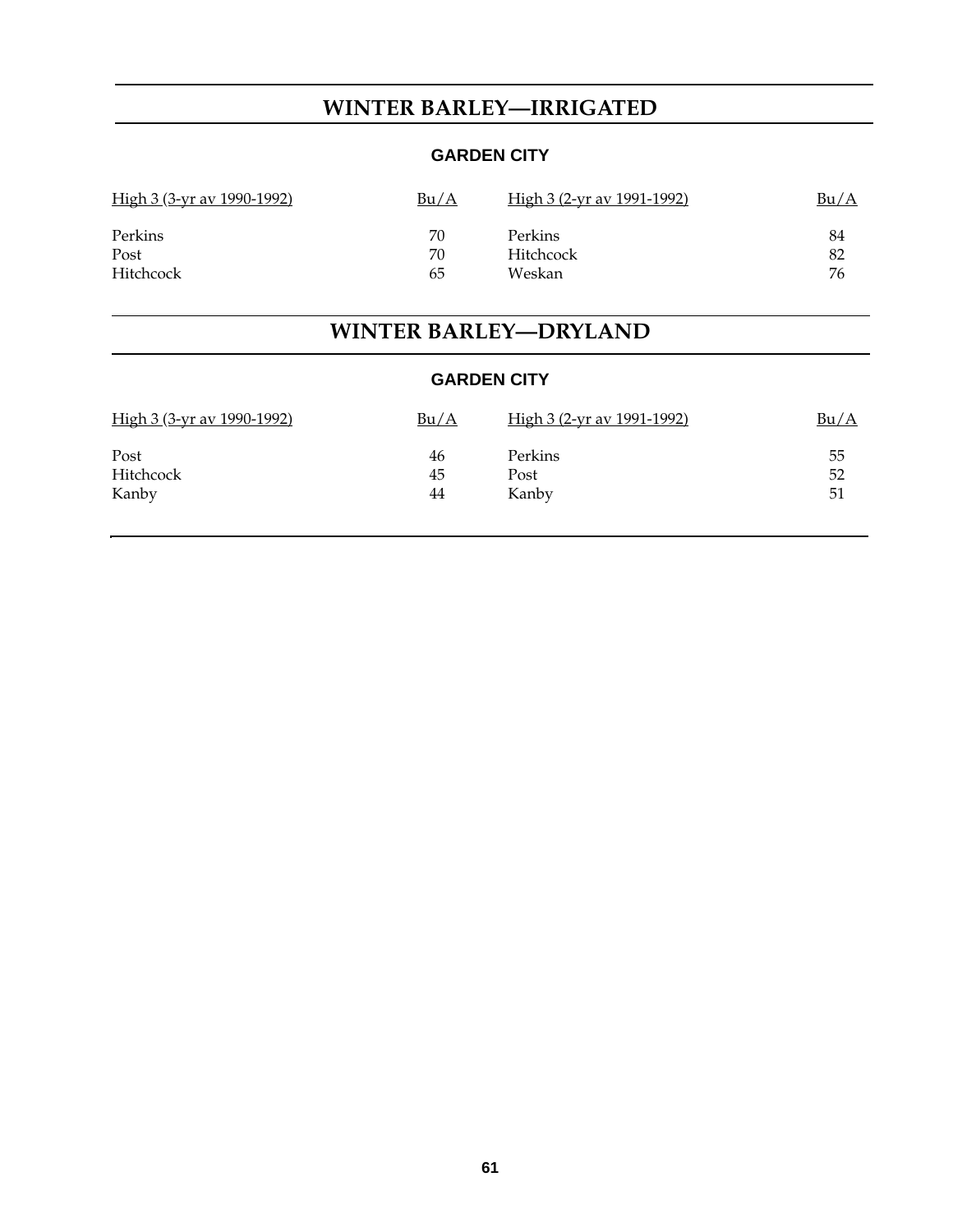## WINTER BARLEY—IRRIGATED

### GARDEN CITY

| High 3 (3-yr av 1990-1992) | Bu/A | High 3 (2-yr av 1991-1992) | Bu/A |
|---|---|---|---|
| Perkins | 70 | Perkins | 84 |
| Post | 70 | Hitchcock | 82 |
| Hitchcock | 65 | Weskan | 76 |

## WINTER BARLEY—DRYLAND

### GARDEN CITY

| High 3 (3-yr av 1990-1992) | Bu/A | High 3 (2-yr av 1991-1992) | Bu/A |
|---|---|---|---|
| Post | 46 | Perkins | 55 |
| Hitchcock | 45 | Post | 52 |
| Kanby | 44 | Kanby | 51 |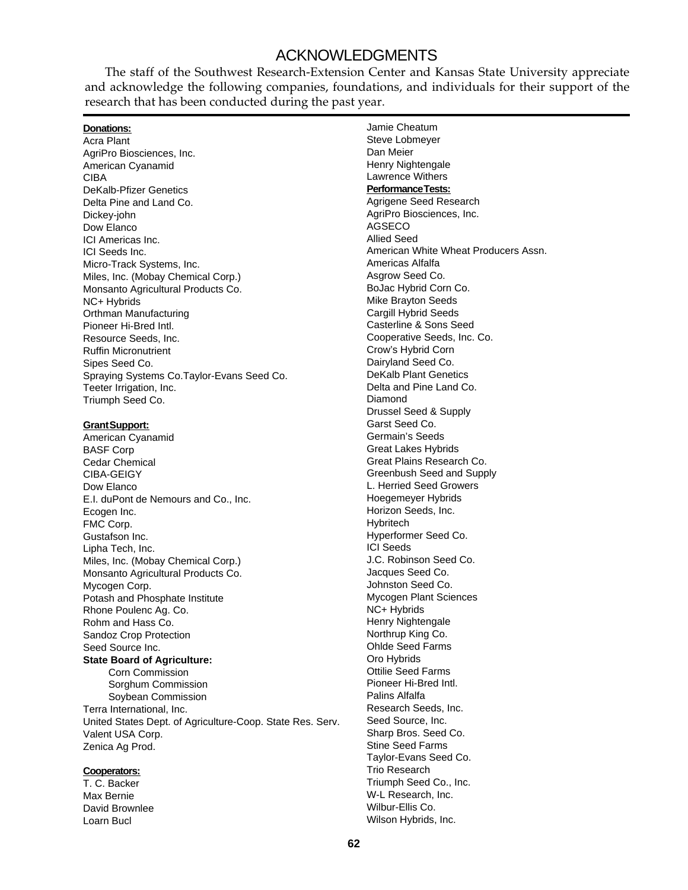# ACKNOWLEDGMENTS

The staff of the Southwest Research-Extension Center and Kansas State University appreciate and acknowledge the following companies, foundations, and individuals for their support of the research that has been conducted during the past year.

**Donations:**

Acra Plant
AgriPro Biosciences, Inc.
American Cyanamid
CIBA
DeKalb-Pfizer Genetics
Delta Pine and Land Co.
Dickey-john
Dow Elanco
ICI Americas Inc.
ICI Seeds Inc.
Micro-Track Systems, Inc.
Miles, Inc. (Mobay Chemical Corp.)
Monsanto Agricultural Products Co.
NC+ Hybrids
Orthman Manufacturing
Pioneer Hi-Bred Intl.
Resource Seeds, Inc.
Ruffin Micronutrient
Sipes Seed Co.
Spraying Systems Co.Taylor-Evans Seed Co.
Teeter Irrigation, Inc.
Triumph Seed Co.

**Grant Support:**

American Cyanamid
BASF Corp
Cedar Chemical
CIBA-GEIGY
Dow Elanco
E.I. duPont de Nemours and Co., Inc.
Ecogen Inc.
FMC Corp.
Gustafson Inc.
Lipha Tech, Inc.
Miles, Inc. (Mobay Chemical Corp.)
Monsanto Agricultural Products Co.
Mycogen Corp.
Potash and Phosphate Institute
Rhone Poulenc Ag. Co.
Rohm and Hass Co.
Sandoz Crop Protection
Seed Source Inc.
**State Board of Agriculture:**
  Corn Commission
  Sorghum Commission
  Soybean Commission
Terra International, Inc.
United States Dept. of Agriculture-Coop. State Res. Serv.
Valent USA Corp.
Zenica Ag Prod.

**Cooperators:**

T. C. Backer
Max Bernie
David Brownlee
Loarn Bucl
Jamie Cheatum
Steve Lobmeyer
Dan Meier
Henry Nightengale
Lawrence Withers

**Performance Tests:**

Agrigene Seed Research
AgriPro Biosciences, Inc.
AGSECO
Allied Seed
American White Wheat Producers Assn.
Americas Alfalfa
Asgrow Seed Co.
BoJac Hybrid Corn Co.
Mike Brayton Seeds
Cargill Hybrid Seeds
Casterline & Sons Seed
Cooperative Seeds, Inc. Co.
Crow's Hybrid Corn
Dairyland Seed Co.
DeKalb Plant Genetics
Delta and Pine Land Co.
Diamond
Drussel Seed & Supply
Garst Seed Co.
Germain's Seeds
Great Lakes Hybrids
Great Plains Research Co.
Greenbush Seed and Supply
L. Herried Seed Growers
Hoegemeyer Hybrids
Horizon Seeds, Inc.
Hybritech
Hyperformer Seed Co.
ICI Seeds
J.C. Robinson Seed Co.
Jacques Seed Co.
Johnston Seed Co.
Mycogen Plant Sciences
NC+ Hybrids
Henry Nightengale
Northrup King Co.
Ohlde Seed Farms
Oro Hybrids
Ottilie Seed Farms
Pioneer Hi-Bred Intl.
Palins Alfalfa
Research Seeds, Inc.
Seed Source, Inc.
Sharp Bros. Seed Co.
Stine Seed Farms
Taylor-Evans Seed Co.
Trio Research
Triumph Seed Co., Inc.
W-L Research, Inc.
Wilbur-Ellis Co.
Wilson Hybrids, Inc.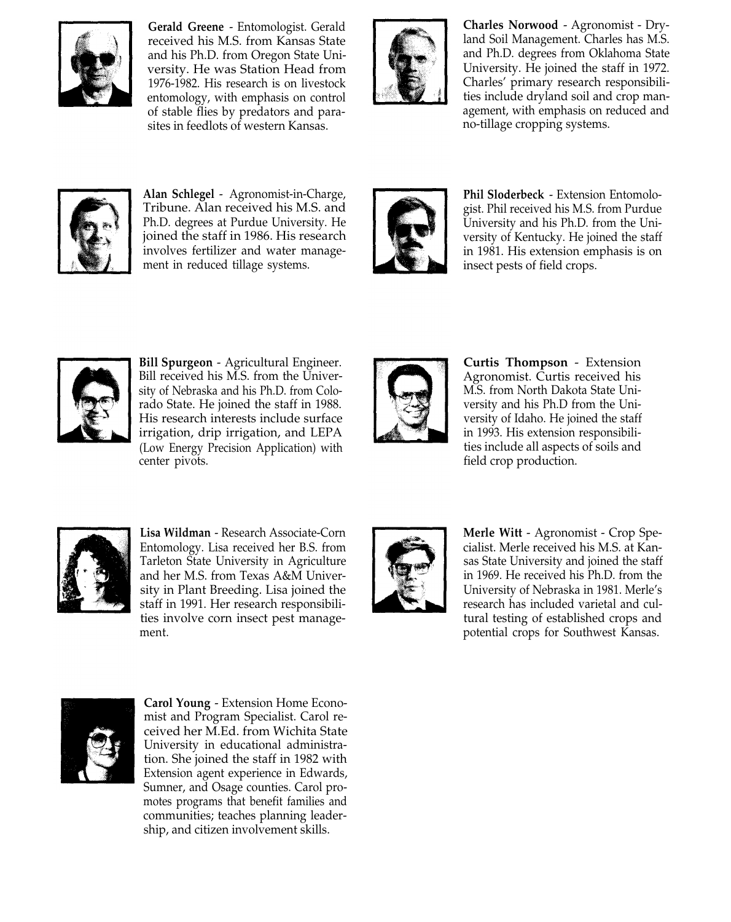**Gerald Greene** - Entomologist. Gerald received his M.S. from Kansas State and his Ph.D. from Oregon State University. He was Station Head from 1976-1982. His research is on livestock entomology, with emphasis on control of stable flies by predators and parasites in feedlots of western Kansas.

**Charles Norwood** - Agronomist - Dryland Soil Management. Charles has M.S. and Ph.D. degrees from Oklahoma State University. He joined the staff in 1972. Charles' primary research responsibilities include dryland soil and crop management, with emphasis on reduced and no-tillage cropping systems.

**Alan Schlegel** - Agronomist-in-Charge, Tribune. Alan received his M.S. and Ph.D. degrees at Purdue University. He joined the staff in 1986. His research involves fertilizer and water management in reduced tillage systems.

**Phil Sloderbeck** - Extension Entomologist. Phil received his M.S. from Purdue University and his Ph.D. from the University of Kentucky. He joined the staff in 1981. His extension emphasis is on insect pests of field crops.

**Bill Spurgeon** - Agricultural Engineer. Bill received his M.S. from the University of Nebraska and his Ph.D. from Colorado State. He joined the staff in 1988. His research interests include surface irrigation, drip irrigation, and LEPA (Low Energy Precision Application) with center pivots.

**Curtis Thompson** - Extension Agronomist. Curtis received his M.S. from North Dakota State University and his Ph.D from the University of Idaho. He joined the staff in 1993. His extension responsibilities include all aspects of soils and field crop production.

**Lisa Wildman** - Research Associate-Corn Entomology. Lisa received her B.S. from Tarleton State University in Agriculture and her M.S. from Texas A&M University in Plant Breeding. Lisa joined the staff in 1991. Her research responsibilities involve corn insect pest management.

**Merle Witt** - Agronomist - Crop Specialist. Merle received his M.S. at Kansas State University and joined the staff in 1969. He received his Ph.D. from the University of Nebraska in 1981. Merle's research has included varietal and cultural testing of established crops and potential crops for Southwest Kansas.

**Carol Young** - Extension Home Economist and Program Specialist. Carol received her M.Ed. from Wichita State University in educational administration. She joined the staff in 1982 with Extension agent experience in Edwards, Sumner, and Osage counties. Carol promotes programs that benefit families and communities; teaches planning leadership, and citizen involvement skills.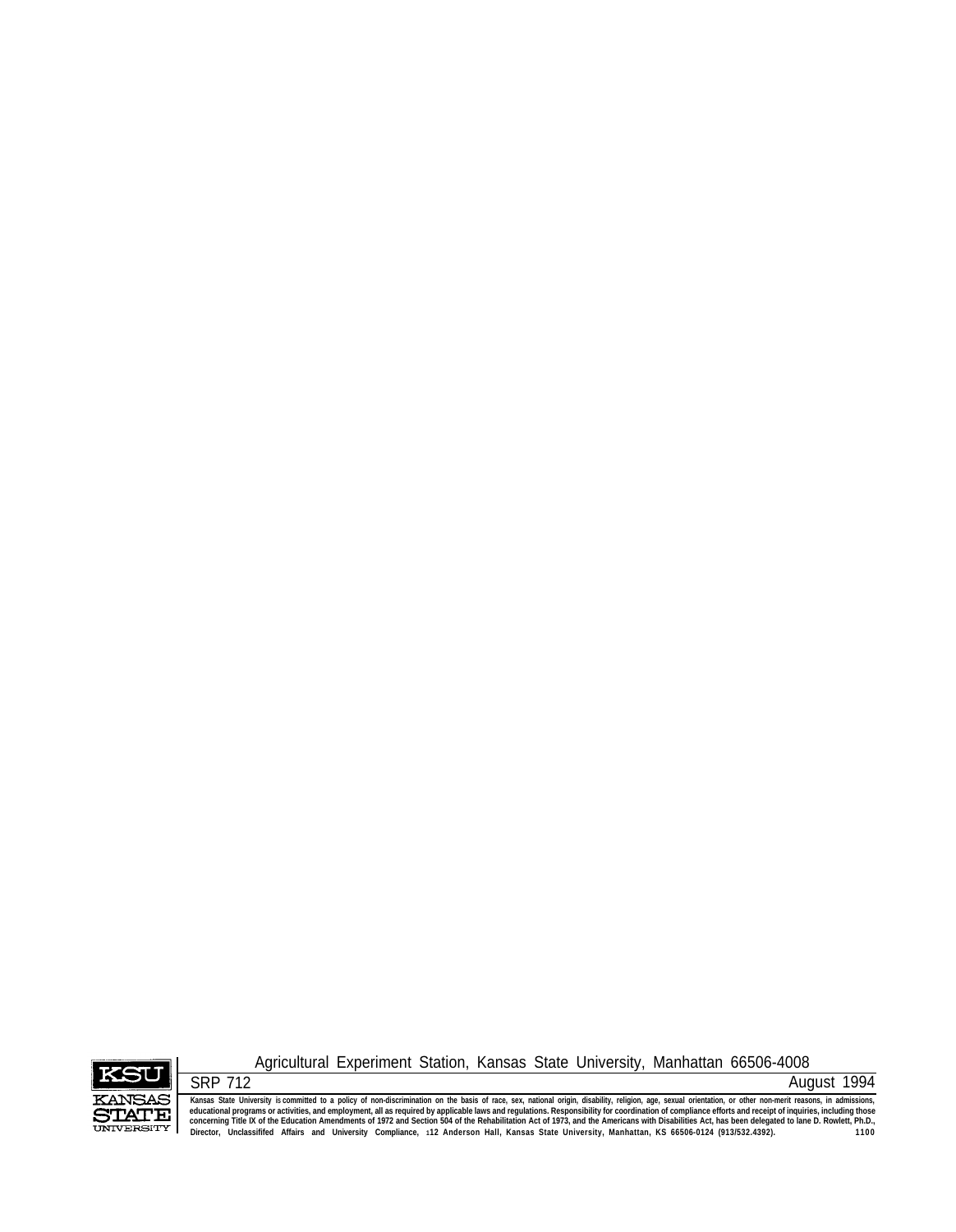KSU
KANSAS STATE UNIVERSITY

Agricultural Experiment Station, Kansas State University, Manhattan 66506-4008

SRP 712 August 1994

Kansas State University is committed to a policy of non-discrimination on the basis of race, sex, national origin, disability, religion, age, sexual orientation, or other non-merit reasons, in admissions, educational programs or activities, and employment, all as required by applicable laws and regulations. Responsibility for coordination of compliance efforts and receipt of inquiries, including those concerning Title IX of the Education Amendments of 1972 and Section 504 of the Rehabilitation Act of 1973, and the Americans with Disabilities Act, has been delegated to lane D. Rowlett, Ph.D., Director, Unclassififed Affairs and University Compliance, 112 Anderson Hall, Kansas State University, Manhattan, KS 66506-0124 (913/532.4392). 1100